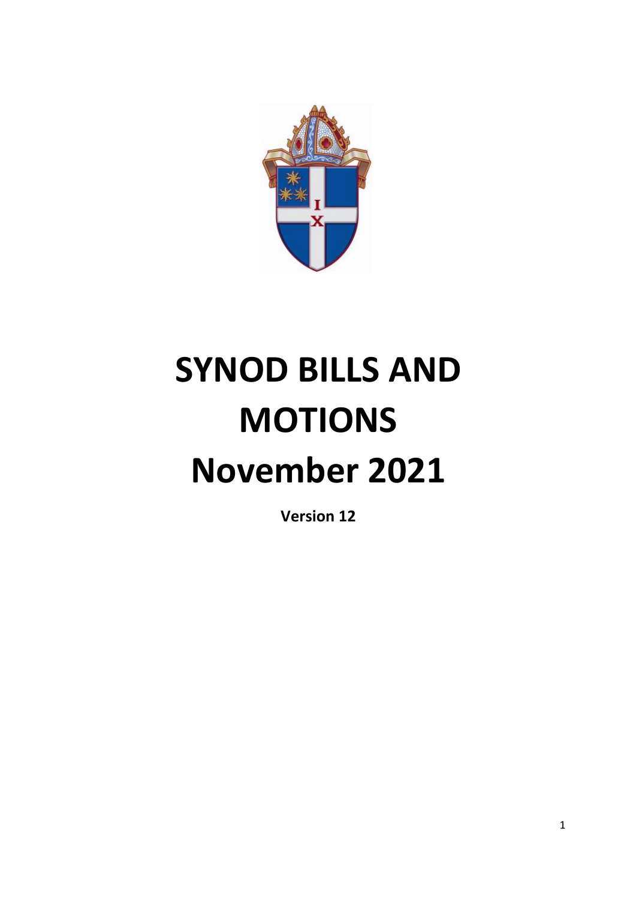# SYNOD BILLS AND MOTIONS November 2021

**Version 12**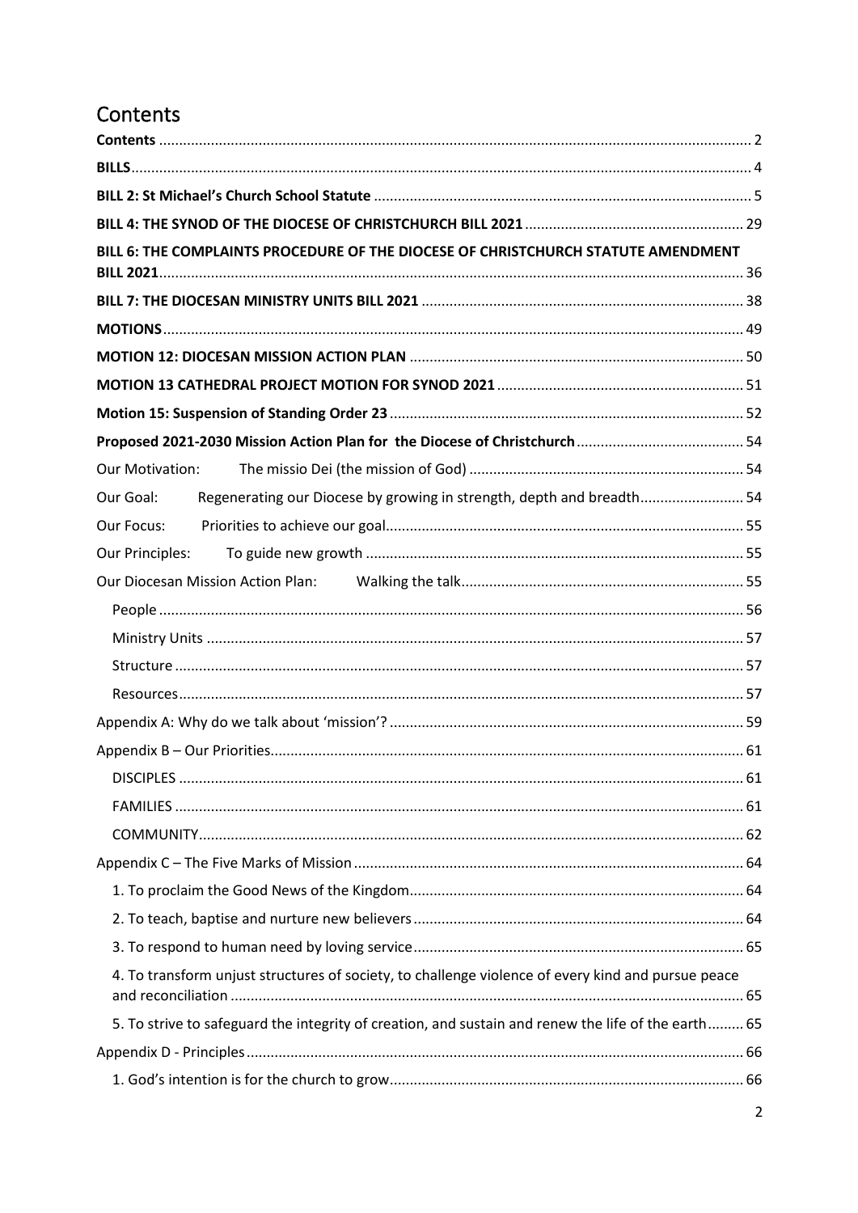# Contents

**Contents** .......... 2

**BILLS** .......... 4

**BILL 2: St Michael's Church School Statute** .......... 5

**BILL 4: THE SYNOD OF THE DIOCESE OF CHRISTCHURCH BILL 2021** .......... 29

**BILL 6: THE COMPLAINTS PROCEDURE OF THE DIOCESE OF CHRISTCHURCH STATUTE AMENDMENT BILL 2021** .......... 36

**BILL 7: THE DIOCESAN MINISTRY UNITS BILL 2021** .......... 38

**MOTIONS** .......... 49

**MOTION 12: DIOCESAN MISSION ACTION PLAN** .......... 50

**MOTION 13 CATHEDRAL PROJECT MOTION FOR SYNOD 2021** .......... 51

**Motion 15: Suspension of Standing Order 23** .......... 52

**Proposed 2021-2030 Mission Action Plan for the Diocese of Christchurch** .......... 54

Our Motivation: The missio Dei (the mission of God) .......... 54

Our Goal: Regenerating our Diocese by growing in strength, depth and breadth .......... 54

Our Focus: Priorities to achieve our goal .......... 55

Our Principles: To guide new growth .......... 55

Our Diocesan Mission Action Plan: Walking the talk .......... 55

- People .......... 56
- Ministry Units .......... 57
- Structure .......... 57
- Resources .......... 57

Appendix A: Why do we talk about 'mission'? .......... 59

Appendix B – Our Priorities .......... 61

- DISCIPLES .......... 61
- FAMILIES .......... 61
- COMMUNITY .......... 62

Appendix C – The Five Marks of Mission .......... 64

- 1. To proclaim the Good News of the Kingdom .......... 64
- 2. To teach, baptise and nurture new believers .......... 64
- 3. To respond to human need by loving service .......... 65
- 4. To transform unjust structures of society, to challenge violence of every kind and pursue peace and reconciliation .......... 65
- 5. To strive to safeguard the integrity of creation, and sustain and renew the life of the earth .......... 65

Appendix D - Principles .......... 66

- 1. God's intention is for the church to grow .......... 66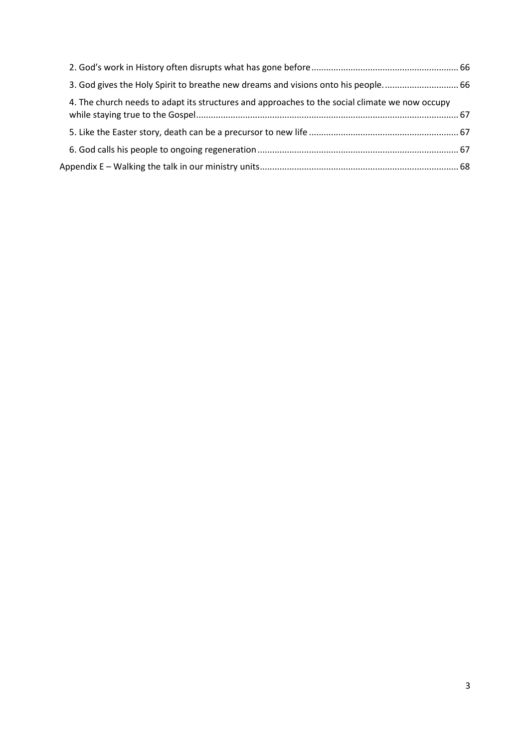- 2. God's work in History often disrupts what has gone before ... 66
- 3. God gives the Holy Spirit to breathe new dreams and visions onto his people. ... 66
- 4. The church needs to adapt its structures and approaches to the social climate we now occupy while staying true to the Gospel ... 67
- 5. Like the Easter story, death can be a precursor to new life ... 67
- 6. God calls his people to ongoing regeneration ... 67

Appendix E – Walking the talk in our ministry units ... 68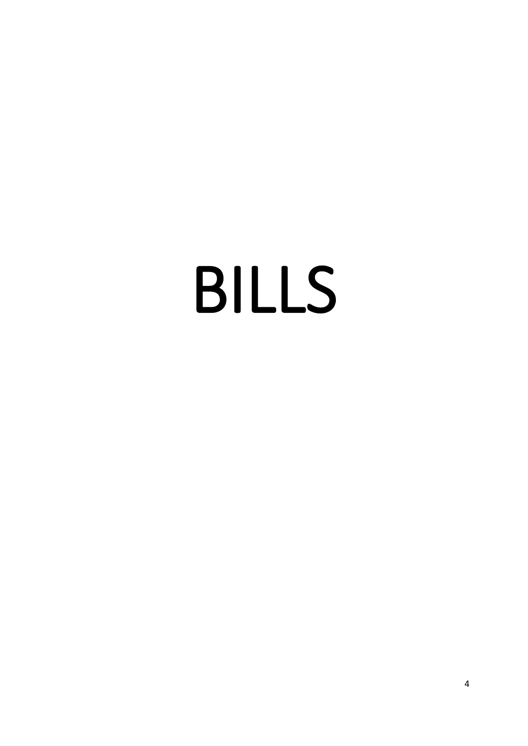# BILLS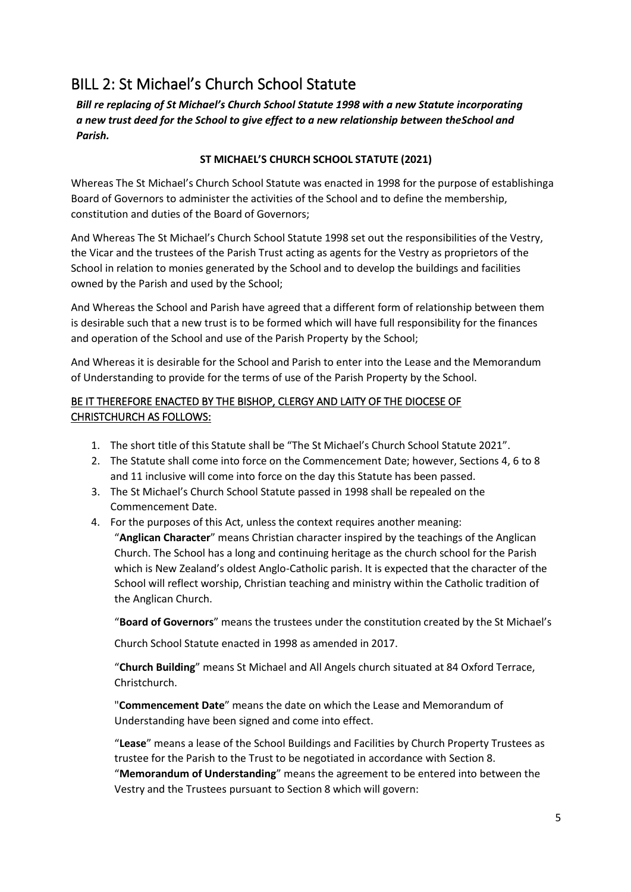# BILL 2: St Michael's Church School Statute

***Bill re replacing of St Michael's Church School Statute 1998 with a new Statute incorporating a new trust deed for the School to give effect to a new relationship between theSchool and Parish.***

**ST MICHAEL'S CHURCH SCHOOL STATUTE (2021)**

Whereas The St Michael's Church School Statute was enacted in 1998 for the purpose of establishinga Board of Governors to administer the activities of the School and to define the membership, constitution and duties of the Board of Governors;

And Whereas The St Michael's Church School Statute 1998 set out the responsibilities of the Vestry, the Vicar and the trustees of the Parish Trust acting as agents for the Vestry as proprietors of the School in relation to monies generated by the School and to develop the buildings and facilities owned by the Parish and used by the School;

And Whereas the School and Parish have agreed that a different form of relationship between them is desirable such that a new trust is to be formed which will have full responsibility for the finances and operation of the School and use of the Parish Property by the School;

And Whereas it is desirable for the School and Parish to enter into the Lease and the Memorandum of Understanding to provide for the terms of use of the Parish Property by the School.

BE IT THEREFORE ENACTED BY THE BISHOP, CLERGY AND LAITY OF THE DIOCESE OF CHRISTCHURCH AS FOLLOWS:

1. The short title of this Statute shall be "The St Michael's Church School Statute 2021".
2. The Statute shall come into force on the Commencement Date; however, Sections 4, 6 to 8 and 11 inclusive will come into force on the day this Statute has been passed.
3. The St Michael's Church School Statute passed in 1998 shall be repealed on the Commencement Date.
4. For the purposes of this Act, unless the context requires another meaning:

   "**Anglican Character**" means Christian character inspired by the teachings of the Anglican Church. The School has a long and continuing heritage as the church school for the Parish which is New Zealand's oldest Anglo-Catholic parish. It is expected that the character of the School will reflect worship, Christian teaching and ministry within the Catholic tradition of the Anglican Church.

   "**Board of Governors**" means the trustees under the constitution created by the St Michael's Church School Statute enacted in 1998 as amended in 2017.

   "**Church Building**" means St Michael and All Angels church situated at 84 Oxford Terrace, Christchurch.

   "**Commencement Date**" means the date on which the Lease and Memorandum of Understanding have been signed and come into effect.

   "**Lease**" means a lease of the School Buildings and Facilities by Church Property Trustees as trustee for the Parish to the Trust to be negotiated in accordance with Section 8.

   "**Memorandum of Understanding**" means the agreement to be entered into between the Vestry and the Trustees pursuant to Section 8 which will govern: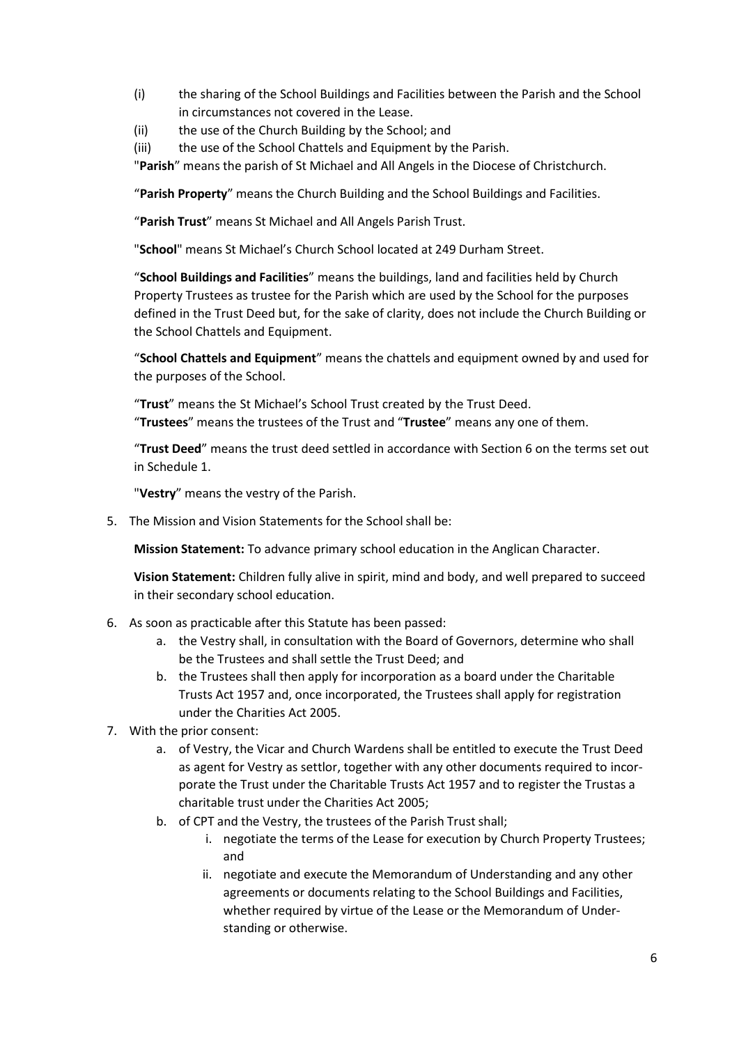(i) the sharing of the School Buildings and Facilities between the Parish and the School in circumstances not covered in the Lease.

(ii) the use of the Church Building by the School; and

(iii) the use of the School Chattels and Equipment by the Parish.

"**Parish**" means the parish of St Michael and All Angels in the Diocese of Christchurch.

"**Parish Property**" means the Church Building and the School Buildings and Facilities.

"**Parish Trust**" means St Michael and All Angels Parish Trust.

"**School**" means St Michael's Church School located at 249 Durham Street.

"**School Buildings and Facilities**" means the buildings, land and facilities held by Church Property Trustees as trustee for the Parish which are used by the School for the purposes defined in the Trust Deed but, for the sake of clarity, does not include the Church Building or the School Chattels and Equipment.

"**School Chattels and Equipment**" means the chattels and equipment owned by and used for the purposes of the School.

"**Trust**" means the St Michael's School Trust created by the Trust Deed.

"**Trustees**" means the trustees of the Trust and "**Trustee**" means any one of them.

"**Trust Deed**" means the trust deed settled in accordance with Section 6 on the terms set out in Schedule 1.

"**Vestry**" means the vestry of the Parish.

5. The Mission and Vision Statements for the School shall be:

   **Mission Statement:** To advance primary school education in the Anglican Character.

   **Vision Statement:** Children fully alive in spirit, mind and body, and well prepared to succeed in their secondary school education.

6. As soon as practicable after this Statute has been passed:
   a. the Vestry shall, in consultation with the Board of Governors, determine who shall be the Trustees and shall settle the Trust Deed; and
   b. the Trustees shall then apply for incorporation as a board under the Charitable Trusts Act 1957 and, once incorporated, the Trustees shall apply for registration under the Charities Act 2005.

7. With the prior consent:
   a. of Vestry, the Vicar and Church Wardens shall be entitled to execute the Trust Deed as agent for Vestry as settlor, together with any other documents required to incorporate the Trust under the Charitable Trusts Act 1957 and to register the Trustas a charitable trust under the Charities Act 2005;
   b. of CPT and the Vestry, the trustees of the Parish Trust shall;
      i. negotiate the terms of the Lease for execution by Church Property Trustees; and
      ii. negotiate and execute the Memorandum of Understanding and any other agreements or documents relating to the School Buildings and Facilities, whether required by virtue of the Lease or the Memorandum of Understanding or otherwise.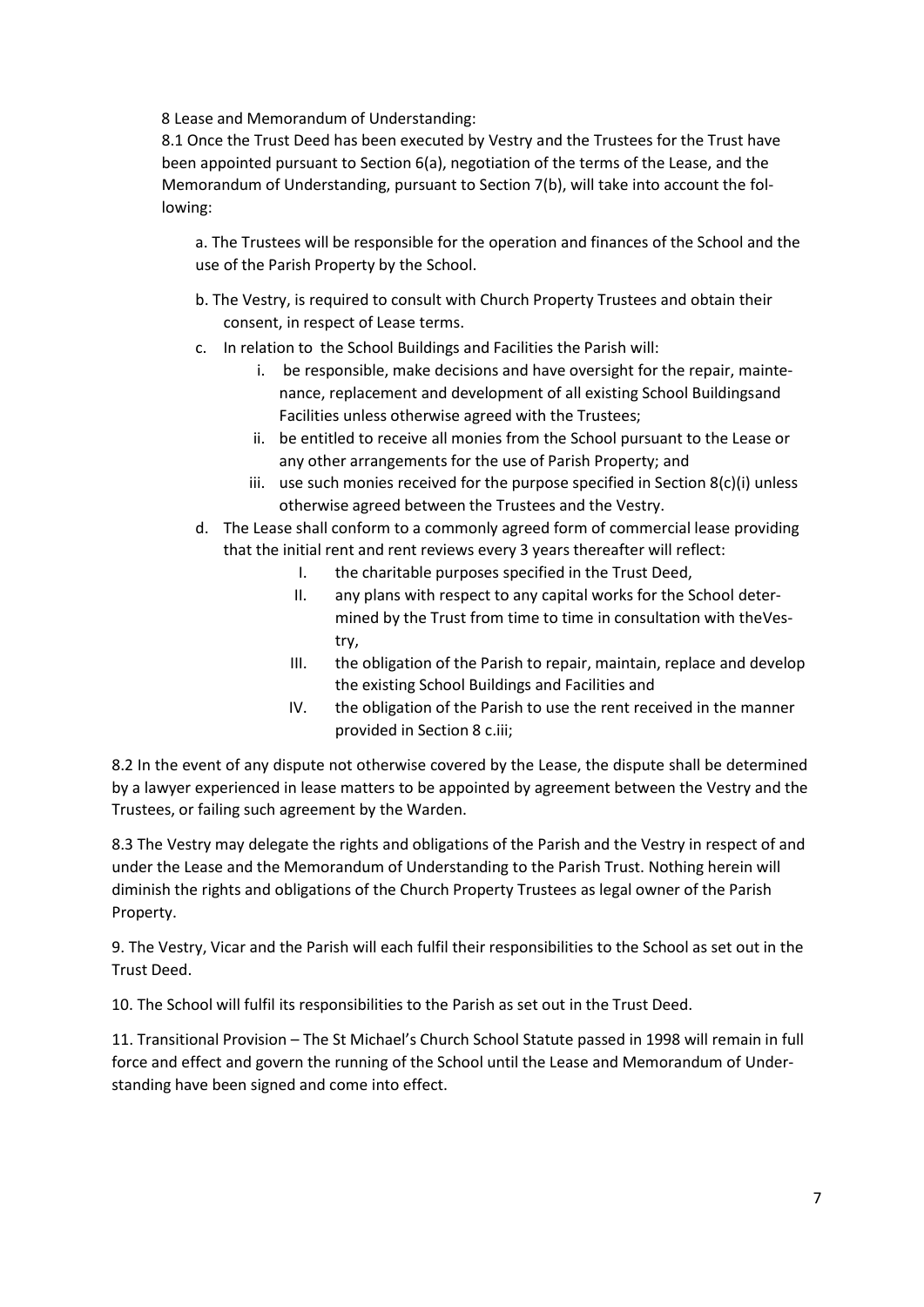8 Lease and Memorandum of Understanding:

8.1 Once the Trust Deed has been executed by Vestry and the Trustees for the Trust have been appointed pursuant to Section 6(a), negotiation of the terms of the Lease, and the Memorandum of Understanding, pursuant to Section 7(b), will take into account the following:

a. The Trustees will be responsible for the operation and finances of the School and the use of the Parish Property by the School.

b. The Vestry, is required to consult with Church Property Trustees and obtain their consent, in respect of Lease terms.

c. In relation to the School Buildings and Facilities the Parish will:

   i. be responsible, make decisions and have oversight for the repair, maintenance, replacement and development of all existing School Buildingsand Facilities unless otherwise agreed with the Trustees;

   ii. be entitled to receive all monies from the School pursuant to the Lease or any other arrangements for the use of Parish Property; and

   iii. use such monies received for the purpose specified in Section 8(c)(i) unless otherwise agreed between the Trustees and the Vestry.

d. The Lease shall conform to a commonly agreed form of commercial lease providing that the initial rent and rent reviews every 3 years thereafter will reflect:

   I. the charitable purposes specified in the Trust Deed,

   II. any plans with respect to any capital works for the School determined by the Trust from time to time in consultation with theVestry,

   III. the obligation of the Parish to repair, maintain, replace and develop the existing School Buildings and Facilities and

   IV. the obligation of the Parish to use the rent received in the manner provided in Section 8 c.iii;

8.2 In the event of any dispute not otherwise covered by the Lease, the dispute shall be determined by a lawyer experienced in lease matters to be appointed by agreement between the Vestry and the Trustees, or failing such agreement by the Warden.

8.3 The Vestry may delegate the rights and obligations of the Parish and the Vestry in respect of and under the Lease and the Memorandum of Understanding to the Parish Trust. Nothing herein will diminish the rights and obligations of the Church Property Trustees as legal owner of the Parish Property.

9. The Vestry, Vicar and the Parish will each fulfil their responsibilities to the School as set out in the Trust Deed.

10. The School will fulfil its responsibilities to the Parish as set out in the Trust Deed.

11. Transitional Provision – The St Michael's Church School Statute passed in 1998 will remain in full force and effect and govern the running of the School until the Lease and Memorandum of Understanding have been signed and come into effect.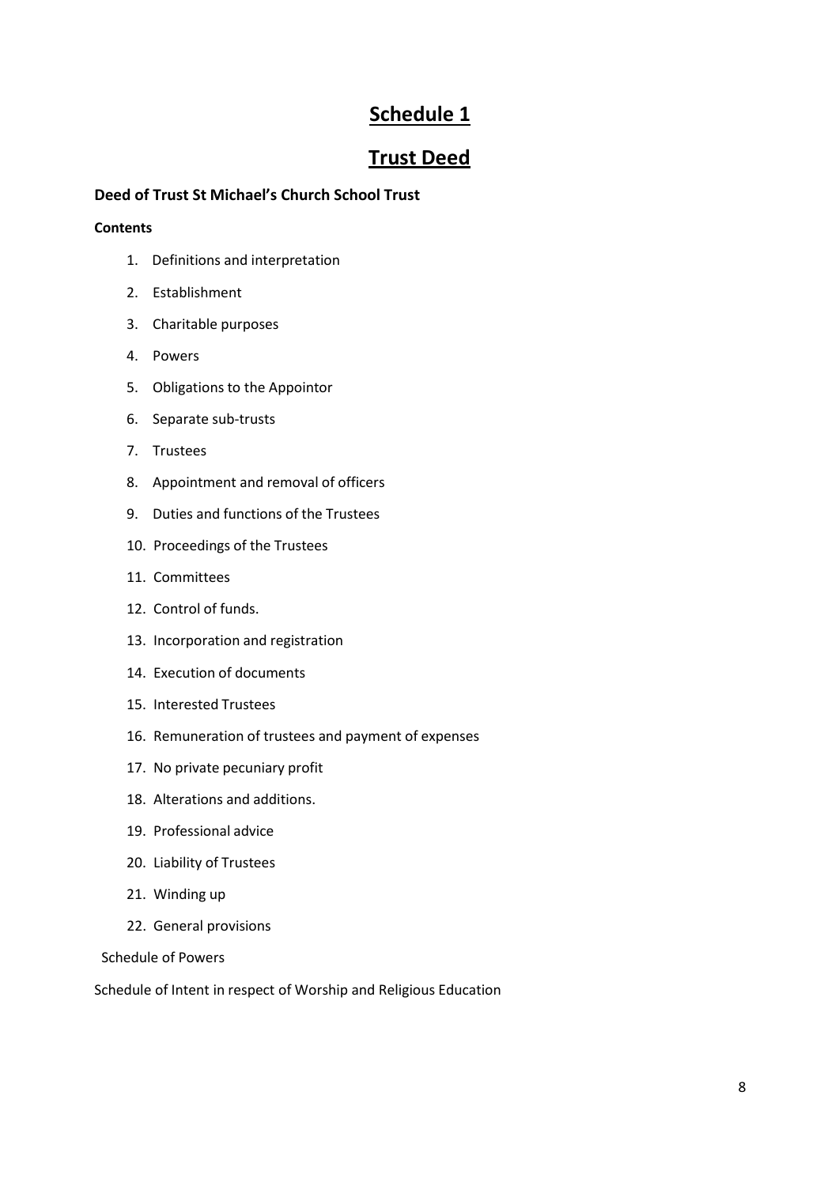# Schedule 1

# Trust Deed

**Deed of Trust St Michael's Church School Trust**

**Contents**

1. Definitions and interpretation
2. Establishment
3. Charitable purposes
4. Powers
5. Obligations to the Appointor
6. Separate sub-trusts
7. Trustees
8. Appointment and removal of officers
9. Duties and functions of the Trustees
10. Proceedings of the Trustees
11. Committees
12. Control of funds.
13. Incorporation and registration
14. Execution of documents
15. Interested Trustees
16. Remuneration of trustees and payment of expenses
17. No private pecuniary profit
18. Alterations and additions.
19. Professional advice
20. Liability of Trustees
21. Winding up
22. General provisions

Schedule of Powers

Schedule of Intent in respect of Worship and Religious Education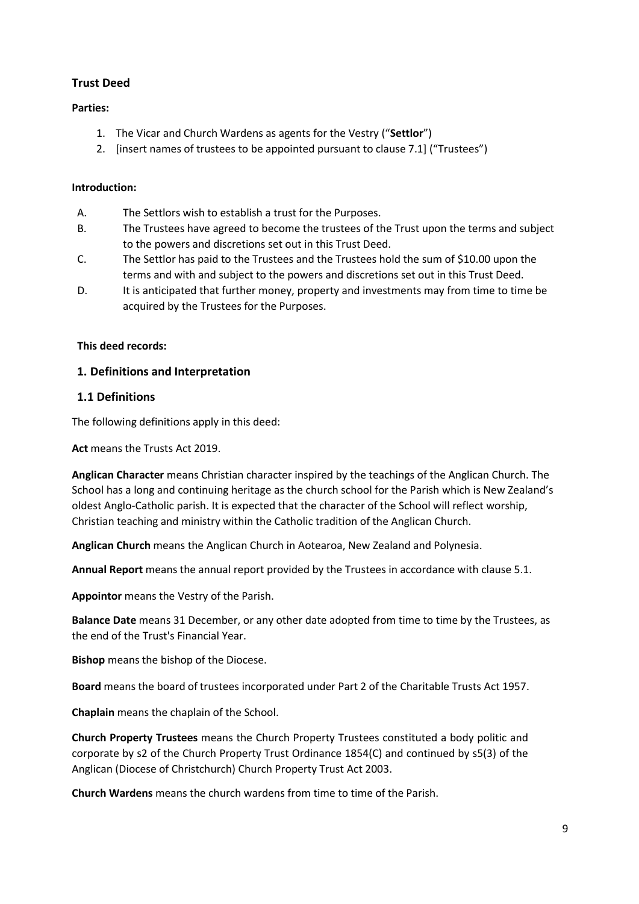## Trust Deed

**Parties:**

1. The Vicar and Church Wardens as agents for the Vestry ("**Settlor**")
2. [insert names of trustees to be appointed pursuant to clause 7.1] ("Trustees")

**Introduction:**

A. The Settlors wish to establish a trust for the Purposes.

B. The Trustees have agreed to become the trustees of the Trust upon the terms and subject to the powers and discretions set out in this Trust Deed.

C. The Settlor has paid to the Trustees and the Trustees hold the sum of $10.00 upon the terms and with and subject to the powers and discretions set out in this Trust Deed.

D. It is anticipated that further money, property and investments may from time to time be acquired by the Trustees for the Purposes.

**This deed records:**

### 1. Definitions and Interpretation

### 1.1 Definitions

The following definitions apply in this deed:

**Act** means the Trusts Act 2019.

**Anglican Character** means Christian character inspired by the teachings of the Anglican Church. The School has a long and continuing heritage as the church school for the Parish which is New Zealand's oldest Anglo-Catholic parish. It is expected that the character of the School will reflect worship, Christian teaching and ministry within the Catholic tradition of the Anglican Church.

**Anglican Church** means the Anglican Church in Aotearoa, New Zealand and Polynesia.

**Annual Report** means the annual report provided by the Trustees in accordance with clause 5.1.

**Appointor** means the Vestry of the Parish.

**Balance Date** means 31 December, or any other date adopted from time to time by the Trustees, as the end of the Trust's Financial Year.

**Bishop** means the bishop of the Diocese.

**Board** means the board of trustees incorporated under Part 2 of the Charitable Trusts Act 1957.

**Chaplain** means the chaplain of the School.

**Church Property Trustees** means the Church Property Trustees constituted a body politic and corporate by s2 of the Church Property Trust Ordinance 1854(C) and continued by s5(3) of the Anglican (Diocese of Christchurch) Church Property Trust Act 2003.

**Church Wardens** means the church wardens from time to time of the Parish.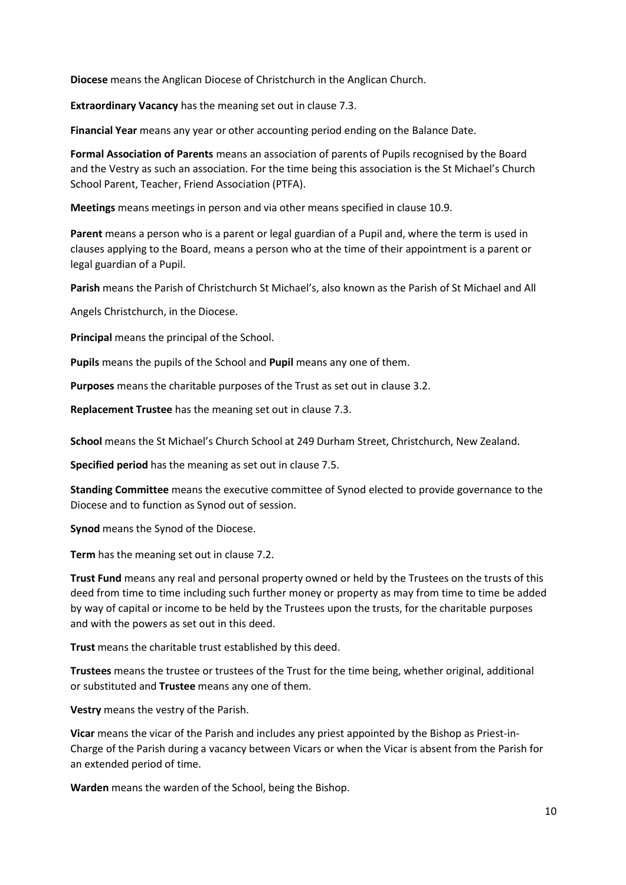**Diocese** means the Anglican Diocese of Christchurch in the Anglican Church.

**Extraordinary Vacancy** has the meaning set out in clause 7.3.

**Financial Year** means any year or other accounting period ending on the Balance Date.

**Formal Association of Parents** means an association of parents of Pupils recognised by the Board and the Vestry as such an association. For the time being this association is the St Michael's Church School Parent, Teacher, Friend Association (PTFA).

**Meetings** means meetings in person and via other means specified in clause 10.9.

**Parent** means a person who is a parent or legal guardian of a Pupil and, where the term is used in clauses applying to the Board, means a person who at the time of their appointment is a parent or legal guardian of a Pupil.

**Parish** means the Parish of Christchurch St Michael's, also known as the Parish of St Michael and All Angels Christchurch, in the Diocese.

**Principal** means the principal of the School.

**Pupils** means the pupils of the School and **Pupil** means any one of them.

**Purposes** means the charitable purposes of the Trust as set out in clause 3.2.

**Replacement Trustee** has the meaning set out in clause 7.3.

**School** means the St Michael's Church School at 249 Durham Street, Christchurch, New Zealand.

**Specified period** has the meaning as set out in clause 7.5.

**Standing Committee** means the executive committee of Synod elected to provide governance to the Diocese and to function as Synod out of session.

**Synod** means the Synod of the Diocese.

**Term** has the meaning set out in clause 7.2.

**Trust Fund** means any real and personal property owned or held by the Trustees on the trusts of this deed from time to time including such further money or property as may from time to time be added by way of capital or income to be held by the Trustees upon the trusts, for the charitable purposes and with the powers as set out in this deed.

**Trust** means the charitable trust established by this deed.

**Trustees** means the trustee or trustees of the Trust for the time being, whether original, additional or substituted and **Trustee** means any one of them.

**Vestry** means the vestry of the Parish.

**Vicar** means the vicar of the Parish and includes any priest appointed by the Bishop as Priest-in-Charge of the Parish during a vacancy between Vicars or when the Vicar is absent from the Parish for an extended period of time.

**Warden** means the warden of the School, being the Bishop.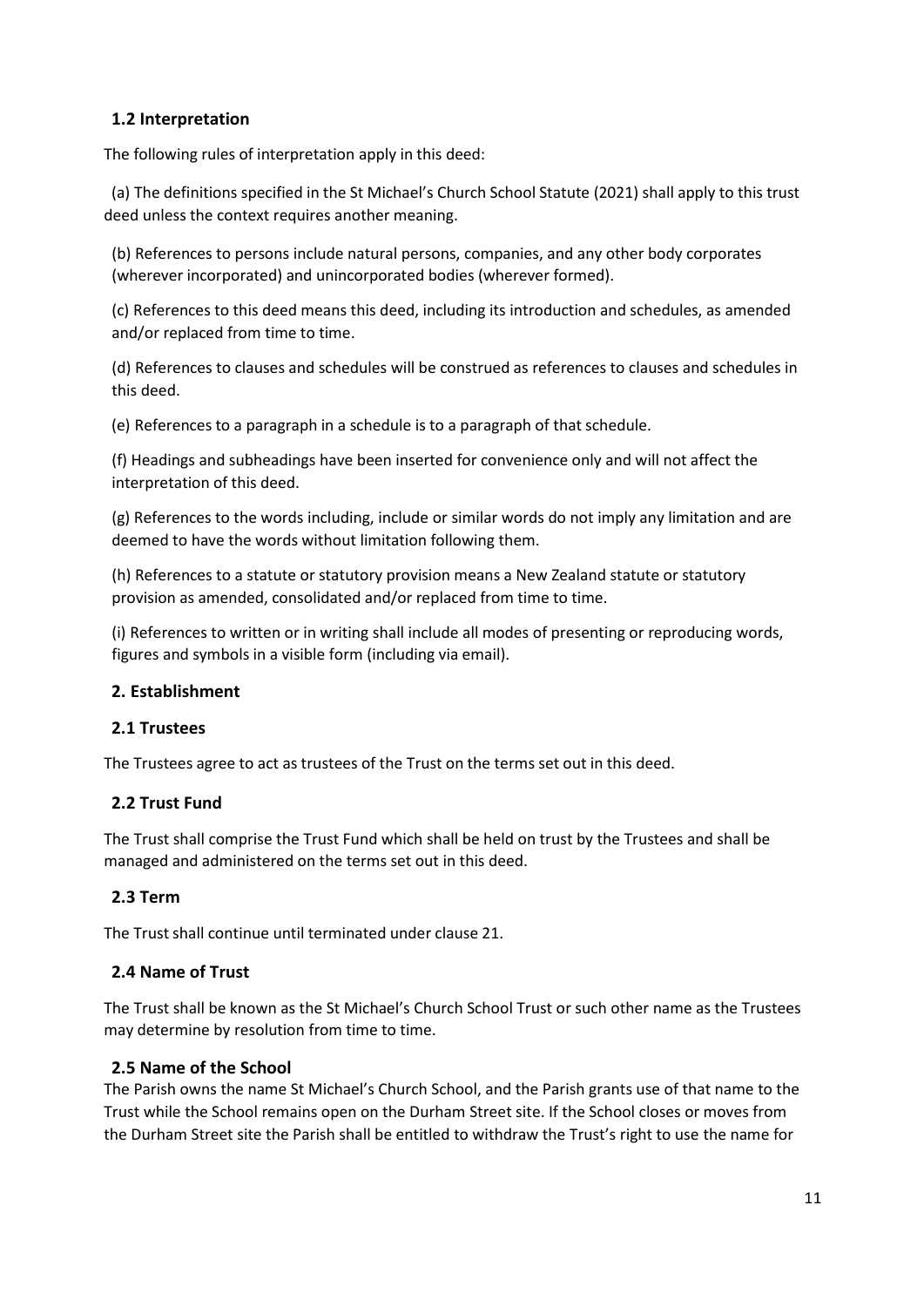## 1.2 Interpretation

The following rules of interpretation apply in this deed:

(a) The definitions specified in the St Michael's Church School Statute (2021) shall apply to this trust deed unless the context requires another meaning.

(b) References to persons include natural persons, companies, and any other body corporates (wherever incorporated) and unincorporated bodies (wherever formed).

(c) References to this deed means this deed, including its introduction and schedules, as amended and/or replaced from time to time.

(d) References to clauses and schedules will be construed as references to clauses and schedules in this deed.

(e) References to a paragraph in a schedule is to a paragraph of that schedule.

(f) Headings and subheadings have been inserted for convenience only and will not affect the interpretation of this deed.

(g) References to the words including, include or similar words do not imply any limitation and are deemed to have the words without limitation following them.

(h) References to a statute or statutory provision means a New Zealand statute or statutory provision as amended, consolidated and/or replaced from time to time.

(i) References to written or in writing shall include all modes of presenting or reproducing words, figures and symbols in a visible form (including via email).

## 2. Establishment

### 2.1 Trustees

The Trustees agree to act as trustees of the Trust on the terms set out in this deed.

### 2.2 Trust Fund

The Trust shall comprise the Trust Fund which shall be held on trust by the Trustees and shall be managed and administered on the terms set out in this deed.

### 2.3 Term

The Trust shall continue until terminated under clause 21.

### 2.4 Name of Trust

The Trust shall be known as the St Michael's Church School Trust or such other name as the Trustees may determine by resolution from time to time.

### 2.5 Name of the School

The Parish owns the name St Michael's Church School, and the Parish grants use of that name to the Trust while the School remains open on the Durham Street site. If the School closes or moves from the Durham Street site the Parish shall be entitled to withdraw the Trust's right to use the name for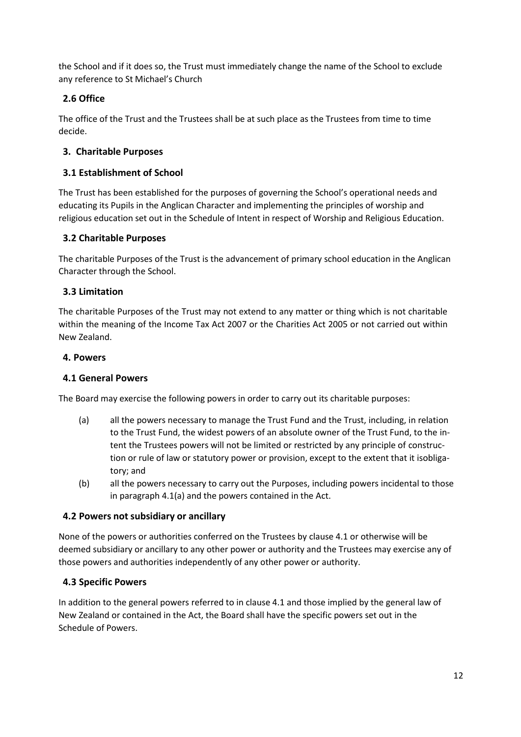the School and if it does so, the Trust must immediately change the name of the School to exclude any reference to St Michael's Church

## 2.6 Office

The office of the Trust and the Trustees shall be at such place as the Trustees from time to time decide.

## 3. Charitable Purposes

## 3.1 Establishment of School

The Trust has been established for the purposes of governing the School's operational needs and educating its Pupils in the Anglican Character and implementing the principles of worship and religious education set out in the Schedule of Intent in respect of Worship and Religious Education.

## 3.2 Charitable Purposes

The charitable Purposes of the Trust is the advancement of primary school education in the Anglican Character through the School.

## 3.3 Limitation

The charitable Purposes of the Trust may not extend to any matter or thing which is not charitable within the meaning of the Income Tax Act 2007 or the Charities Act 2005 or not carried out within New Zealand.

## 4. Powers

## 4.1 General Powers

The Board may exercise the following powers in order to carry out its charitable purposes:

(a) all the powers necessary to manage the Trust Fund and the Trust, including, in relation to the Trust Fund, the widest powers of an absolute owner of the Trust Fund, to the intent the Trustees powers will not be limited or restricted by any principle of construction or rule of law or statutory power or provision, except to the extent that it isobligatory; and

(b) all the powers necessary to carry out the Purposes, including powers incidental to those in paragraph 4.1(a) and the powers contained in the Act.

## 4.2 Powers not subsidiary or ancillary

None of the powers or authorities conferred on the Trustees by clause 4.1 or otherwise will be deemed subsidiary or ancillary to any other power or authority and the Trustees may exercise any of those powers and authorities independently of any other power or authority.

## 4.3 Specific Powers

In addition to the general powers referred to in clause 4.1 and those implied by the general law of New Zealand or contained in the Act, the Board shall have the specific powers set out in the Schedule of Powers.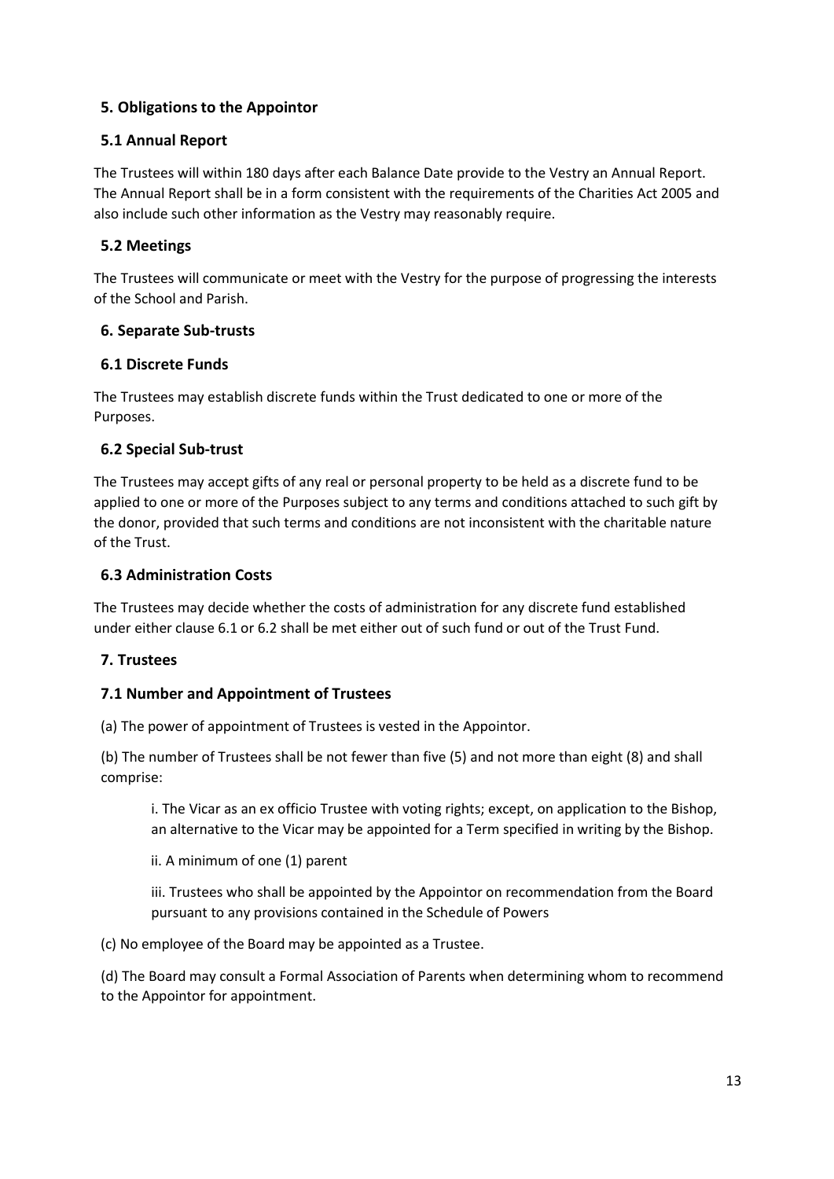## 5. Obligations to the Appointor

### 5.1 Annual Report

The Trustees will within 180 days after each Balance Date provide to the Vestry an Annual Report. The Annual Report shall be in a form consistent with the requirements of the Charities Act 2005 and also include such other information as the Vestry may reasonably require.

### 5.2 Meetings

The Trustees will communicate or meet with the Vestry for the purpose of progressing the interests of the School and Parish.

## 6. Separate Sub-trusts

### 6.1 Discrete Funds

The Trustees may establish discrete funds within the Trust dedicated to one or more of the Purposes.

### 6.2 Special Sub-trust

The Trustees may accept gifts of any real or personal property to be held as a discrete fund to be applied to one or more of the Purposes subject to any terms and conditions attached to such gift by the donor, provided that such terms and conditions are not inconsistent with the charitable nature of the Trust.

### 6.3 Administration Costs

The Trustees may decide whether the costs of administration for any discrete fund established under either clause 6.1 or 6.2 shall be met either out of such fund or out of the Trust Fund.

## 7. Trustees

### 7.1 Number and Appointment of Trustees

(a) The power of appointment of Trustees is vested in the Appointor.

(b) The number of Trustees shall be not fewer than five (5) and not more than eight (8) and shall comprise:

> i. The Vicar as an ex officio Trustee with voting rights; except, on application to the Bishop, an alternative to the Vicar may be appointed for a Term specified in writing by the Bishop.
>
> ii. A minimum of one (1) parent
>
> iii. Trustees who shall be appointed by the Appointor on recommendation from the Board pursuant to any provisions contained in the Schedule of Powers

(c) No employee of the Board may be appointed as a Trustee.

(d) The Board may consult a Formal Association of Parents when determining whom to recommend to the Appointor for appointment.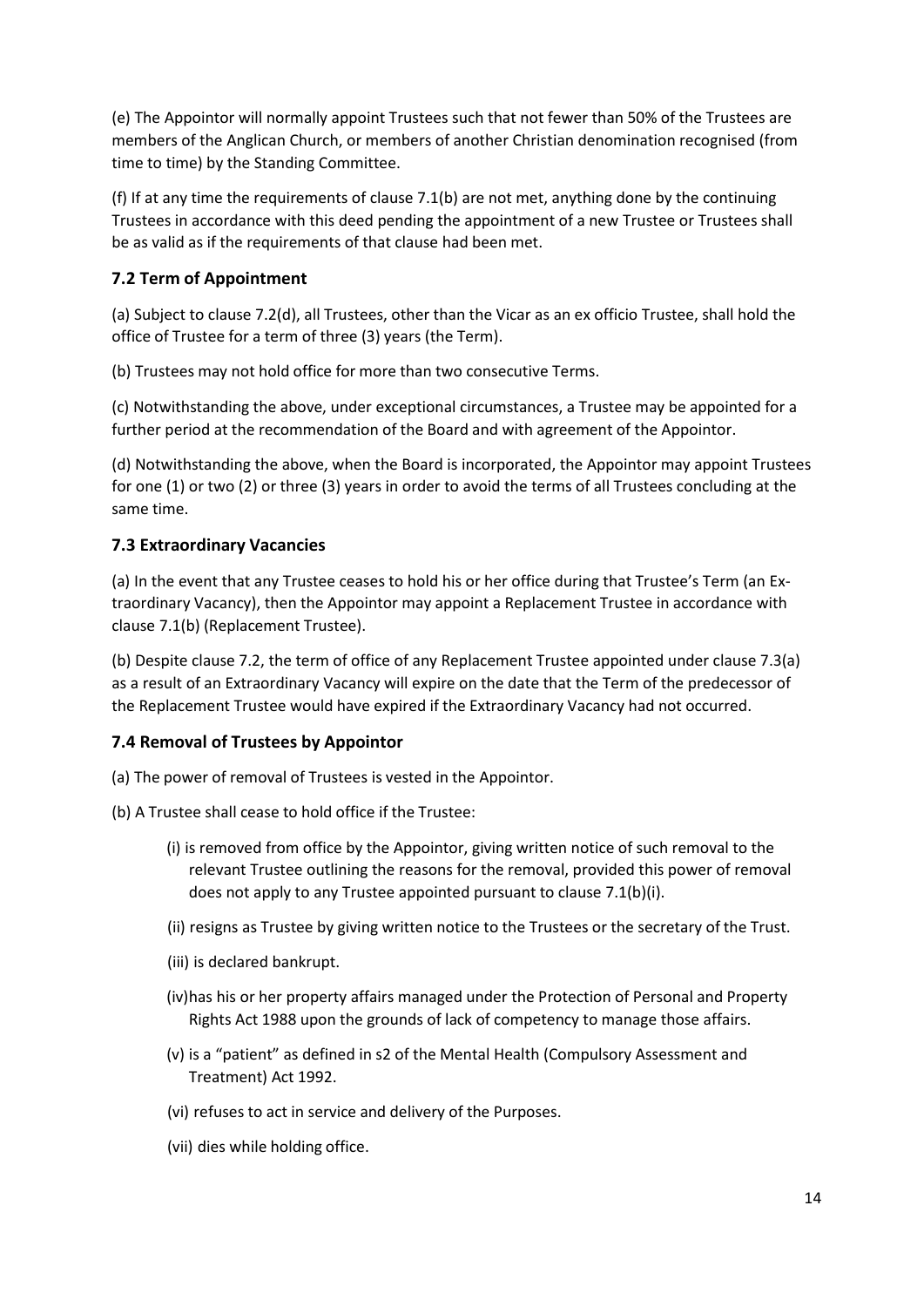(e) The Appointor will normally appoint Trustees such that not fewer than 50% of the Trustees are members of the Anglican Church, or members of another Christian denomination recognised (from time to time) by the Standing Committee.

(f) If at any time the requirements of clause 7.1(b) are not met, anything done by the continuing Trustees in accordance with this deed pending the appointment of a new Trustee or Trustees shall be as valid as if the requirements of that clause had been met.

### 7.2 Term of Appointment

(a) Subject to clause 7.2(d), all Trustees, other than the Vicar as an ex officio Trustee, shall hold the office of Trustee for a term of three (3) years (the Term).

(b) Trustees may not hold office for more than two consecutive Terms.

(c) Notwithstanding the above, under exceptional circumstances, a Trustee may be appointed for a further period at the recommendation of the Board and with agreement of the Appointor.

(d) Notwithstanding the above, when the Board is incorporated, the Appointor may appoint Trustees for one (1) or two (2) or three (3) years in order to avoid the terms of all Trustees concluding at the same time.

### 7.3 Extraordinary Vacancies

(a) In the event that any Trustee ceases to hold his or her office during that Trustee's Term (an Extraordinary Vacancy), then the Appointor may appoint a Replacement Trustee in accordance with clause 7.1(b) (Replacement Trustee).

(b) Despite clause 7.2, the term of office of any Replacement Trustee appointed under clause 7.3(a) as a result of an Extraordinary Vacancy will expire on the date that the Term of the predecessor of the Replacement Trustee would have expired if the Extraordinary Vacancy had not occurred.

### 7.4 Removal of Trustees by Appointor

(a) The power of removal of Trustees is vested in the Appointor.

(b) A Trustee shall cease to hold office if the Trustee:

(i) is removed from office by the Appointor, giving written notice of such removal to the relevant Trustee outlining the reasons for the removal, provided this power of removal does not apply to any Trustee appointed pursuant to clause 7.1(b)(i).

(ii) resigns as Trustee by giving written notice to the Trustees or the secretary of the Trust.

(iii) is declared bankrupt.

(iv) has his or her property affairs managed under the Protection of Personal and Property Rights Act 1988 upon the grounds of lack of competency to manage those affairs.

(v) is a "patient" as defined in s2 of the Mental Health (Compulsory Assessment and Treatment) Act 1992.

(vi) refuses to act in service and delivery of the Purposes.

(vii) dies while holding office.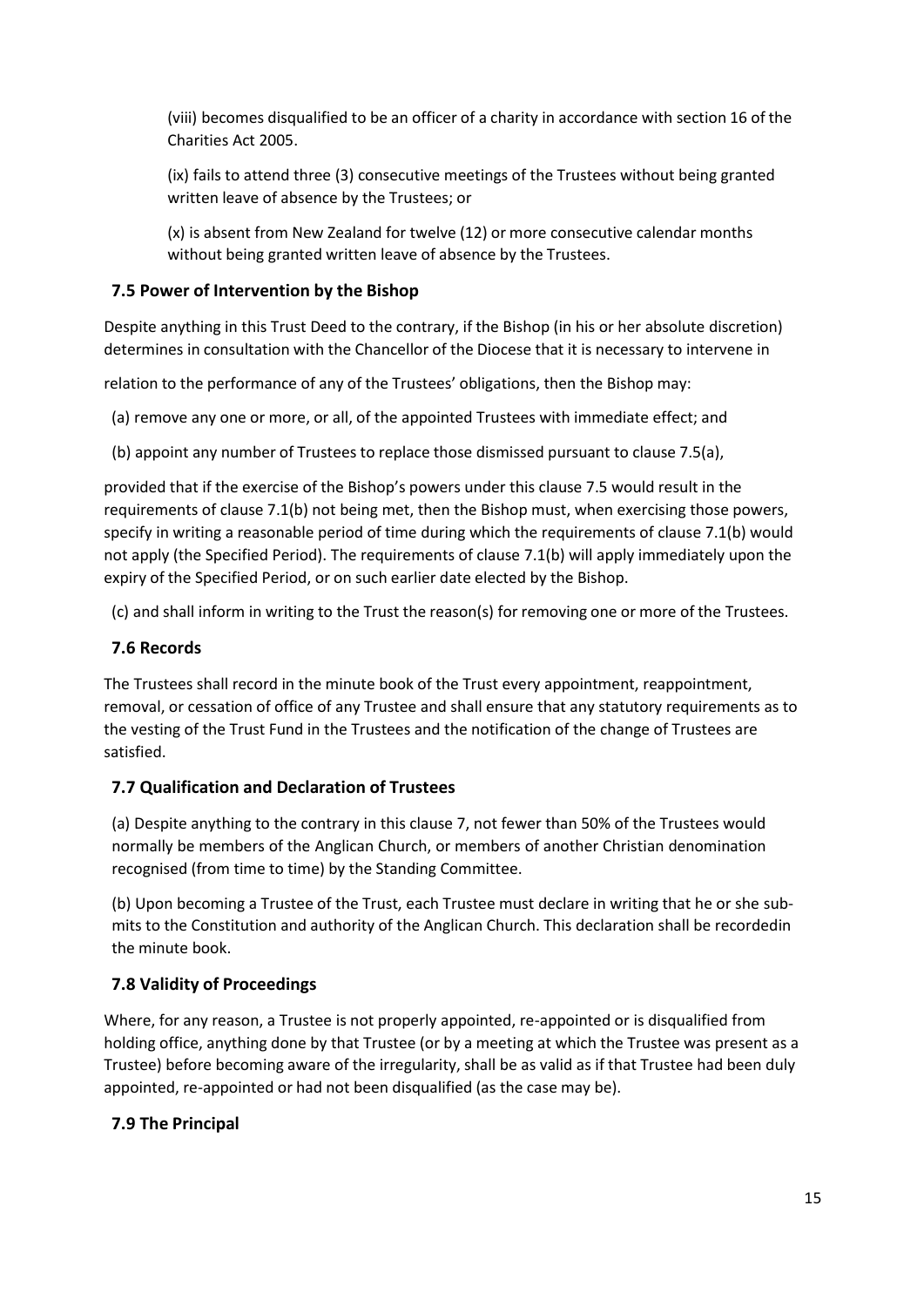(viii) becomes disqualified to be an officer of a charity in accordance with section 16 of the Charities Act 2005.

(ix) fails to attend three (3) consecutive meetings of the Trustees without being granted written leave of absence by the Trustees; or

(x) is absent from New Zealand for twelve (12) or more consecutive calendar months without being granted written leave of absence by the Trustees.

### 7.5 Power of Intervention by the Bishop

Despite anything in this Trust Deed to the contrary, if the Bishop (in his or her absolute discretion) determines in consultation with the Chancellor of the Diocese that it is necessary to intervene in

relation to the performance of any of the Trustees' obligations, then the Bishop may:

(a) remove any one or more, or all, of the appointed Trustees with immediate effect; and

(b) appoint any number of Trustees to replace those dismissed pursuant to clause 7.5(a),

provided that if the exercise of the Bishop's powers under this clause 7.5 would result in the requirements of clause 7.1(b) not being met, then the Bishop must, when exercising those powers, specify in writing a reasonable period of time during which the requirements of clause 7.1(b) would not apply (the Specified Period). The requirements of clause 7.1(b) will apply immediately upon the expiry of the Specified Period, or on such earlier date elected by the Bishop.

(c) and shall inform in writing to the Trust the reason(s) for removing one or more of the Trustees.

### 7.6 Records

The Trustees shall record in the minute book of the Trust every appointment, reappointment, removal, or cessation of office of any Trustee and shall ensure that any statutory requirements as to the vesting of the Trust Fund in the Trustees and the notification of the change of Trustees are satisfied.

### 7.7 Qualification and Declaration of Trustees

(a) Despite anything to the contrary in this clause 7, not fewer than 50% of the Trustees would normally be members of the Anglican Church, or members of another Christian denomination recognised (from time to time) by the Standing Committee.

(b) Upon becoming a Trustee of the Trust, each Trustee must declare in writing that he or she sub-mits to the Constitution and authority of the Anglican Church. This declaration shall be recordedin the minute book.

### 7.8 Validity of Proceedings

Where, for any reason, a Trustee is not properly appointed, re-appointed or is disqualified from holding office, anything done by that Trustee (or by a meeting at which the Trustee was present as a Trustee) before becoming aware of the irregularity, shall be as valid as if that Trustee had been duly appointed, re-appointed or had not been disqualified (as the case may be).

### 7.9 The Principal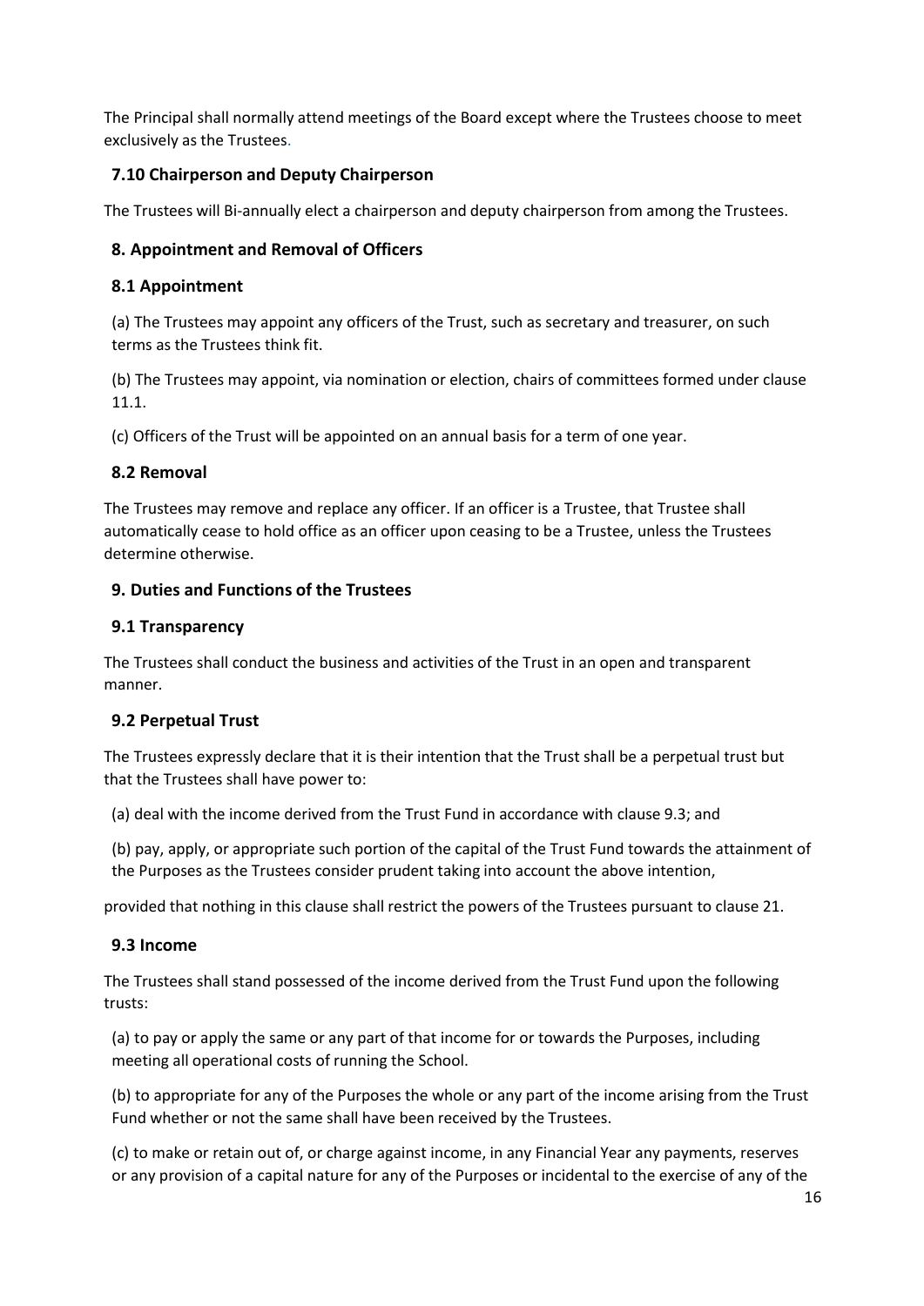The Principal shall normally attend meetings of the Board except where the Trustees choose to meet exclusively as the Trustees.

### 7.10 Chairperson and Deputy Chairperson

The Trustees will Bi-annually elect a chairperson and deputy chairperson from among the Trustees.

## 8. Appointment and Removal of Officers

### 8.1 Appointment

(a) The Trustees may appoint any officers of the Trust, such as secretary and treasurer, on such terms as the Trustees think fit.

(b) The Trustees may appoint, via nomination or election, chairs of committees formed under clause 11.1.

(c) Officers of the Trust will be appointed on an annual basis for a term of one year.

### 8.2 Removal

The Trustees may remove and replace any officer. If an officer is a Trustee, that Trustee shall automatically cease to hold office as an officer upon ceasing to be a Trustee, unless the Trustees determine otherwise.

## 9. Duties and Functions of the Trustees

### 9.1 Transparency

The Trustees shall conduct the business and activities of the Trust in an open and transparent manner.

### 9.2 Perpetual Trust

The Trustees expressly declare that it is their intention that the Trust shall be a perpetual trust but that the Trustees shall have power to:

(a) deal with the income derived from the Trust Fund in accordance with clause 9.3; and

(b) pay, apply, or appropriate such portion of the capital of the Trust Fund towards the attainment of the Purposes as the Trustees consider prudent taking into account the above intention,

provided that nothing in this clause shall restrict the powers of the Trustees pursuant to clause 21.

### 9.3 Income

The Trustees shall stand possessed of the income derived from the Trust Fund upon the following trusts:

(a) to pay or apply the same or any part of that income for or towards the Purposes, including meeting all operational costs of running the School.

(b) to appropriate for any of the Purposes the whole or any part of the income arising from the Trust Fund whether or not the same shall have been received by the Trustees.

(c) to make or retain out of, or charge against income, in any Financial Year any payments, reserves or any provision of a capital nature for any of the Purposes or incidental to the exercise of any of the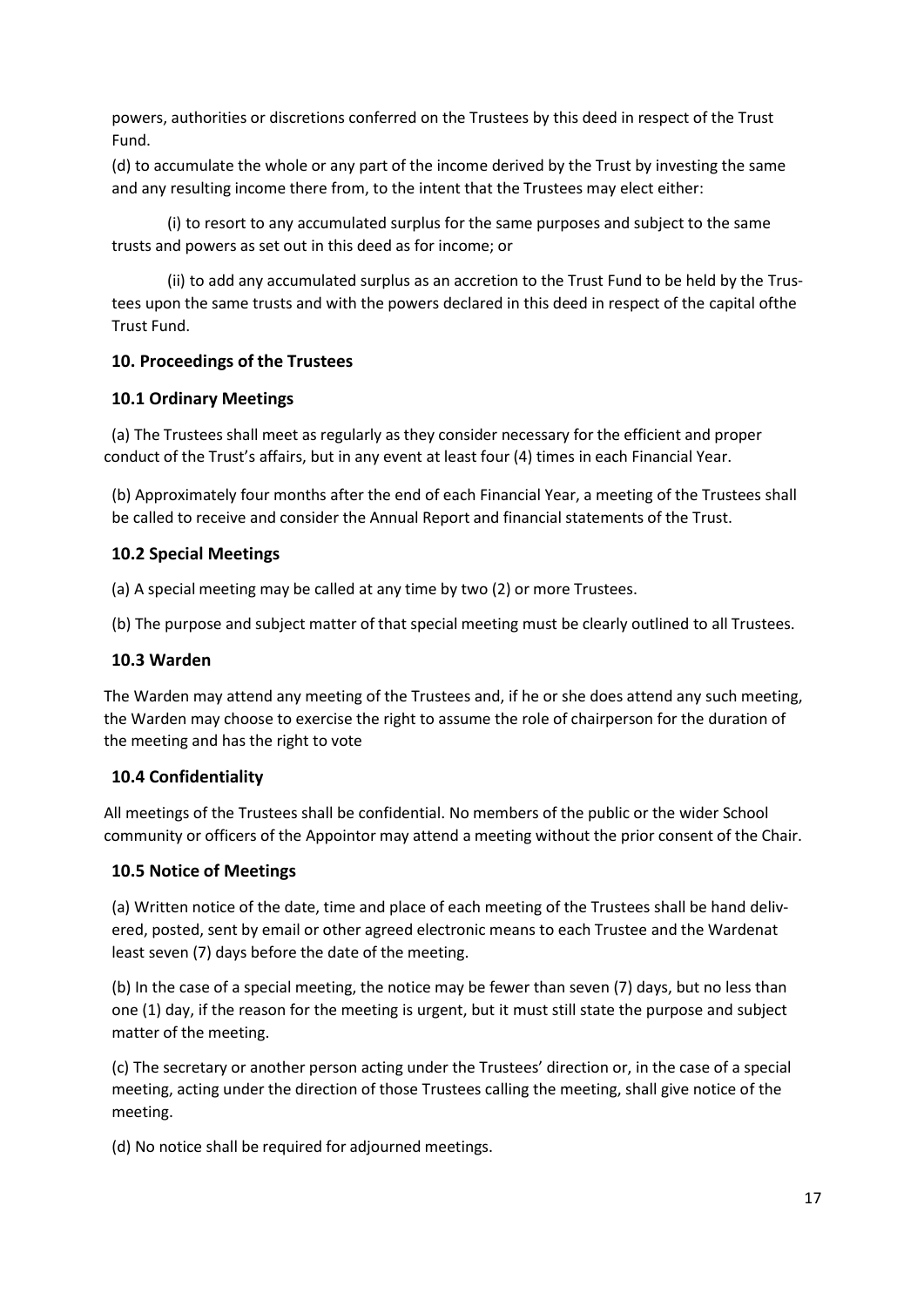powers, authorities or discretions conferred on the Trustees by this deed in respect of the Trust Fund.

(d) to accumulate the whole or any part of the income derived by the Trust by investing the same and any resulting income there from, to the intent that the Trustees may elect either:

(i) to resort to any accumulated surplus for the same purposes and subject to the same trusts and powers as set out in this deed as for income; or

(ii) to add any accumulated surplus as an accretion to the Trust Fund to be held by the Trustees upon the same trusts and with the powers declared in this deed in respect of the capital ofthe Trust Fund.

### 10. Proceedings of the Trustees

#### 10.1 Ordinary Meetings

(a) The Trustees shall meet as regularly as they consider necessary for the efficient and proper conduct of the Trust's affairs, but in any event at least four (4) times in each Financial Year.

(b) Approximately four months after the end of each Financial Year, a meeting of the Trustees shall be called to receive and consider the Annual Report and financial statements of the Trust.

#### 10.2 Special Meetings

(a) A special meeting may be called at any time by two (2) or more Trustees.

(b) The purpose and subject matter of that special meeting must be clearly outlined to all Trustees.

#### 10.3 Warden

The Warden may attend any meeting of the Trustees and, if he or she does attend any such meeting, the Warden may choose to exercise the right to assume the role of chairperson for the duration of the meeting and has the right to vote

#### 10.4 Confidentiality

All meetings of the Trustees shall be confidential. No members of the public or the wider School community or officers of the Appointor may attend a meeting without the prior consent of the Chair.

#### 10.5 Notice of Meetings

(a) Written notice of the date, time and place of each meeting of the Trustees shall be hand delivered, posted, sent by email or other agreed electronic means to each Trustee and the Wardenat least seven (7) days before the date of the meeting.

(b) In the case of a special meeting, the notice may be fewer than seven (7) days, but no less than one (1) day, if the reason for the meeting is urgent, but it must still state the purpose and subject matter of the meeting.

(c) The secretary or another person acting under the Trustees' direction or, in the case of a special meeting, acting under the direction of those Trustees calling the meeting, shall give notice of the meeting.

(d) No notice shall be required for adjourned meetings.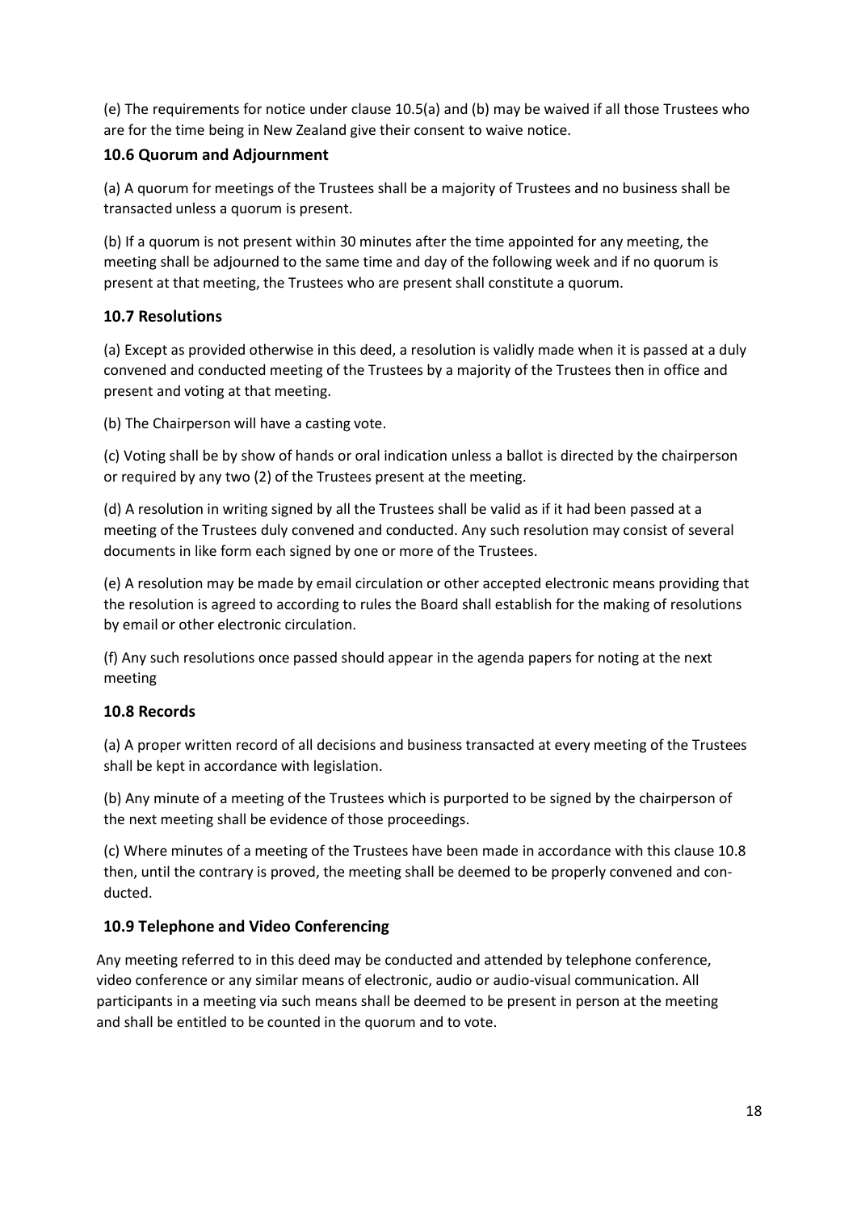(e) The requirements for notice under clause 10.5(a) and (b) may be waived if all those Trustees who are for the time being in New Zealand give their consent to waive notice.

### 10.6 Quorum and Adjournment

(a) A quorum for meetings of the Trustees shall be a majority of Trustees and no business shall be transacted unless a quorum is present.

(b) If a quorum is not present within 30 minutes after the time appointed for any meeting, the meeting shall be adjourned to the same time and day of the following week and if no quorum is present at that meeting, the Trustees who are present shall constitute a quorum.

### 10.7 Resolutions

(a) Except as provided otherwise in this deed, a resolution is validly made when it is passed at a duly convened and conducted meeting of the Trustees by a majority of the Trustees then in office and present and voting at that meeting.

(b) The Chairperson will have a casting vote.

(c) Voting shall be by show of hands or oral indication unless a ballot is directed by the chairperson or required by any two (2) of the Trustees present at the meeting.

(d) A resolution in writing signed by all the Trustees shall be valid as if it had been passed at a meeting of the Trustees duly convened and conducted. Any such resolution may consist of several documents in like form each signed by one or more of the Trustees.

(e) A resolution may be made by email circulation or other accepted electronic means providing that the resolution is agreed to according to rules the Board shall establish for the making of resolutions by email or other electronic circulation.

(f) Any such resolutions once passed should appear in the agenda papers for noting at the next meeting

### 10.8 Records

(a) A proper written record of all decisions and business transacted at every meeting of the Trustees shall be kept in accordance with legislation.

(b) Any minute of a meeting of the Trustees which is purported to be signed by the chairperson of the next meeting shall be evidence of those proceedings.

(c) Where minutes of a meeting of the Trustees have been made in accordance with this clause 10.8 then, until the contrary is proved, the meeting shall be deemed to be properly convened and conducted.

### 10.9 Telephone and Video Conferencing

Any meeting referred to in this deed may be conducted and attended by telephone conference, video conference or any similar means of electronic, audio or audio-visual communication. All participants in a meeting via such means shall be deemed to be present in person at the meeting and shall be entitled to be counted in the quorum and to vote.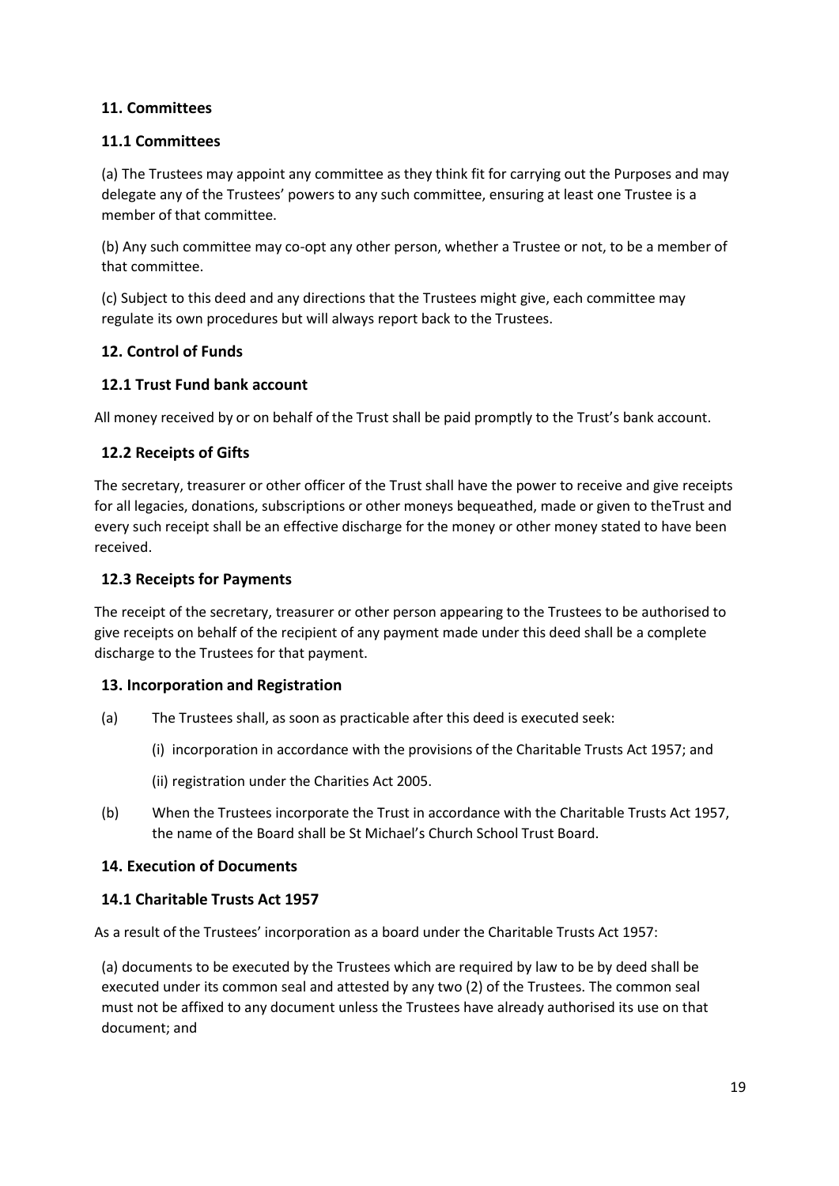## 11. Committees

### 11.1 Committees

(a) The Trustees may appoint any committee as they think fit for carrying out the Purposes and may delegate any of the Trustees' powers to any such committee, ensuring at least one Trustee is a member of that committee.

(b) Any such committee may co-opt any other person, whether a Trustee or not, to be a member of that committee.

(c) Subject to this deed and any directions that the Trustees might give, each committee may regulate its own procedures but will always report back to the Trustees.

## 12. Control of Funds

### 12.1 Trust Fund bank account

All money received by or on behalf of the Trust shall be paid promptly to the Trust's bank account.

### 12.2 Receipts of Gifts

The secretary, treasurer or other officer of the Trust shall have the power to receive and give receipts for all legacies, donations, subscriptions or other moneys bequeathed, made or given to theTrust and every such receipt shall be an effective discharge for the money or other money stated to have been received.

### 12.3 Receipts for Payments

The receipt of the secretary, treasurer or other person appearing to the Trustees to be authorised to give receipts on behalf of the recipient of any payment made under this deed shall be a complete discharge to the Trustees for that payment.

## 13. Incorporation and Registration

(a) The Trustees shall, as soon as practicable after this deed is executed seek:

(i) incorporation in accordance with the provisions of the Charitable Trusts Act 1957; and

(ii) registration under the Charities Act 2005.

(b) When the Trustees incorporate the Trust in accordance with the Charitable Trusts Act 1957, the name of the Board shall be St Michael's Church School Trust Board.

## 14. Execution of Documents

### 14.1 Charitable Trusts Act 1957

As a result of the Trustees' incorporation as a board under the Charitable Trusts Act 1957:

(a) documents to be executed by the Trustees which are required by law to be by deed shall be executed under its common seal and attested by any two (2) of the Trustees. The common seal must not be affixed to any document unless the Trustees have already authorised its use on that document; and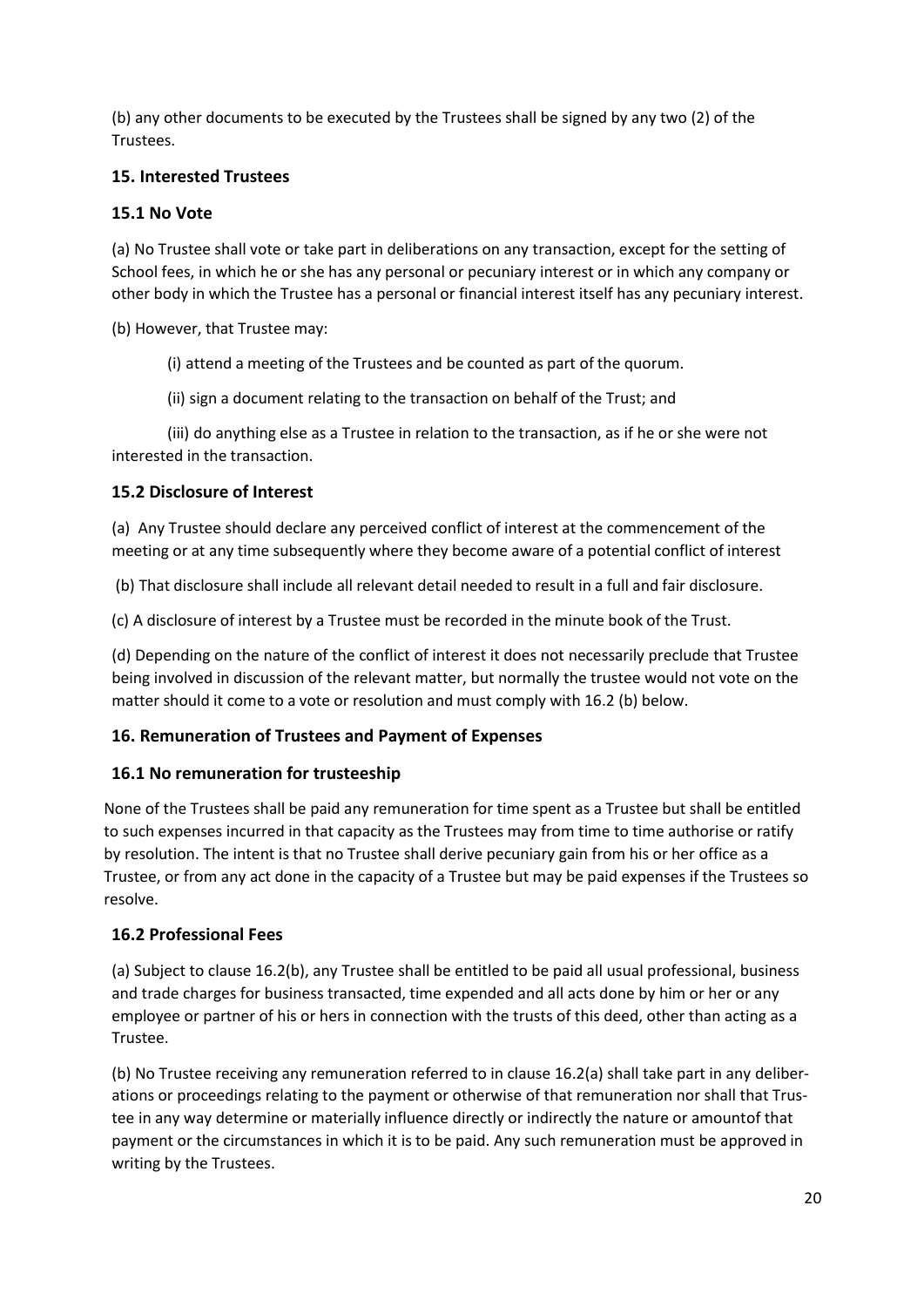(b) any other documents to be executed by the Trustees shall be signed by any two (2) of the Trustees.

### 15. Interested Trustees

### 15.1 No Vote

(a) No Trustee shall vote or take part in deliberations on any transaction, except for the setting of School fees, in which he or she has any personal or pecuniary interest or in which any company or other body in which the Trustee has a personal or financial interest itself has any pecuniary interest.

(b) However, that Trustee may:

(i) attend a meeting of the Trustees and be counted as part of the quorum.

(ii) sign a document relating to the transaction on behalf of the Trust; and

(iii) do anything else as a Trustee in relation to the transaction, as if he or she were not interested in the transaction.

### 15.2 Disclosure of Interest

(a) Any Trustee should declare any perceived conflict of interest at the commencement of the meeting or at any time subsequently where they become aware of a potential conflict of interest

(b) That disclosure shall include all relevant detail needed to result in a full and fair disclosure.

(c) A disclosure of interest by a Trustee must be recorded in the minute book of the Trust.

(d) Depending on the nature of the conflict of interest it does not necessarily preclude that Trustee being involved in discussion of the relevant matter, but normally the trustee would not vote on the matter should it come to a vote or resolution and must comply with 16.2 (b) below.

### 16. Remuneration of Trustees and Payment of Expenses

### 16.1 No remuneration for trusteeship

None of the Trustees shall be paid any remuneration for time spent as a Trustee but shall be entitled to such expenses incurred in that capacity as the Trustees may from time to time authorise or ratify by resolution. The intent is that no Trustee shall derive pecuniary gain from his or her office as a Trustee, or from any act done in the capacity of a Trustee but may be paid expenses if the Trustees so resolve.

### 16.2 Professional Fees

(a) Subject to clause 16.2(b), any Trustee shall be entitled to be paid all usual professional, business and trade charges for business transacted, time expended and all acts done by him or her or any employee or partner of his or hers in connection with the trusts of this deed, other than acting as a Trustee.

(b) No Trustee receiving any remuneration referred to in clause 16.2(a) shall take part in any deliberations or proceedings relating to the payment or otherwise of that remuneration nor shall that Trustee in any way determine or materially influence directly or indirectly the nature or amountof that payment or the circumstances in which it is to be paid. Any such remuneration must be approved in writing by the Trustees.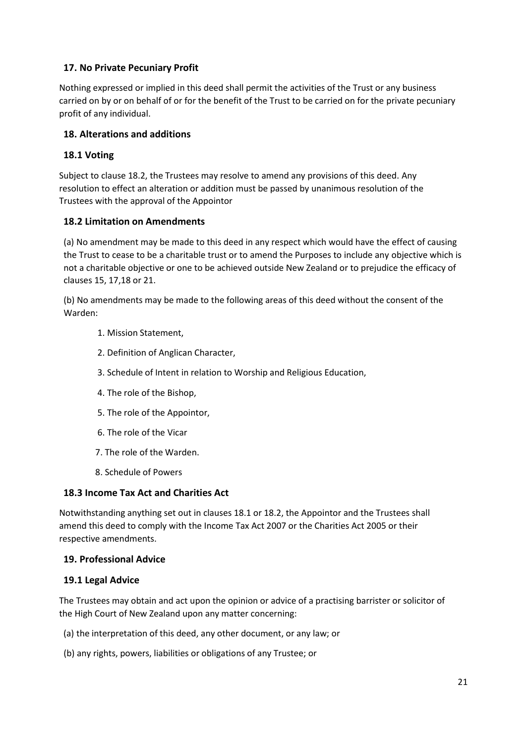## 17. No Private Pecuniary Profit

Nothing expressed or implied in this deed shall permit the activities of the Trust or any business carried on by or on behalf of or for the benefit of the Trust to be carried on for the private pecuniary profit of any individual.

## 18. Alterations and additions

### 18.1 Voting

Subject to clause 18.2, the Trustees may resolve to amend any provisions of this deed. Any resolution to effect an alteration or addition must be passed by unanimous resolution of the Trustees with the approval of the Appointor

### 18.2 Limitation on Amendments

(a) No amendment may be made to this deed in any respect which would have the effect of causing the Trust to cease to be a charitable trust or to amend the Purposes to include any objective which is not a charitable objective or one to be achieved outside New Zealand or to prejudice the efficacy of clauses 15, 17,18 or 21.

(b) No amendments may be made to the following areas of this deed without the consent of the Warden:

1. Mission Statement,
2. Definition of Anglican Character,
3. Schedule of Intent in relation to Worship and Religious Education,
4. The role of the Bishop,
5. The role of the Appointor,
6. The role of the Vicar
7. The role of the Warden.
8. Schedule of Powers

### 18.3 Income Tax Act and Charities Act

Notwithstanding anything set out in clauses 18.1 or 18.2, the Appointor and the Trustees shall amend this deed to comply with the Income Tax Act 2007 or the Charities Act 2005 or their respective amendments.

## 19. Professional Advice

### 19.1 Legal Advice

The Trustees may obtain and act upon the opinion or advice of a practising barrister or solicitor of the High Court of New Zealand upon any matter concerning:

(a) the interpretation of this deed, any other document, or any law; or

(b) any rights, powers, liabilities or obligations of any Trustee; or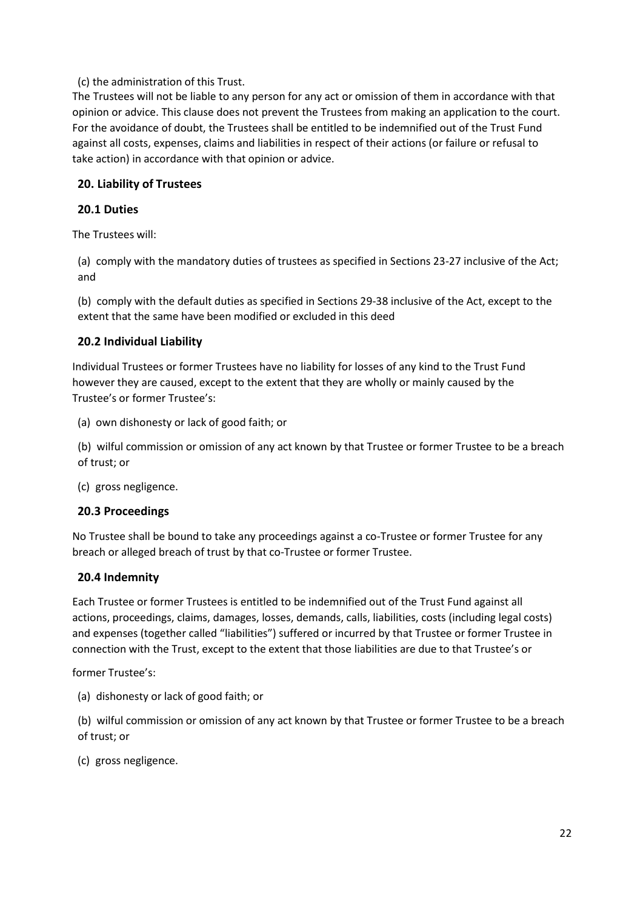(c) the administration of this Trust.

The Trustees will not be liable to any person for any act or omission of them in accordance with that opinion or advice. This clause does not prevent the Trustees from making an application to the court. For the avoidance of doubt, the Trustees shall be entitled to be indemnified out of the Trust Fund against all costs, expenses, claims and liabilities in respect of their actions (or failure or refusal to take action) in accordance with that opinion or advice.

## 20. Liability of Trustees

### 20.1 Duties

The Trustees will:

(a) comply with the mandatory duties of trustees as specified in Sections 23-27 inclusive of the Act; and

(b) comply with the default duties as specified in Sections 29-38 inclusive of the Act, except to the extent that the same have been modified or excluded in this deed

### 20.2 Individual Liability

Individual Trustees or former Trustees have no liability for losses of any kind to the Trust Fund however they are caused, except to the extent that they are wholly or mainly caused by the Trustee's or former Trustee's:

(a) own dishonesty or lack of good faith; or

(b) wilful commission or omission of any act known by that Trustee or former Trustee to be a breach of trust; or

(c) gross negligence.

### 20.3 Proceedings

No Trustee shall be bound to take any proceedings against a co-Trustee or former Trustee for any breach or alleged breach of trust by that co-Trustee or former Trustee.

### 20.4 Indemnity

Each Trustee or former Trustees is entitled to be indemnified out of the Trust Fund against all actions, proceedings, claims, damages, losses, demands, calls, liabilities, costs (including legal costs) and expenses (together called "liabilities") suffered or incurred by that Trustee or former Trustee in connection with the Trust, except to the extent that those liabilities are due to that Trustee's or

former Trustee's:

(a) dishonesty or lack of good faith; or

(b) wilful commission or omission of any act known by that Trustee or former Trustee to be a breach of trust; or

(c) gross negligence.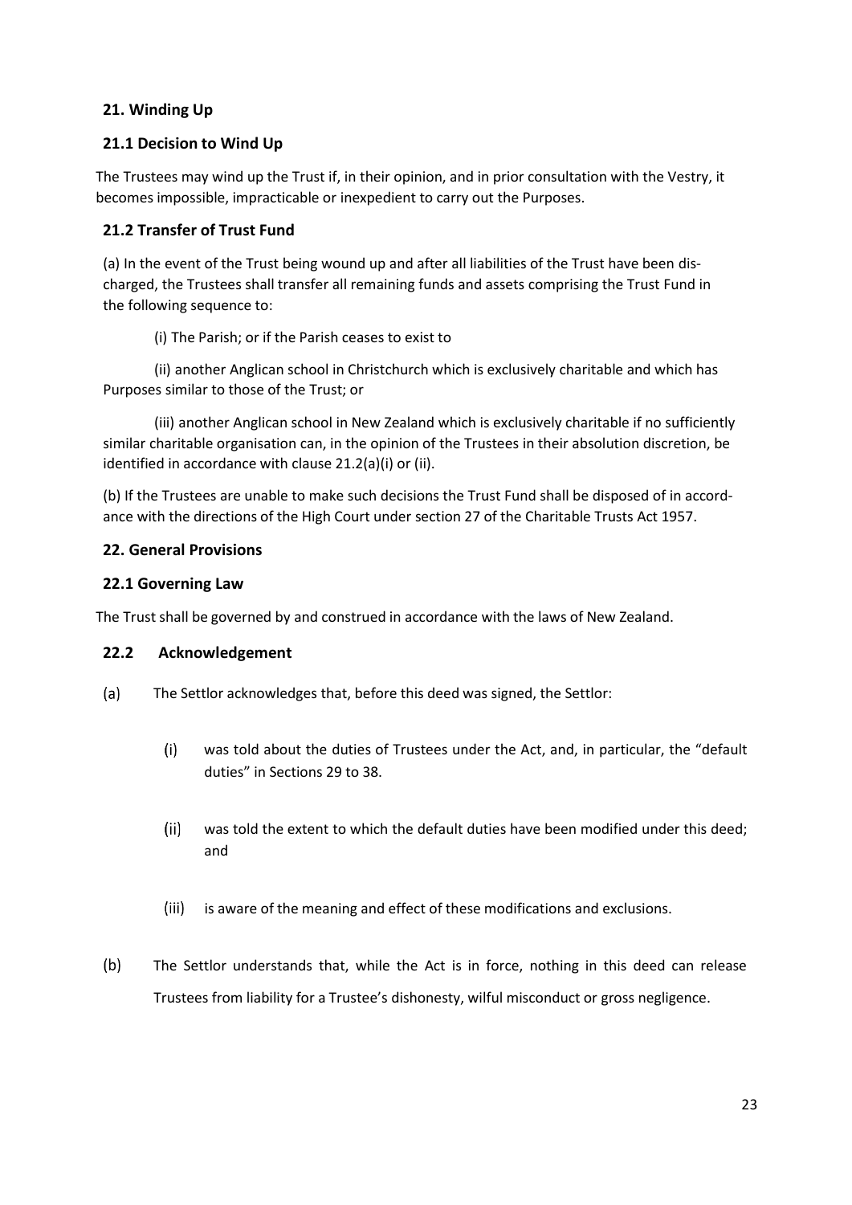## 21. Winding Up

### 21.1 Decision to Wind Up

The Trustees may wind up the Trust if, in their opinion, and in prior consultation with the Vestry, it becomes impossible, impracticable or inexpedient to carry out the Purposes.

### 21.2 Transfer of Trust Fund

(a) In the event of the Trust being wound up and after all liabilities of the Trust have been discharged, the Trustees shall transfer all remaining funds and assets comprising the Trust Fund in the following sequence to:

(i) The Parish; or if the Parish ceases to exist to

(ii) another Anglican school in Christchurch which is exclusively charitable and which has Purposes similar to those of the Trust; or

(iii) another Anglican school in New Zealand which is exclusively charitable if no sufficiently similar charitable organisation can, in the opinion of the Trustees in their absolution discretion, be identified in accordance with clause 21.2(a)(i) or (ii).

(b) If the Trustees are unable to make such decisions the Trust Fund shall be disposed of in accordance with the directions of the High Court under section 27 of the Charitable Trusts Act 1957.

## 22. General Provisions

### 22.1 Governing Law

The Trust shall be governed by and construed in accordance with the laws of New Zealand.

### 22.2 Acknowledgement

(a) The Settlor acknowledges that, before this deed was signed, the Settlor:

(i) was told about the duties of Trustees under the Act, and, in particular, the "default duties" in Sections 29 to 38.

(ii) was told the extent to which the default duties have been modified under this deed; and

(iii) is aware of the meaning and effect of these modifications and exclusions.

(b) The Settlor understands that, while the Act is in force, nothing in this deed can release Trustees from liability for a Trustee's dishonesty, wilful misconduct or gross negligence.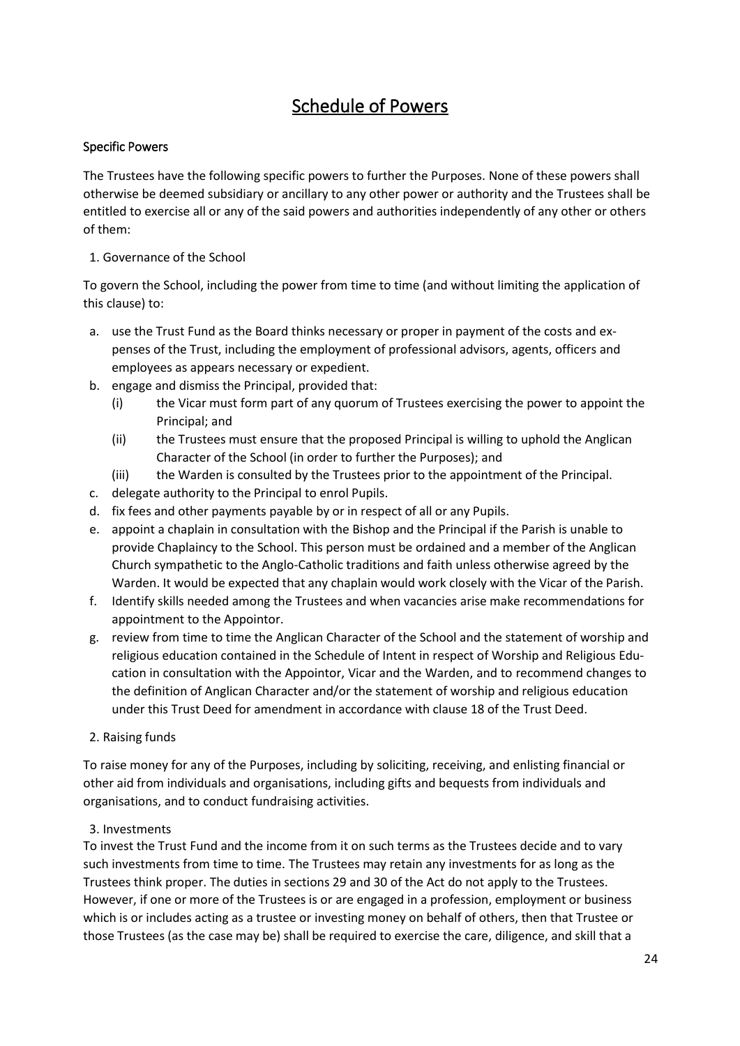# Schedule of Powers

### Specific Powers

The Trustees have the following specific powers to further the Purposes. None of these powers shall otherwise be deemed subsidiary or ancillary to any other power or authority and the Trustees shall be entitled to exercise all or any of the said powers and authorities independently of any other or others of them:

1. Governance of the School

To govern the School, including the power from time to time (and without limiting the application of this clause) to:

a. use the Trust Fund as the Board thinks necessary or proper in payment of the costs and expenses of the Trust, including the employment of professional advisors, agents, officers and employees as appears necessary or expedient.
b. engage and dismiss the Principal, provided that:
   (i) the Vicar must form part of any quorum of Trustees exercising the power to appoint the Principal; and
   (ii) the Trustees must ensure that the proposed Principal is willing to uphold the Anglican Character of the School (in order to further the Purposes); and
   (iii) the Warden is consulted by the Trustees prior to the appointment of the Principal.
c. delegate authority to the Principal to enrol Pupils.
d. fix fees and other payments payable by or in respect of all or any Pupils.
e. appoint a chaplain in consultation with the Bishop and the Principal if the Parish is unable to provide Chaplaincy to the School. This person must be ordained and a member of the Anglican Church sympathetic to the Anglo-Catholic traditions and faith unless otherwise agreed by the Warden. It would be expected that any chaplain would work closely with the Vicar of the Parish.
f. Identify skills needed among the Trustees and when vacancies arise make recommendations for appointment to the Appointor.
g. review from time to time the Anglican Character of the School and the statement of worship and religious education contained in the Schedule of Intent in respect of Worship and Religious Education in consultation with the Appointor, Vicar and the Warden, and to recommend changes to the definition of Anglican Character and/or the statement of worship and religious education under this Trust Deed for amendment in accordance with clause 18 of the Trust Deed.

2. Raising funds

To raise money for any of the Purposes, including by soliciting, receiving, and enlisting financial or other aid from individuals and organisations, including gifts and bequests from individuals and organisations, and to conduct fundraising activities.

3. Investments

To invest the Trust Fund and the income from it on such terms as the Trustees decide and to vary such investments from time to time. The Trustees may retain any investments for as long as the Trustees think proper. The duties in sections 29 and 30 of the Act do not apply to the Trustees. However, if one or more of the Trustees is or are engaged in a profession, employment or business which is or includes acting as a trustee or investing money on behalf of others, then that Trustee or those Trustees (as the case may be) shall be required to exercise the care, diligence, and skill that a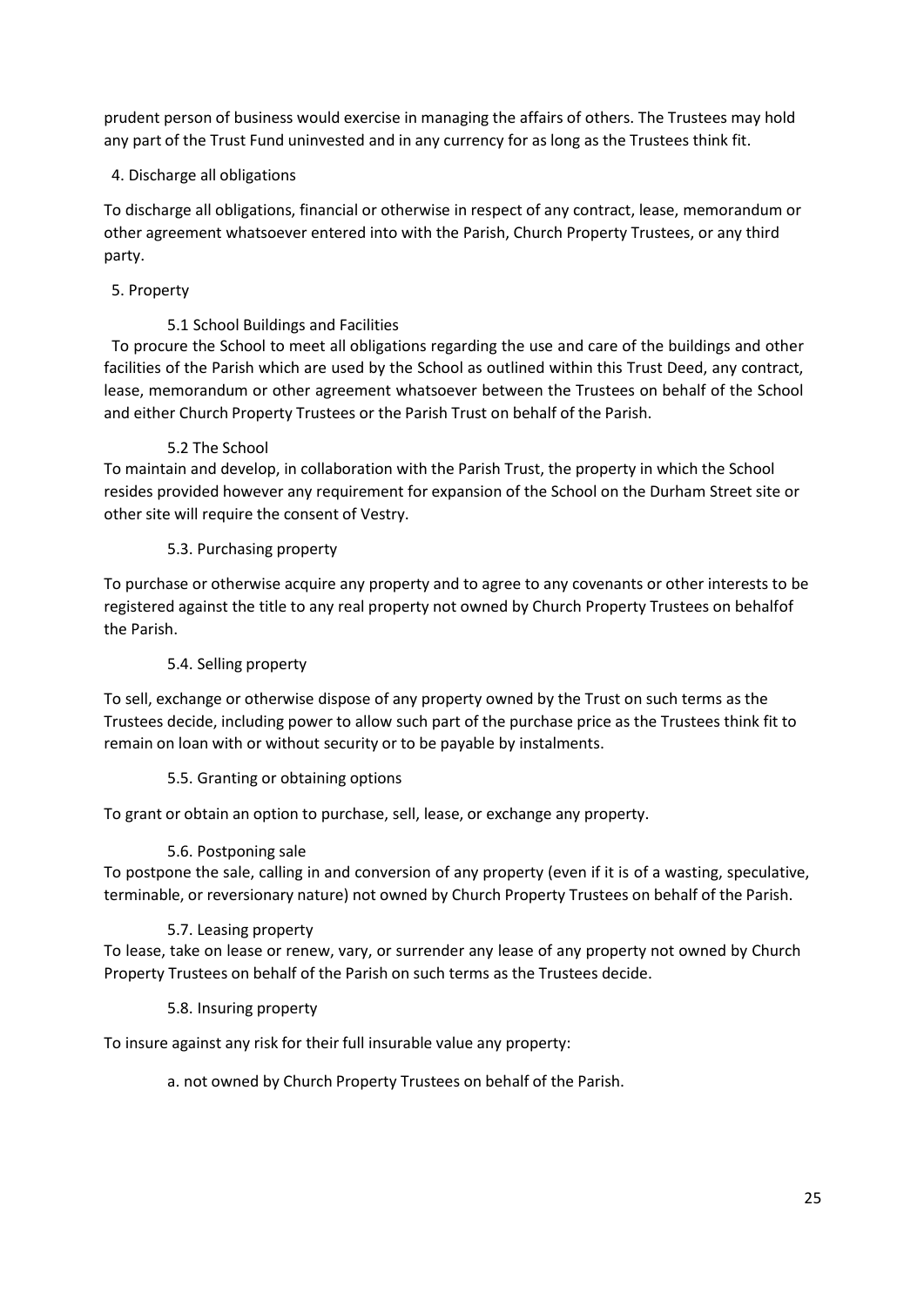prudent person of business would exercise in managing the affairs of others. The Trustees may hold any part of the Trust Fund uninvested and in any currency for as long as the Trustees think fit.

4. Discharge all obligations

To discharge all obligations, financial or otherwise in respect of any contract, lease, memorandum or other agreement whatsoever entered into with the Parish, Church Property Trustees, or any third party.

5. Property

5.1 School Buildings and Facilities

To procure the School to meet all obligations regarding the use and care of the buildings and other facilities of the Parish which are used by the School as outlined within this Trust Deed, any contract, lease, memorandum or other agreement whatsoever between the Trustees on behalf of the School and either Church Property Trustees or the Parish Trust on behalf of the Parish.

5.2 The School

To maintain and develop, in collaboration with the Parish Trust, the property in which the School resides provided however any requirement for expansion of the School on the Durham Street site or other site will require the consent of Vestry.

5.3. Purchasing property

To purchase or otherwise acquire any property and to agree to any covenants or other interests to be registered against the title to any real property not owned by Church Property Trustees on behalfof the Parish.

5.4. Selling property

To sell, exchange or otherwise dispose of any property owned by the Trust on such terms as the Trustees decide, including power to allow such part of the purchase price as the Trustees think fit to remain on loan with or without security or to be payable by instalments.

5.5. Granting or obtaining options

To grant or obtain an option to purchase, sell, lease, or exchange any property.

5.6. Postponing sale

To postpone the sale, calling in and conversion of any property (even if it is of a wasting, speculative, terminable, or reversionary nature) not owned by Church Property Trustees on behalf of the Parish.

5.7. Leasing property

To lease, take on lease or renew, vary, or surrender any lease of any property not owned by Church Property Trustees on behalf of the Parish on such terms as the Trustees decide.

5.8. Insuring property

To insure against any risk for their full insurable value any property:

a. not owned by Church Property Trustees on behalf of the Parish.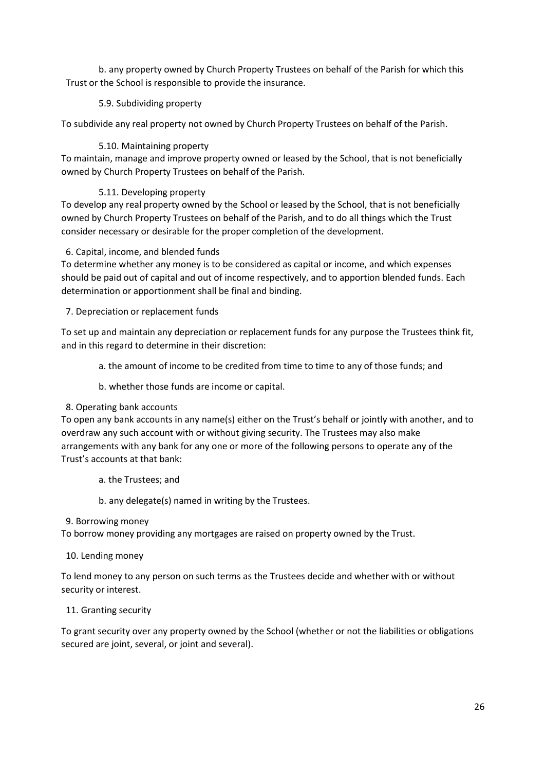b. any property owned by Church Property Trustees on behalf of the Parish for which this Trust or the School is responsible to provide the insurance.

5.9. Subdividing property

To subdivide any real property not owned by Church Property Trustees on behalf of the Parish.

5.10. Maintaining property

To maintain, manage and improve property owned or leased by the School, that is not beneficially owned by Church Property Trustees on behalf of the Parish.

5.11. Developing property

To develop any real property owned by the School or leased by the School, that is not beneficially owned by Church Property Trustees on behalf of the Parish, and to do all things which the Trust consider necessary or desirable for the proper completion of the development.

6. Capital, income, and blended funds

To determine whether any money is to be considered as capital or income, and which expenses should be paid out of capital and out of income respectively, and to apportion blended funds. Each determination or apportionment shall be final and binding.

7. Depreciation or replacement funds

To set up and maintain any depreciation or replacement funds for any purpose the Trustees think fit, and in this regard to determine in their discretion:

a. the amount of income to be credited from time to time to any of those funds; and

b. whether those funds are income or capital.

8. Operating bank accounts

To open any bank accounts in any name(s) either on the Trust's behalf or jointly with another, and to overdraw any such account with or without giving security. The Trustees may also make arrangements with any bank for any one or more of the following persons to operate any of the Trust's accounts at that bank:

a. the Trustees; and

b. any delegate(s) named in writing by the Trustees.

9. Borrowing money

To borrow money providing any mortgages are raised on property owned by the Trust.

10. Lending money

To lend money to any person on such terms as the Trustees decide and whether with or without security or interest.

11. Granting security

To grant security over any property owned by the School (whether or not the liabilities or obligations secured are joint, several, or joint and several).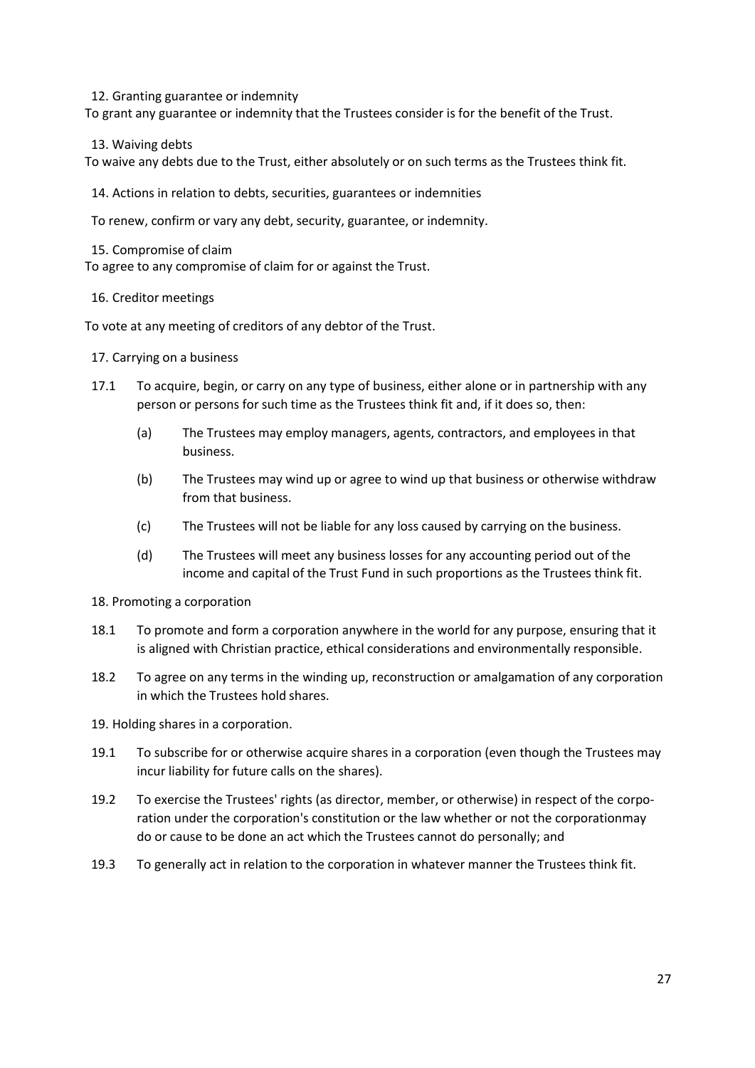12. Granting guarantee or indemnity

To grant any guarantee or indemnity that the Trustees consider is for the benefit of the Trust.

13. Waiving debts

To waive any debts due to the Trust, either absolutely or on such terms as the Trustees think fit.

14. Actions in relation to debts, securities, guarantees or indemnities

To renew, confirm or vary any debt, security, guarantee, or indemnity.

15. Compromise of claim

To agree to any compromise of claim for or against the Trust.

16. Creditor meetings

To vote at any meeting of creditors of any debtor of the Trust.

17. Carrying on a business

17.1 To acquire, begin, or carry on any type of business, either alone or in partnership with any person or persons for such time as the Trustees think fit and, if it does so, then:

- (a) The Trustees may employ managers, agents, contractors, and employees in that business.
- (b) The Trustees may wind up or agree to wind up that business or otherwise withdraw from that business.
- (c) The Trustees will not be liable for any loss caused by carrying on the business.
- (d) The Trustees will meet any business losses for any accounting period out of the income and capital of the Trust Fund in such proportions as the Trustees think fit.

18. Promoting a corporation

18.1 To promote and form a corporation anywhere in the world for any purpose, ensuring that it is aligned with Christian practice, ethical considerations and environmentally responsible.

18.2 To agree on any terms in the winding up, reconstruction or amalgamation of any corporation in which the Trustees hold shares.

19. Holding shares in a corporation.

19.1 To subscribe for or otherwise acquire shares in a corporation (even though the Trustees may incur liability for future calls on the shares).

19.2 To exercise the Trustees' rights (as director, member, or otherwise) in respect of the corporation under the corporation's constitution or the law whether or not the corporationmay do or cause to be done an act which the Trustees cannot do personally; and

19.3 To generally act in relation to the corporation in whatever manner the Trustees think fit.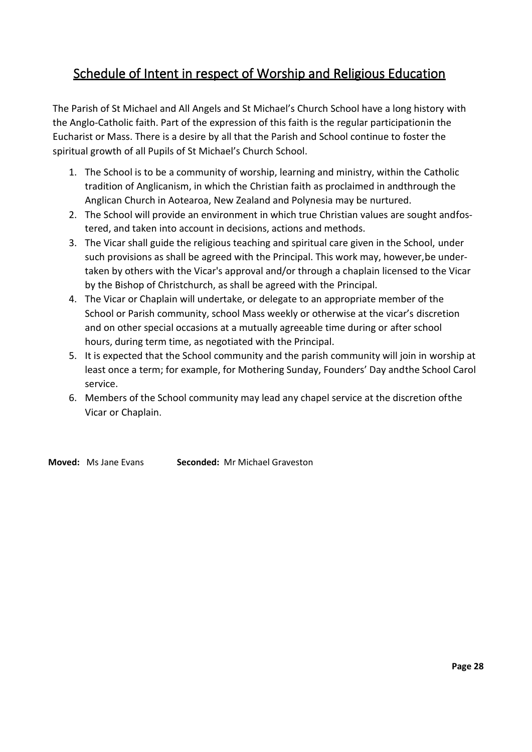## Schedule of Intent in respect of Worship and Religious Education

The Parish of St Michael and All Angels and St Michael's Church School have a long history with the Anglo-Catholic faith. Part of the expression of this faith is the regular participationin the Eucharist or Mass. There is a desire by all that the Parish and School continue to foster the spiritual growth of all Pupils of St Michael's Church School.

1. The School is to be a community of worship, learning and ministry, within the Catholic tradition of Anglicanism, in which the Christian faith as proclaimed in andthrough the Anglican Church in Aotearoa, New Zealand and Polynesia may be nurtured.
2. The School will provide an environment in which true Christian values are sought andfostered, and taken into account in decisions, actions and methods.
3. The Vicar shall guide the religious teaching and spiritual care given in the School, under such provisions as shall be agreed with the Principal. This work may, however,be undertaken by others with the Vicar's approval and/or through a chaplain licensed to the Vicar by the Bishop of Christchurch, as shall be agreed with the Principal.
4. The Vicar or Chaplain will undertake, or delegate to an appropriate member of the School or Parish community, school Mass weekly or otherwise at the vicar's discretion and on other special occasions at a mutually agreeable time during or after school hours, during term time, as negotiated with the Principal.
5. It is expected that the School community and the parish community will join in worship at least once a term; for example, for Mothering Sunday, Founders' Day andthe School Carol service.
6. Members of the School community may lead any chapel service at the discretion ofthe Vicar or Chaplain.

**Moved:** Ms Jane Evans **Seconded:** Mr Michael Graveston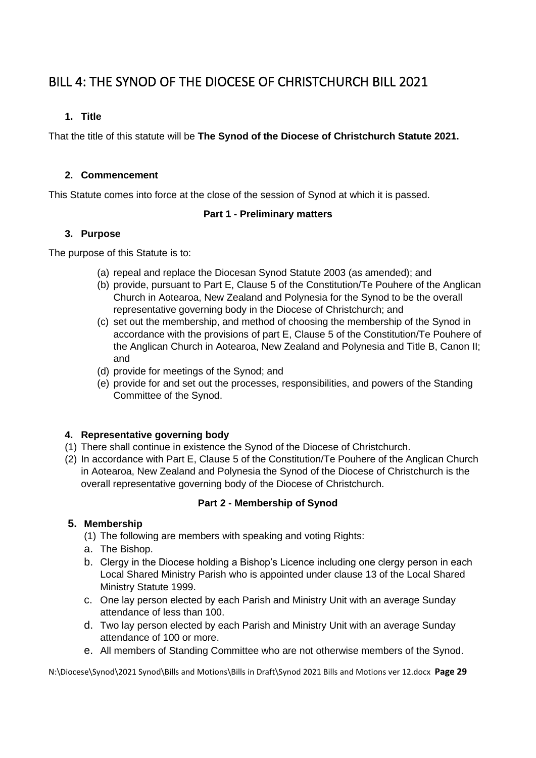# BILL 4: THE SYNOD OF THE DIOCESE OF CHRISTCHURCH BILL 2021

**1. Title**

That the title of this statute will be **The Synod of the Diocese of Christchurch Statute 2021.**

**2. Commencement**

This Statute comes into force at the close of the session of Synod at which it is passed.

**Part 1 - Preliminary matters**

**3. Purpose**

The purpose of this Statute is to:

(a) repeal and replace the Diocesan Synod Statute 2003 (as amended); and
(b) provide, pursuant to Part E, Clause 5 of the Constitution/Te Pouhere of the Anglican Church in Aotearoa, New Zealand and Polynesia for the Synod to be the overall representative governing body in the Diocese of Christchurch; and
(c) set out the membership, and method of choosing the membership of the Synod in accordance with the provisions of part E, Clause 5 of the Constitution/Te Pouhere of the Anglican Church in Aotearoa, New Zealand and Polynesia and Title B, Canon II; and
(d) provide for meetings of the Synod; and
(e) provide for and set out the processes, responsibilities, and powers of the Standing Committee of the Synod.

**4. Representative governing body**

(1) There shall continue in existence the Synod of the Diocese of Christchurch.
(2) In accordance with Part E, Clause 5 of the Constitution/Te Pouhere of the Anglican Church in Aotearoa, New Zealand and Polynesia the Synod of the Diocese of Christchurch is the overall representative governing body of the Diocese of Christchurch.

**Part 2 - Membership of Synod**

**5. Membership**

(1) The following are members with speaking and voting Rights:

a. The Bishop.
b. Clergy in the Diocese holding a Bishop's Licence including one clergy person in each Local Shared Ministry Parish who is appointed under clause 13 of the Local Shared Ministry Statute 1999.
c. One lay person elected by each Parish and Ministry Unit with an average Sunday attendance of less than 100.
d. Two lay person elected by each Parish and Ministry Unit with an average Sunday attendance of 100 or more.
e. All members of Standing Committee who are not otherwise members of the Synod.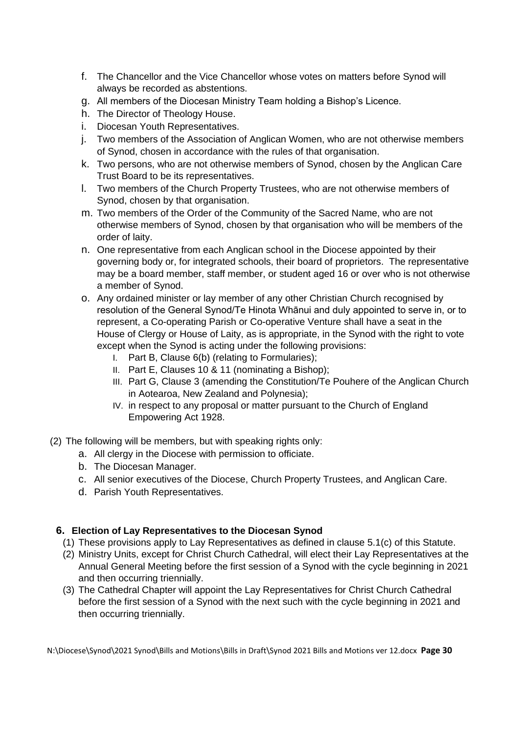f. The Chancellor and the Vice Chancellor whose votes on matters before Synod will always be recorded as abstentions.
g. All members of the Diocesan Ministry Team holding a Bishop's Licence.
h. The Director of Theology House.
i. Diocesan Youth Representatives.
j. Two members of the Association of Anglican Women, who are not otherwise members of Synod, chosen in accordance with the rules of that organisation.
k. Two persons, who are not otherwise members of Synod, chosen by the Anglican Care Trust Board to be its representatives.
l. Two members of the Church Property Trustees, who are not otherwise members of Synod, chosen by that organisation.
m. Two members of the Order of the Community of the Sacred Name, who are not otherwise members of Synod, chosen by that organisation who will be members of the order of laity.
n. One representative from each Anglican school in the Diocese appointed by their governing body or, for integrated schools, their board of proprietors. The representative may be a board member, staff member, or student aged 16 or over who is not otherwise a member of Synod.
o. Any ordained minister or lay member of any other Christian Church recognised by resolution of the General Synod/Te Hinota Whānui and duly appointed to serve in, or to represent, a Co-operating Parish or Co-operative Venture shall have a seat in the House of Clergy or House of Laity, as is appropriate, in the Synod with the right to vote except when the Synod is acting under the following provisions:
   I. Part B, Clause 6(b) (relating to Formularies);
   II. Part E, Clauses 10 & 11 (nominating a Bishop);
   III. Part G, Clause 3 (amending the Constitution/Te Pouhere of the Anglican Church in Aotearoa, New Zealand and Polynesia);
   IV. in respect to any proposal or matter pursuant to the Church of England Empowering Act 1928.

(2) The following will be members, but with speaking rights only:
   a. All clergy in the Diocese with permission to officiate.
   b. The Diocesan Manager.
   c. All senior executives of the Diocese, Church Property Trustees, and Anglican Care.
   d. Parish Youth Representatives.

### 6. Election of Lay Representatives to the Diocesan Synod

(1) These provisions apply to Lay Representatives as defined in clause 5.1(c) of this Statute.
(2) Ministry Units, except for Christ Church Cathedral, will elect their Lay Representatives at the Annual General Meeting before the first session of a Synod with the cycle beginning in 2021 and then occurring triennially.
(3) The Cathedral Chapter will appoint the Lay Representatives for Christ Church Cathedral before the first session of a Synod with the next such with the cycle beginning in 2021 and then occurring triennially.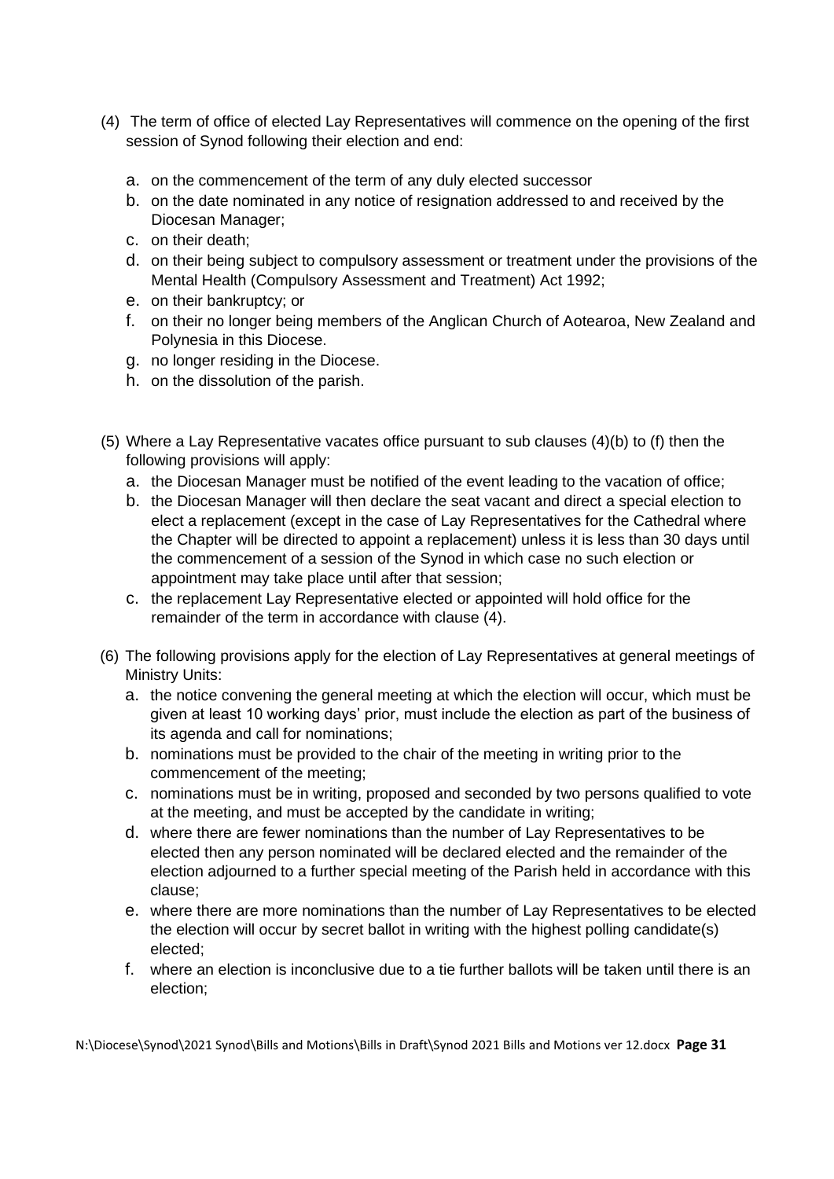(4) The term of office of elected Lay Representatives will commence on the opening of the first session of Synod following their election and end:

   a. on the commencement of the term of any duly elected successor
   b. on the date nominated in any notice of resignation addressed to and received by the Diocesan Manager;
   c. on their death;
   d. on their being subject to compulsory assessment or treatment under the provisions of the Mental Health (Compulsory Assessment and Treatment) Act 1992;
   e. on their bankruptcy; or
   f. on their no longer being members of the Anglican Church of Aotearoa, New Zealand and Polynesia in this Diocese.
   g. no longer residing in the Diocese.
   h. on the dissolution of the parish.

(5) Where a Lay Representative vacates office pursuant to sub clauses (4)(b) to (f) then the following provisions will apply:

   a. the Diocesan Manager must be notified of the event leading to the vacation of office;
   b. the Diocesan Manager will then declare the seat vacant and direct a special election to elect a replacement (except in the case of Lay Representatives for the Cathedral where the Chapter will be directed to appoint a replacement) unless it is less than 30 days until the commencement of a session of the Synod in which case no such election or appointment may take place until after that session;
   c. the replacement Lay Representative elected or appointed will hold office for the remainder of the term in accordance with clause (4).

(6) The following provisions apply for the election of Lay Representatives at general meetings of Ministry Units:

   a. the notice convening the general meeting at which the election will occur, which must be given at least 10 working days' prior, must include the election as part of the business of its agenda and call for nominations;
   b. nominations must be provided to the chair of the meeting in writing prior to the commencement of the meeting;
   c. nominations must be in writing, proposed and seconded by two persons qualified to vote at the meeting, and must be accepted by the candidate in writing;
   d. where there are fewer nominations than the number of Lay Representatives to be elected then any person nominated will be declared elected and the remainder of the election adjourned to a further special meeting of the Parish held in accordance with this clause;
   e. where there are more nominations than the number of Lay Representatives to be elected the election will occur by secret ballot in writing with the highest polling candidate(s) elected;
   f. where an election is inconclusive due to a tie further ballots will be taken until there is an election;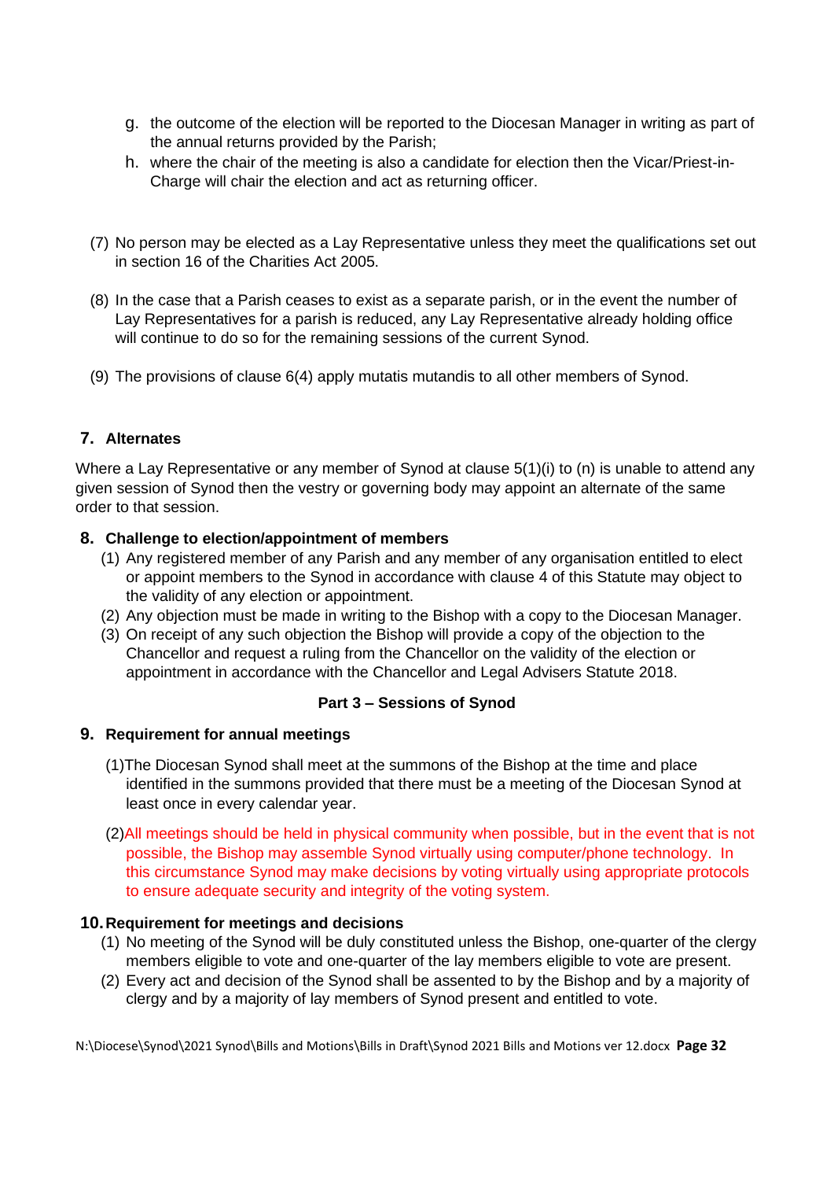g. the outcome of the election will be reported to the Diocesan Manager in writing as part of the annual returns provided by the Parish;
h. where the chair of the meeting is also a candidate for election then the Vicar/Priest-in-Charge will chair the election and act as returning officer.

(7) No person may be elected as a Lay Representative unless they meet the qualifications set out in section 16 of the Charities Act 2005.

(8) In the case that a Parish ceases to exist as a separate parish, or in the event the number of Lay Representatives for a parish is reduced, any Lay Representative already holding office will continue to do so for the remaining sessions of the current Synod.

(9) The provisions of clause 6(4) apply mutatis mutandis to all other members of Synod.

### 7. Alternates

Where a Lay Representative or any member of Synod at clause 5(1)(i) to (n) is unable to attend any given session of Synod then the vestry or governing body may appoint an alternate of the same order to that session.

### 8. Challenge to election/appointment of members

(1) Any registered member of any Parish and any member of any organisation entitled to elect or appoint members to the Synod in accordance with clause 4 of this Statute may object to the validity of any election or appointment.
(2) Any objection must be made in writing to the Bishop with a copy to the Diocesan Manager.
(3) On receipt of any such objection the Bishop will provide a copy of the objection to the Chancellor and request a ruling from the Chancellor on the validity of the election or appointment in accordance with the Chancellor and Legal Advisers Statute 2018.

## Part 3 – Sessions of Synod

### 9. Requirement for annual meetings

(1) The Diocesan Synod shall meet at the summons of the Bishop at the time and place identified in the summons provided that there must be a meeting of the Diocesan Synod at least once in every calendar year.

(2) All meetings should be held in physical community when possible, but in the event that is not possible, the Bishop may assemble Synod virtually using computer/phone technology. In this circumstance Synod may make decisions by voting virtually using appropriate protocols to ensure adequate security and integrity of the voting system.

### 10. Requirement for meetings and decisions

(1) No meeting of the Synod will be duly constituted unless the Bishop, one-quarter of the clergy members eligible to vote and one-quarter of the lay members eligible to vote are present.
(2) Every act and decision of the Synod shall be assented to by the Bishop and by a majority of clergy and by a majority of lay members of Synod present and entitled to vote.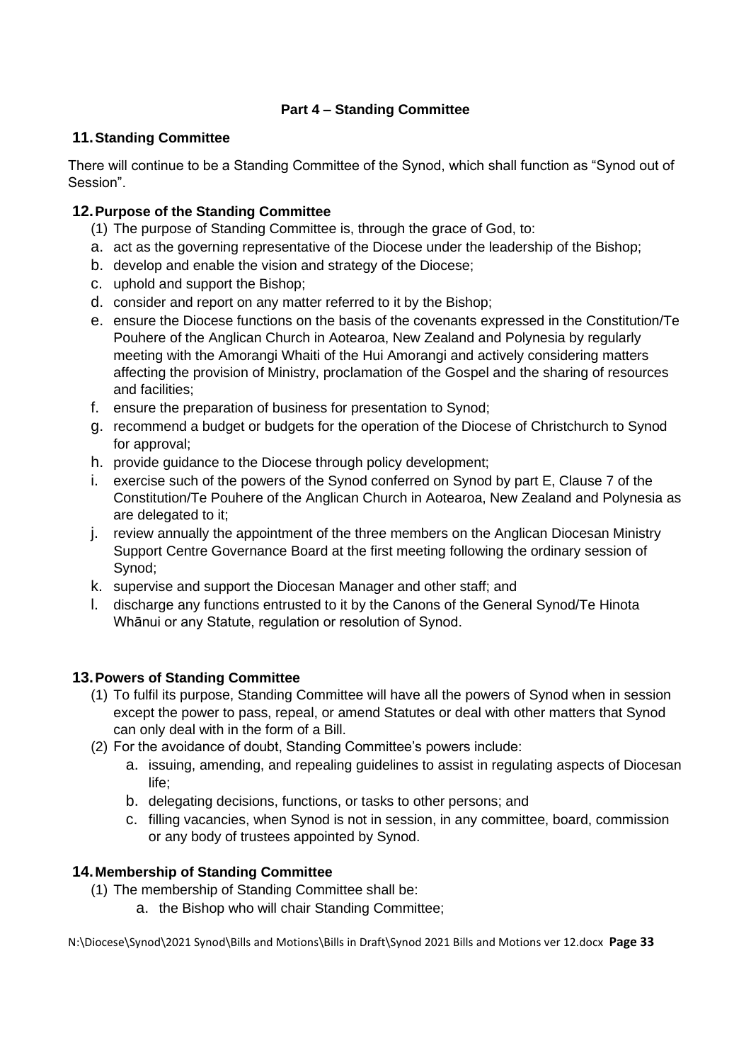**Part 4 – Standing Committee**

## 11. Standing Committee

There will continue to be a Standing Committee of the Synod, which shall function as "Synod out of Session".

## 12. Purpose of the Standing Committee

(1) The purpose of Standing Committee is, through the grace of God, to:

a. act as the governing representative of the Diocese under the leadership of the Bishop;

b. develop and enable the vision and strategy of the Diocese;

c. uphold and support the Bishop;

d. consider and report on any matter referred to it by the Bishop;

e. ensure the Diocese functions on the basis of the covenants expressed in the Constitution/Te Pouhere of the Anglican Church in Aotearoa, New Zealand and Polynesia by regularly meeting with the Amorangi Whaiti of the Hui Amorangi and actively considering matters affecting the provision of Ministry, proclamation of the Gospel and the sharing of resources and facilities;

f. ensure the preparation of business for presentation to Synod;

g. recommend a budget or budgets for the operation of the Diocese of Christchurch to Synod for approval;

h. provide guidance to the Diocese through policy development;

i. exercise such of the powers of the Synod conferred on Synod by part E, Clause 7 of the Constitution/Te Pouhere of the Anglican Church in Aotearoa, New Zealand and Polynesia as are delegated to it;

j. review annually the appointment of the three members on the Anglican Diocesan Ministry Support Centre Governance Board at the first meeting following the ordinary session of Synod;

k. supervise and support the Diocesan Manager and other staff; and

l. discharge any functions entrusted to it by the Canons of the General Synod/Te Hinota Whānui or any Statute, regulation or resolution of Synod.

## 13. Powers of Standing Committee

(1) To fulfil its purpose, Standing Committee will have all the powers of Synod when in session except the power to pass, repeal, or amend Statutes or deal with other matters that Synod can only deal with in the form of a Bill.

(2) For the avoidance of doubt, Standing Committee's powers include:

  a. issuing, amending, and repealing guidelines to assist in regulating aspects of Diocesan life;
  
  b. delegating decisions, functions, or tasks to other persons; and
  
  c. filling vacancies, when Synod is not in session, in any committee, board, commission or any body of trustees appointed by Synod.

## 14. Membership of Standing Committee

(1) The membership of Standing Committee shall be:

  a. the Bishop who will chair Standing Committee;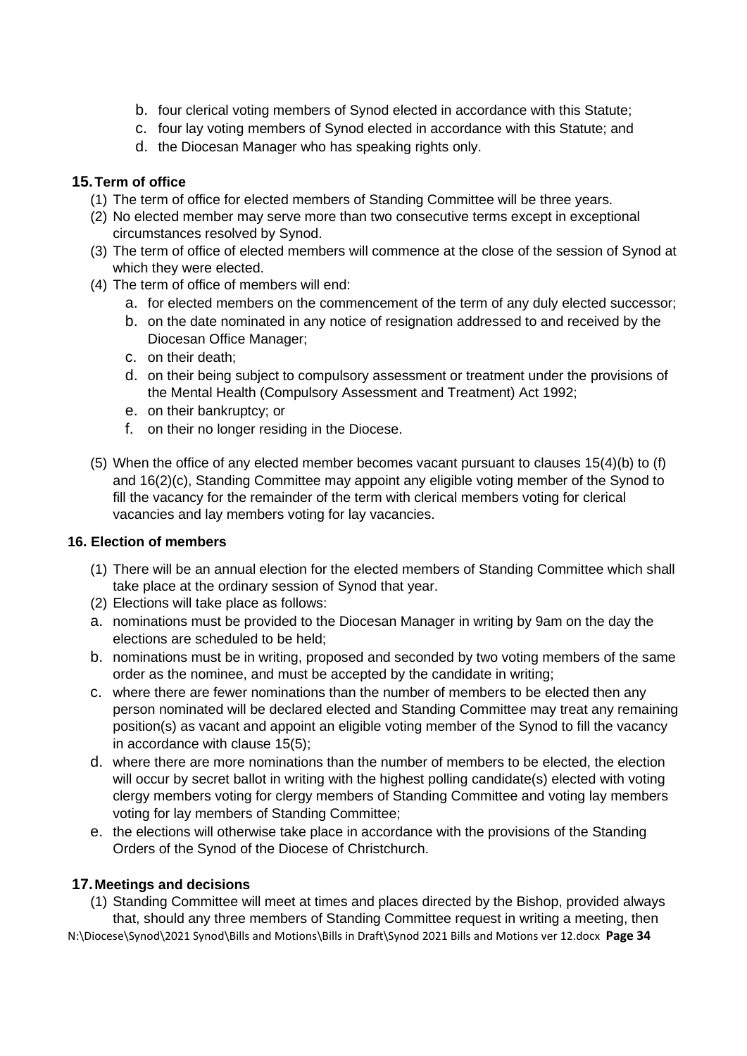b. four clerical voting members of Synod elected in accordance with this Statute;
c. four lay voting members of Synod elected in accordance with this Statute; and
d. the Diocesan Manager who has speaking rights only.

### 15. Term of office

(1) The term of office for elected members of Standing Committee will be three years.
(2) No elected member may serve more than two consecutive terms except in exceptional circumstances resolved by Synod.
(3) The term of office of elected members will commence at the close of the session of Synod at which they were elected.
(4) The term of office of members will end:
   a. for elected members on the commencement of the term of any duly elected successor;
   b. on the date nominated in any notice of resignation addressed to and received by the Diocesan Office Manager;
   c. on their death;
   d. on their being subject to compulsory assessment or treatment under the provisions of the Mental Health (Compulsory Assessment and Treatment) Act 1992;
   e. on their bankruptcy; or
   f. on their no longer residing in the Diocese.

(5) When the office of any elected member becomes vacant pursuant to clauses 15(4)(b) to (f) and 16(2)(c), Standing Committee may appoint any eligible voting member of the Synod to fill the vacancy for the remainder of the term with clerical members voting for clerical vacancies and lay members voting for lay vacancies.

### 16. Election of members

(1) There will be an annual election for the elected members of Standing Committee which shall take place at the ordinary session of Synod that year.
(2) Elections will take place as follows:

a. nominations must be provided to the Diocesan Manager in writing by 9am on the day the elections are scheduled to be held;
b. nominations must be in writing, proposed and seconded by two voting members of the same order as the nominee, and must be accepted by the candidate in writing;
c. where there are fewer nominations than the number of members to be elected then any person nominated will be declared elected and Standing Committee may treat any remaining position(s) as vacant and appoint an eligible voting member of the Synod to fill the vacancy in accordance with clause 15(5);
d. where there are more nominations than the number of members to be elected, the election will occur by secret ballot in writing with the highest polling candidate(s) elected with voting clergy members voting for clergy members of Standing Committee and voting lay members voting for lay members of Standing Committee;
e. the elections will otherwise take place in accordance with the provisions of the Standing Orders of the Synod of the Diocese of Christchurch.

### 17. Meetings and decisions

(1) Standing Committee will meet at times and places directed by the Bishop, provided always that, should any three members of Standing Committee request in writing a meeting, then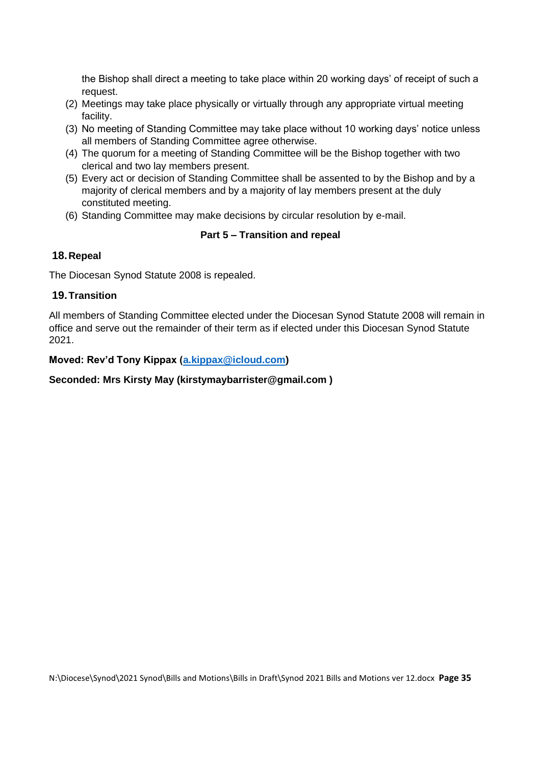the Bishop shall direct a meeting to take place within 20 working days' of receipt of such a request.

(2) Meetings may take place physically or virtually through any appropriate virtual meeting facility.

(3) No meeting of Standing Committee may take place without 10 working days' notice unless all members of Standing Committee agree otherwise.

(4) The quorum for a meeting of Standing Committee will be the Bishop together with two clerical and two lay members present.

(5) Every act or decision of Standing Committee shall be assented to by the Bishop and by a majority of clerical members and by a majority of lay members present at the duly constituted meeting.

(6) Standing Committee may make decisions by circular resolution by e-mail.

**Part 5 – Transition and repeal**

### 18. Repeal

The Diocesan Synod Statute 2008 is repealed.

### 19. Transition

All members of Standing Committee elected under the Diocesan Synod Statute 2008 will remain in office and serve out the remainder of their term as if elected under this Diocesan Synod Statute 2021.

**Moved: Rev'd Tony Kippax (a.kippax@icloud.com)**

**Seconded: Mrs Kirsty May (kirstymaybarrister@gmail.com )**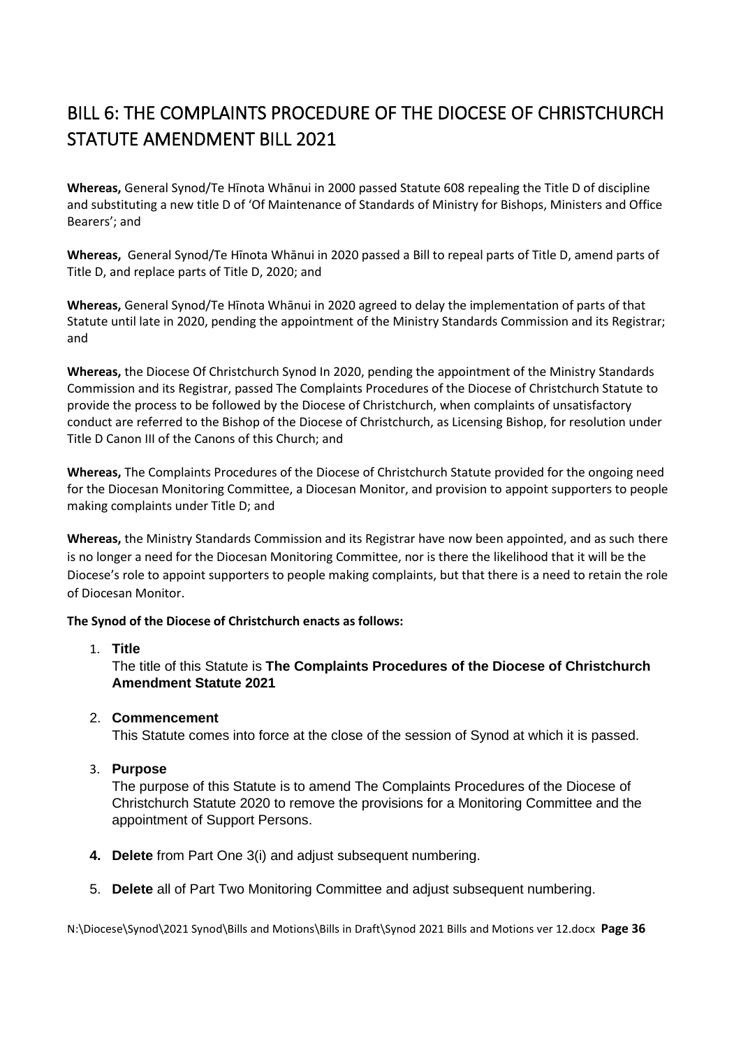# BILL 6: THE COMPLAINTS PROCEDURE OF THE DIOCESE OF CHRISTCHURCH STATUTE AMENDMENT BILL 2021

**Whereas,** General Synod/Te Hīnota Whānui in 2000 passed Statute 608 repealing the Title D of discipline and substituting a new title D of 'Of Maintenance of Standards of Ministry for Bishops, Ministers and Office Bearers'; and

**Whereas,** General Synod/Te Hīnota Whānui in 2020 passed a Bill to repeal parts of Title D, amend parts of Title D, and replace parts of Title D, 2020; and

**Whereas,** General Synod/Te Hīnota Whānui in 2020 agreed to delay the implementation of parts of that Statute until late in 2020, pending the appointment of the Ministry Standards Commission and its Registrar; and

**Whereas,** the Diocese Of Christchurch Synod In 2020, pending the appointment of the Ministry Standards Commission and its Registrar, passed The Complaints Procedures of the Diocese of Christchurch Statute to provide the process to be followed by the Diocese of Christchurch, when complaints of unsatisfactory conduct are referred to the Bishop of the Diocese of Christchurch, as Licensing Bishop, for resolution under Title D Canon III of the Canons of this Church; and

**Whereas,** The Complaints Procedures of the Diocese of Christchurch Statute provided for the ongoing need for the Diocesan Monitoring Committee, a Diocesan Monitor, and provision to appoint supporters to people making complaints under Title D; and

**Whereas,** the Ministry Standards Commission and its Registrar have now been appointed, and as such there is no longer a need for the Diocesan Monitoring Committee, nor is there the likelihood that it will be the Diocese's role to appoint supporters to people making complaints, but that there is a need to retain the role of Diocesan Monitor.

**The Synod of the Diocese of Christchurch enacts as follows:**

1. **Title**
   The title of this Statute is **The Complaints Procedures of the Diocese of Christchurch Amendment Statute 2021**

2. **Commencement**
   This Statute comes into force at the close of the session of Synod at which it is passed.

3. **Purpose**
   The purpose of this Statute is to amend The Complaints Procedures of the Diocese of Christchurch Statute 2020 to remove the provisions for a Monitoring Committee and the appointment of Support Persons.

4. **Delete** from Part One 3(i) and adjust subsequent numbering.

5. **Delete** all of Part Two Monitoring Committee and adjust subsequent numbering.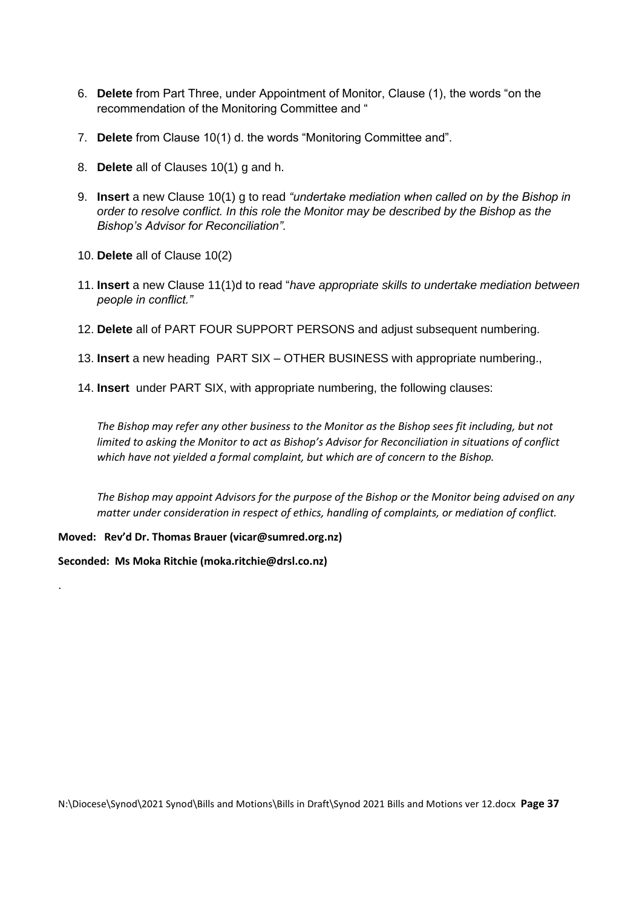6. **Delete** from Part Three, under Appointment of Monitor, Clause (1), the words "on the recommendation of the Monitoring Committee and "

7. **Delete** from Clause 10(1) d. the words "Monitoring Committee and".

8. **Delete** all of Clauses 10(1) g and h.

9. **Insert** a new Clause 10(1) g to read *"undertake mediation when called on by the Bishop in order to resolve conflict. In this role the Monitor may be described by the Bishop as the Bishop's Advisor for Reconciliation".*

10. **Delete** all of Clause 10(2)

11. **Insert** a new Clause 11(1)d to read "*have appropriate skills to undertake mediation between people in conflict."*

12. **Delete** all of PART FOUR SUPPORT PERSONS and adjust subsequent numbering.

13. **Insert** a new heading PART SIX – OTHER BUSINESS with appropriate numbering.,

14. **Insert** under PART SIX, with appropriate numbering, the following clauses:

    *The Bishop may refer any other business to the Monitor as the Bishop sees fit including, but not limited to asking the Monitor to act as Bishop's Advisor for Reconciliation in situations of conflict which have not yielded a formal complaint, but which are of concern to the Bishop.*

    *The Bishop may appoint Advisors for the purpose of the Bishop or the Monitor being advised on any matter under consideration in respect of ethics, handling of complaints, or mediation of conflict.*

**Moved: Rev'd Dr. Thomas Brauer (vicar@sumred.org.nz)**

**Seconded: Ms Moka Ritchie (moka.ritchie@drsl.co.nz)**

.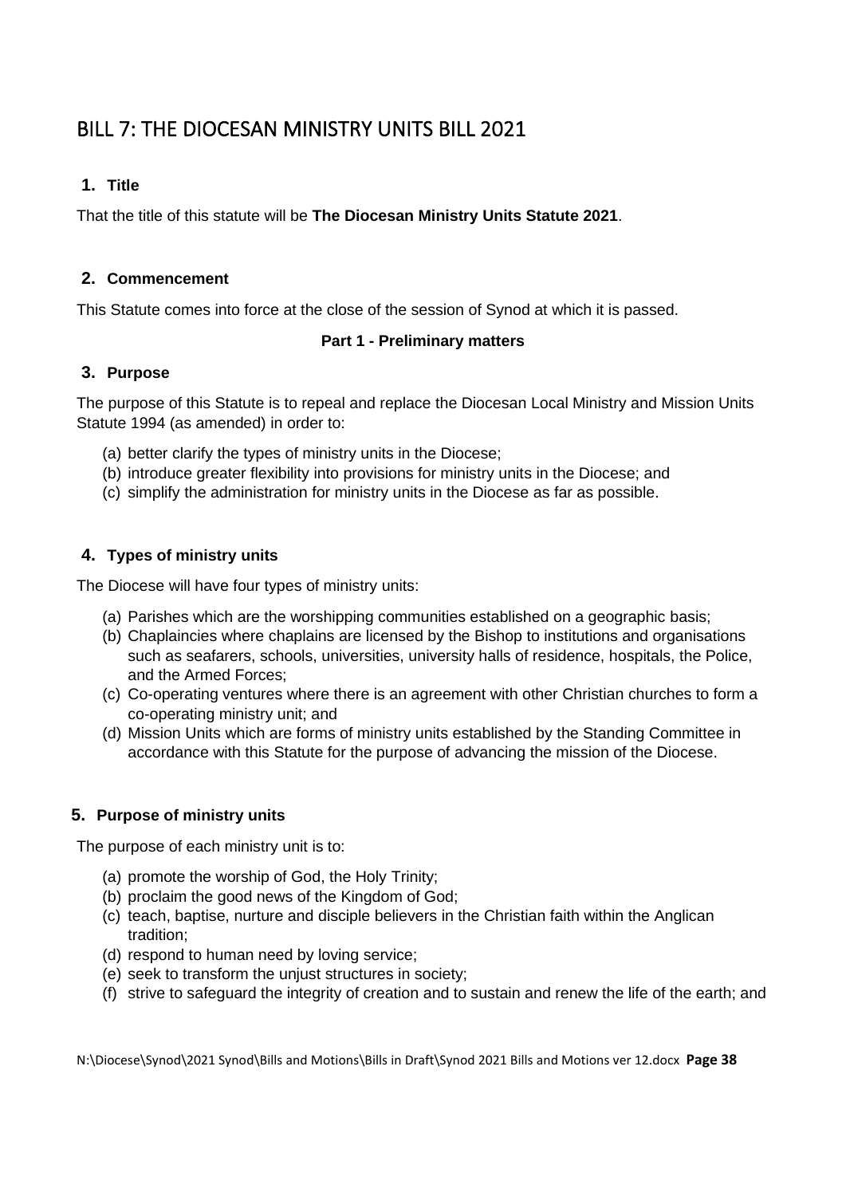# BILL 7: THE DIOCESAN MINISTRY UNITS BILL 2021

### 1. Title

That the title of this statute will be **The Diocesan Ministry Units Statute 2021**.

### 2. Commencement

This Statute comes into force at the close of the session of Synod at which it is passed.

**Part 1 - Preliminary matters**

### 3. Purpose

The purpose of this Statute is to repeal and replace the Diocesan Local Ministry and Mission Units Statute 1994 (as amended) in order to:

(a) better clarify the types of ministry units in the Diocese;
(b) introduce greater flexibility into provisions for ministry units in the Diocese; and
(c) simplify the administration for ministry units in the Diocese as far as possible.

### 4. Types of ministry units

The Diocese will have four types of ministry units:

(a) Parishes which are the worshipping communities established on a geographic basis;
(b) Chaplaincies where chaplains are licensed by the Bishop to institutions and organisations such as seafarers, schools, universities, university halls of residence, hospitals, the Police, and the Armed Forces;
(c) Co-operating ventures where there is an agreement with other Christian churches to form a co-operating ministry unit; and
(d) Mission Units which are forms of ministry units established by the Standing Committee in accordance with this Statute for the purpose of advancing the mission of the Diocese.

### 5. Purpose of ministry units

The purpose of each ministry unit is to:

(a) promote the worship of God, the Holy Trinity;
(b) proclaim the good news of the Kingdom of God;
(c) teach, baptise, nurture and disciple believers in the Christian faith within the Anglican tradition;
(d) respond to human need by loving service;
(e) seek to transform the unjust structures in society;
(f) strive to safeguard the integrity of creation and to sustain and renew the life of the earth; and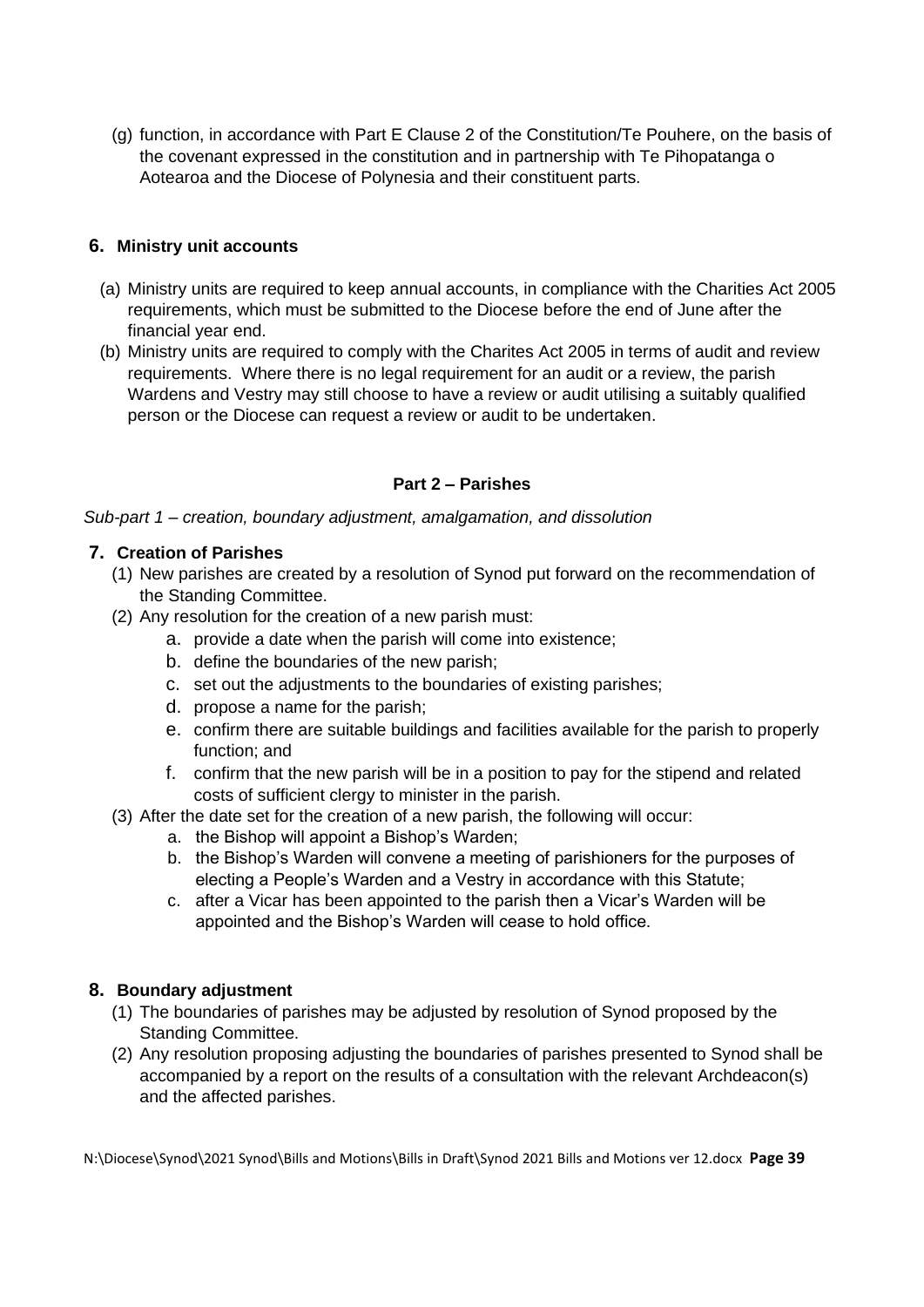(g) function, in accordance with Part E Clause 2 of the Constitution/Te Pouhere, on the basis of the covenant expressed in the constitution and in partnership with Te Pihopatanga o Aotearoa and the Diocese of Polynesia and their constituent parts.

### 6. Ministry unit accounts

(a) Ministry units are required to keep annual accounts, in compliance with the Charities Act 2005 requirements, which must be submitted to the Diocese before the end of June after the financial year end.

(b) Ministry units are required to comply with the Charites Act 2005 in terms of audit and review requirements. Where there is no legal requirement for an audit or a review, the parish Wardens and Vestry may still choose to have a review or audit utilising a suitably qualified person or the Diocese can request a review or audit to be undertaken.

## Part 2 – Parishes

*Sub-part 1 – creation, boundary adjustment, amalgamation, and dissolution*

### 7. Creation of Parishes

(1) New parishes are created by a resolution of Synod put forward on the recommendation of the Standing Committee.

(2) Any resolution for the creation of a new parish must:

a. provide a date when the parish will come into existence;
b. define the boundaries of the new parish;
c. set out the adjustments to the boundaries of existing parishes;
d. propose a name for the parish;
e. confirm there are suitable buildings and facilities available for the parish to properly function; and
f. confirm that the new parish will be in a position to pay for the stipend and related costs of sufficient clergy to minister in the parish.

(3) After the date set for the creation of a new parish, the following will occur:

a. the Bishop will appoint a Bishop's Warden;
b. the Bishop's Warden will convene a meeting of parishioners for the purposes of electing a People's Warden and a Vestry in accordance with this Statute;
c. after a Vicar has been appointed to the parish then a Vicar's Warden will be appointed and the Bishop's Warden will cease to hold office.

### 8. Boundary adjustment

(1) The boundaries of parishes may be adjusted by resolution of Synod proposed by the Standing Committee.

(2) Any resolution proposing adjusting the boundaries of parishes presented to Synod shall be accompanied by a report on the results of a consultation with the relevant Archdeacon(s) and the affected parishes.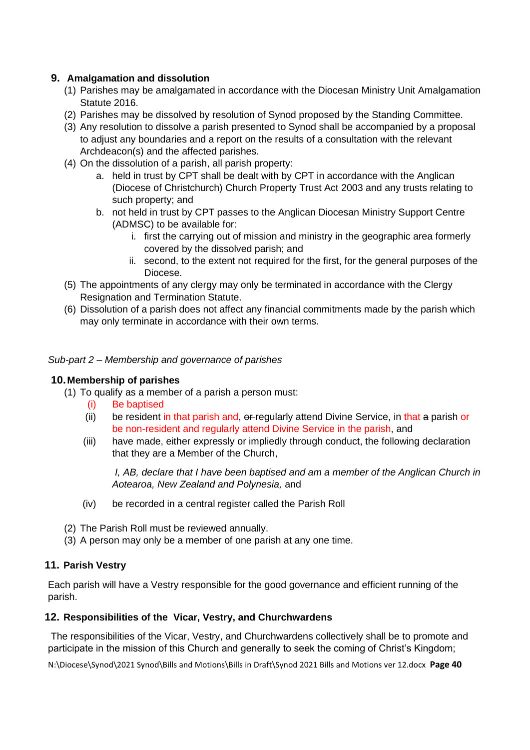## 9. Amalgamation and dissolution

(1) Parishes may be amalgamated in accordance with the Diocesan Ministry Unit Amalgamation Statute 2016.

(2) Parishes may be dissolved by resolution of Synod proposed by the Standing Committee.

(3) Any resolution to dissolve a parish presented to Synod shall be accompanied by a proposal to adjust any boundaries and a report on the results of a consultation with the relevant Archdeacon(s) and the affected parishes.

(4) On the dissolution of a parish, all parish property:

  a. held in trust by CPT shall be dealt with by CPT in accordance with the Anglican (Diocese of Christchurch) Church Property Trust Act 2003 and any trusts relating to such property; and

  b. not held in trust by CPT passes to the Anglican Diocesan Ministry Support Centre (ADMSC) to be available for:

    i. first the carrying out of mission and ministry in the geographic area formerly covered by the dissolved parish; and

    ii. second, to the extent not required for the first, for the general purposes of the Diocese.

(5) The appointments of any clergy may only be terminated in accordance with the Clergy Resignation and Termination Statute.

(6) Dissolution of a parish does not affect any financial commitments made by the parish which may only terminate in accordance with their own terms.

*Sub-part 2 – Membership and governance of parishes*

## 10. Membership of parishes

(1) To qualify as a member of a parish a person must:

  (i) Be baptised

  (ii) be resident in that parish and, ~~or~~ regularly attend Divine Service, in that ~~a~~ parish or be non-resident and regularly attend Divine Service in the parish, and

  (iii) have made, either expressly or impliedly through conduct, the following declaration that they are a Member of the Church,

  *I, AB, declare that I have been baptised and am a member of the Anglican Church in Aotearoa, New Zealand and Polynesia,* and

  (iv) be recorded in a central register called the Parish Roll

(2) The Parish Roll must be reviewed annually.

(3) A person may only be a member of one parish at any one time.

## 11. Parish Vestry

Each parish will have a Vestry responsible for the good governance and efficient running of the parish.

## 12. Responsibilities of the Vicar, Vestry, and Churchwardens

The responsibilities of the Vicar, Vestry, and Churchwardens collectively shall be to promote and participate in the mission of this Church and generally to seek the coming of Christ's Kingdom;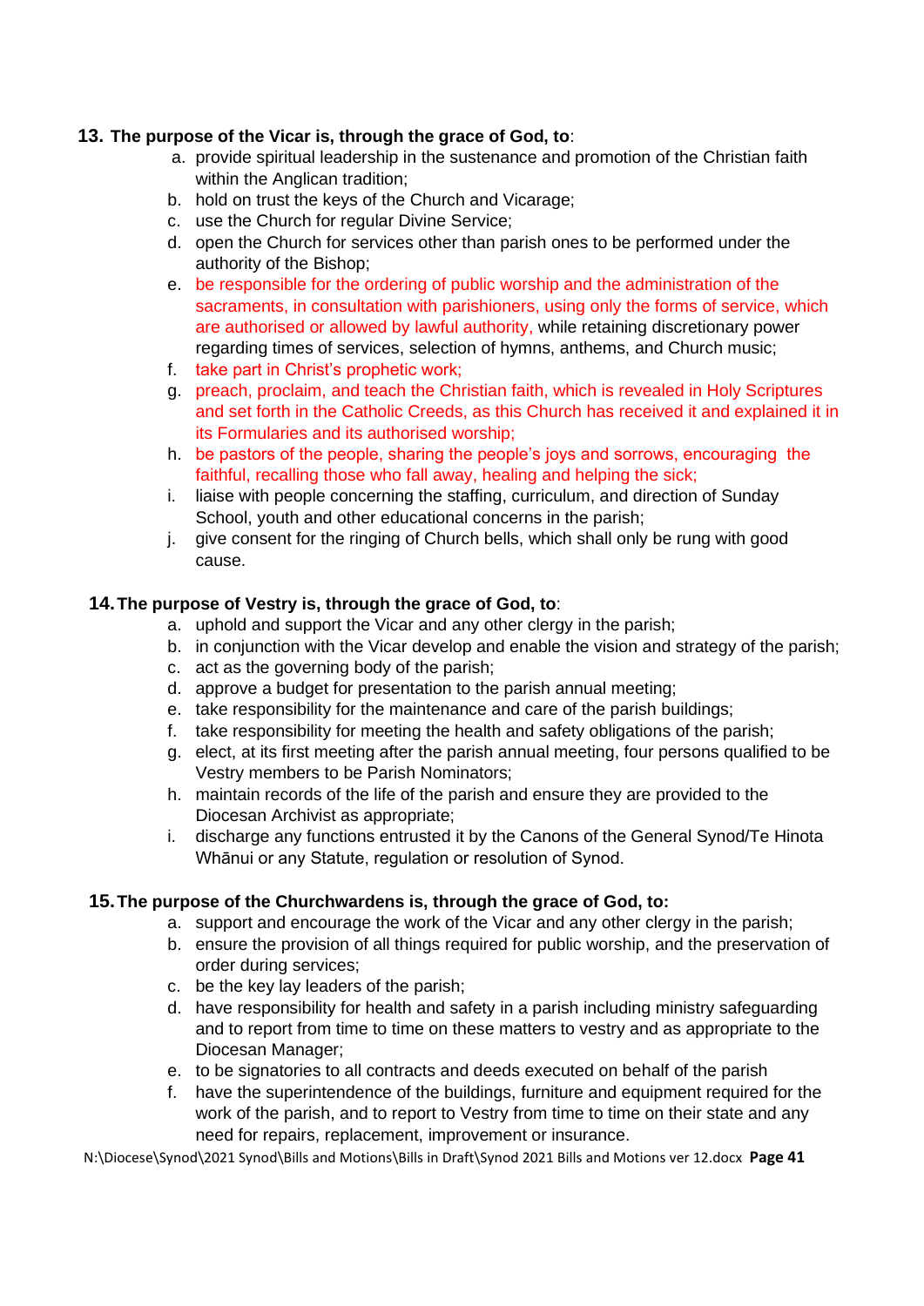**13. The purpose of the Vicar is, through the grace of God, to**:

a. provide spiritual leadership in the sustenance and promotion of the Christian faith within the Anglican tradition;
b. hold on trust the keys of the Church and Vicarage;
c. use the Church for regular Divine Service;
d. open the Church for services other than parish ones to be performed under the authority of the Bishop;
e. be responsible for the ordering of public worship and the administration of the sacraments, in consultation with parishioners, using only the forms of service, which are authorised or allowed by lawful authority, while retaining discretionary power regarding times of services, selection of hymns, anthems, and Church music;
f. take part in Christ's prophetic work;
g. preach, proclaim, and teach the Christian faith, which is revealed in Holy Scriptures and set forth in the Catholic Creeds, as this Church has received it and explained it in its Formularies and its authorised worship;
h. be pastors of the people, sharing the people's joys and sorrows, encouraging the faithful, recalling those who fall away, healing and helping the sick;
i. liaise with people concerning the staffing, curriculum, and direction of Sunday School, youth and other educational concerns in the parish;
j. give consent for the ringing of Church bells, which shall only be rung with good cause.

**14. The purpose of Vestry is, through the grace of God, to**:

a. uphold and support the Vicar and any other clergy in the parish;
b. in conjunction with the Vicar develop and enable the vision and strategy of the parish;
c. act as the governing body of the parish;
d. approve a budget for presentation to the parish annual meeting;
e. take responsibility for the maintenance and care of the parish buildings;
f. take responsibility for meeting the health and safety obligations of the parish;
g. elect, at its first meeting after the parish annual meeting, four persons qualified to be Vestry members to be Parish Nominators;
h. maintain records of the life of the parish and ensure they are provided to the Diocesan Archivist as appropriate;
i. discharge any functions entrusted it by the Canons of the General Synod/Te Hinota Whānui or any Statute, regulation or resolution of Synod.

**15. The purpose of the Churchwardens is, through the grace of God, to:**

a. support and encourage the work of the Vicar and any other clergy in the parish;
b. ensure the provision of all things required for public worship, and the preservation of order during services;
c. be the key lay leaders of the parish;
d. have responsibility for health and safety in a parish including ministry safeguarding and to report from time to time on these matters to vestry and as appropriate to the Diocesan Manager;
e. to be signatories to all contracts and deeds executed on behalf of the parish
f. have the superintendence of the buildings, furniture and equipment required for the work of the parish, and to report to Vestry from time to time on their state and any need for repairs, replacement, improvement or insurance.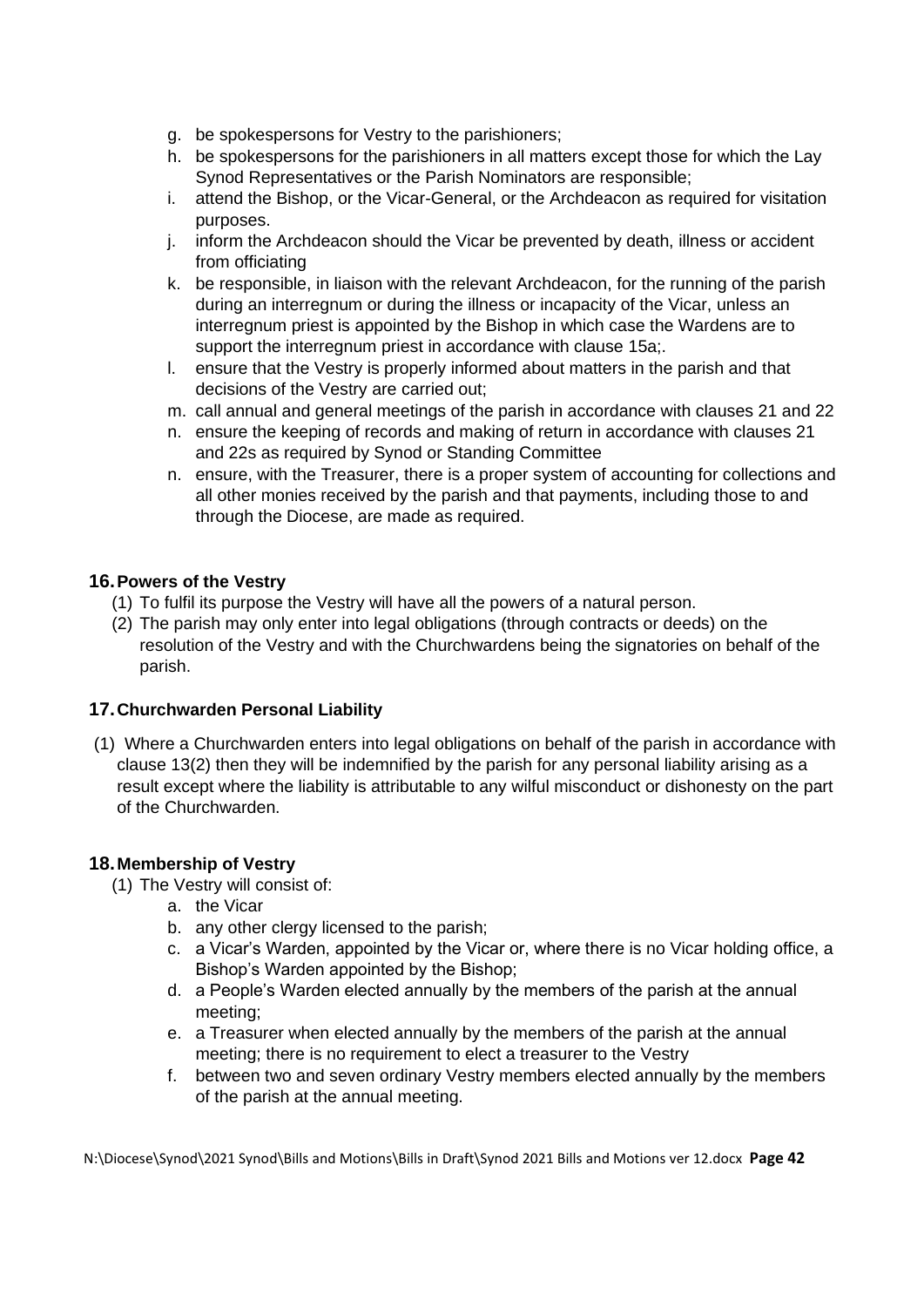g. be spokespersons for Vestry to the parishioners;
h. be spokespersons for the parishioners in all matters except those for which the Lay Synod Representatives or the Parish Nominators are responsible;
i. attend the Bishop, or the Vicar-General, or the Archdeacon as required for visitation purposes.
j. inform the Archdeacon should the Vicar be prevented by death, illness or accident from officiating
k. be responsible, in liaison with the relevant Archdeacon, for the running of the parish during an interregnum or during the illness or incapacity of the Vicar, unless an interregnum priest is appointed by the Bishop in which case the Wardens are to support the interregnum priest in accordance with clause 15a;.
l. ensure that the Vestry is properly informed about matters in the parish and that decisions of the Vestry are carried out;
m. call annual and general meetings of the parish in accordance with clauses 21 and 22
n. ensure the keeping of records and making of return in accordance with clauses 21 and 22s as required by Synod or Standing Committee
n. ensure, with the Treasurer, there is a proper system of accounting for collections and all other monies received by the parish and that payments, including those to and through the Diocese, are made as required.

## 16. Powers of the Vestry

(1) To fulfil its purpose the Vestry will have all the powers of a natural person.
(2) The parish may only enter into legal obligations (through contracts or deeds) on the resolution of the Vestry and with the Churchwardens being the signatories on behalf of the parish.

## 17. Churchwarden Personal Liability

(1) Where a Churchwarden enters into legal obligations on behalf of the parish in accordance with clause 13(2) then they will be indemnified by the parish for any personal liability arising as a result except where the liability is attributable to any wilful misconduct or dishonesty on the part of the Churchwarden.

## 18. Membership of Vestry

(1) The Vestry will consist of:
a. the Vicar
b. any other clergy licensed to the parish;
c. a Vicar's Warden, appointed by the Vicar or, where there is no Vicar holding office, a Bishop's Warden appointed by the Bishop;
d. a People's Warden elected annually by the members of the parish at the annual meeting;
e. a Treasurer when elected annually by the members of the parish at the annual meeting; there is no requirement to elect a treasurer to the Vestry
f. between two and seven ordinary Vestry members elected annually by the members of the parish at the annual meeting.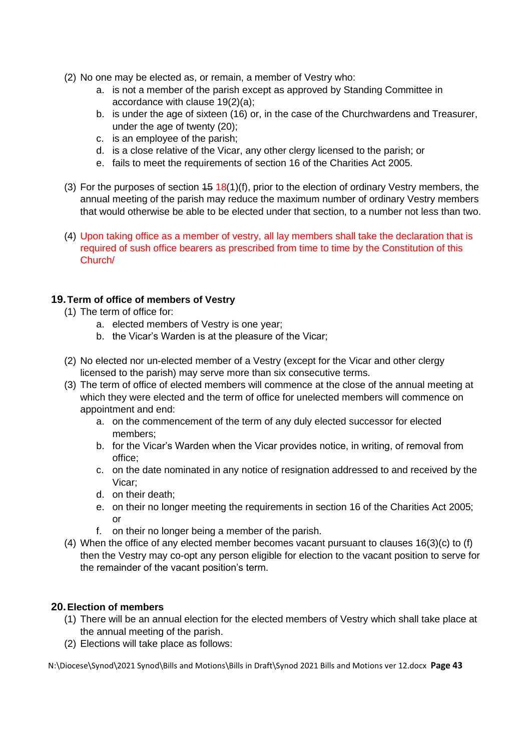(2) No one may be elected as, or remain, a member of Vestry who:
   a. is not a member of the parish except as approved by Standing Committee in accordance with clause 19(2)(a);
   b. is under the age of sixteen (16) or, in the case of the Churchwardens and Treasurer, under the age of twenty (20);
   c. is an employee of the parish;
   d. is a close relative of the Vicar, any other clergy licensed to the parish; or
   e. fails to meet the requirements of section 16 of the Charities Act 2005.

(3) For the purposes of section ~~15~~ 18(1)(f), prior to the election of ordinary Vestry members, the annual meeting of the parish may reduce the maximum number of ordinary Vestry members that would otherwise be able to be elected under that section, to a number not less than two.

(4) Upon taking office as a member of vestry, all lay members shall take the declaration that is required of sush office bearers as prescribed from time to time by the Constitution of this Church/

## 19. Term of office of members of Vestry

(1) The term of office for:
   a. elected members of Vestry is one year;
   b. the Vicar's Warden is at the pleasure of the Vicar;

(2) No elected nor un-elected member of a Vestry (except for the Vicar and other clergy licensed to the parish) may serve more than six consecutive terms.

(3) The term of office of elected members will commence at the close of the annual meeting at which they were elected and the term of office for unelected members will commence on appointment and end:
   a. on the commencement of the term of any duly elected successor for elected members;
   b. for the Vicar's Warden when the Vicar provides notice, in writing, of removal from office;
   c. on the date nominated in any notice of resignation addressed to and received by the Vicar;
   d. on their death;
   e. on their no longer meeting the requirements in section 16 of the Charities Act 2005; or
   f. on their no longer being a member of the parish.

(4) When the office of any elected member becomes vacant pursuant to clauses 16(3)(c) to (f) then the Vestry may co-opt any person eligible for election to the vacant position to serve for the remainder of the vacant position's term.

## 20. Election of members

(1) There will be an annual election for the elected members of Vestry which shall take place at the annual meeting of the parish.

(2) Elections will take place as follows: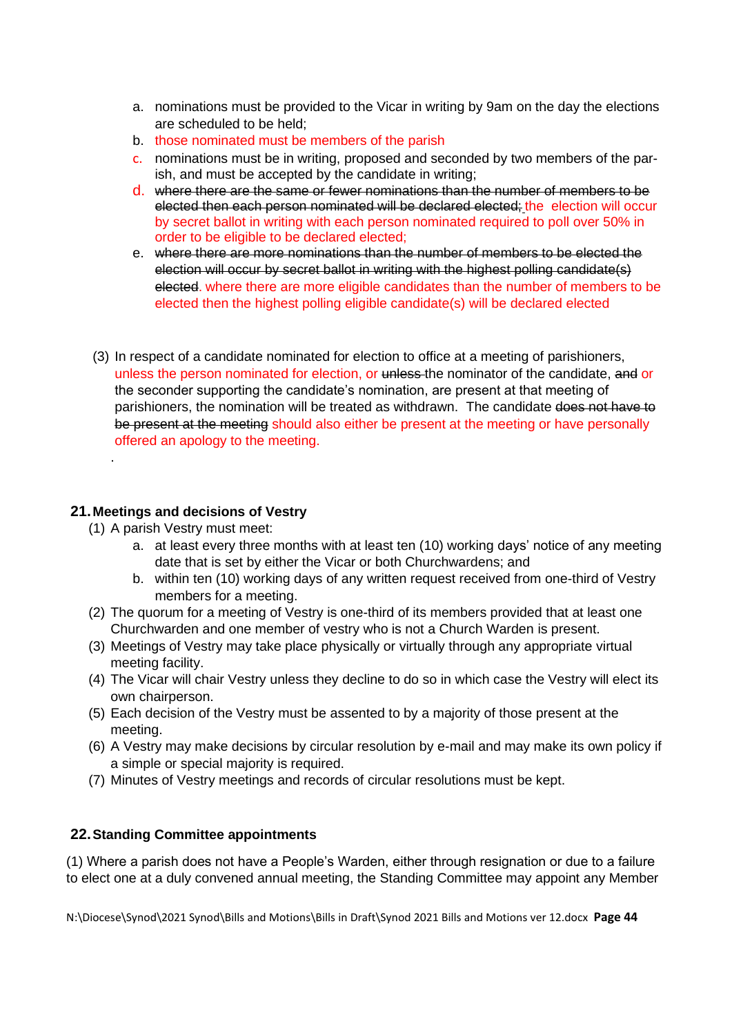a. nominations must be provided to the Vicar in writing by 9am on the day the elections are scheduled to be held;
b. those nominated must be members of the parish
c. nominations must be in writing, proposed and seconded by two members of the parish, and must be accepted by the candidate in writing;
d. ~~where there are the same or fewer nominations than the number of members to be elected then each person nominated will be declared elected;~~ the election will occur by secret ballot in writing with each person nominated required to poll over 50% in order to be eligible to be declared elected;
e. ~~where there are more nominations than the number of members to be elected the election will occur by secret ballot in writing with the highest polling candidate(s) elected~~. where there are more eligible candidates than the number of members to be elected then the highest polling eligible candidate(s) will be declared elected

(3) In respect of a candidate nominated for election to office at a meeting of parishioners, unless the person nominated for election, or ~~unless~~ the nominator of the candidate, ~~and~~ or the seconder supporting the candidate's nomination, are present at that meeting of parishioners, the nomination will be treated as withdrawn. The candidate ~~does not have to be present at the meeting~~ should also either be present at the meeting or have personally offered an apology to the meeting.

.

## 21. Meetings and decisions of Vestry

(1) A parish Vestry must meet:
   a. at least every three months with at least ten (10) working days' notice of any meeting date that is set by either the Vicar or both Churchwardens; and
   b. within ten (10) working days of any written request received from one-third of Vestry members for a meeting.

(2) The quorum for a meeting of Vestry is one-third of its members provided that at least one Churchwarden and one member of vestry who is not a Church Warden is present.

(3) Meetings of Vestry may take place physically or virtually through any appropriate virtual meeting facility.

(4) The Vicar will chair Vestry unless they decline to do so in which case the Vestry will elect its own chairperson.

(5) Each decision of the Vestry must be assented to by a majority of those present at the meeting.

(6) A Vestry may make decisions by circular resolution by e-mail and may make its own policy if a simple or special majority is required.

(7) Minutes of Vestry meetings and records of circular resolutions must be kept.

## 22. Standing Committee appointments

(1) Where a parish does not have a People's Warden, either through resignation or due to a failure to elect one at a duly convened annual meeting, the Standing Committee may appoint any Member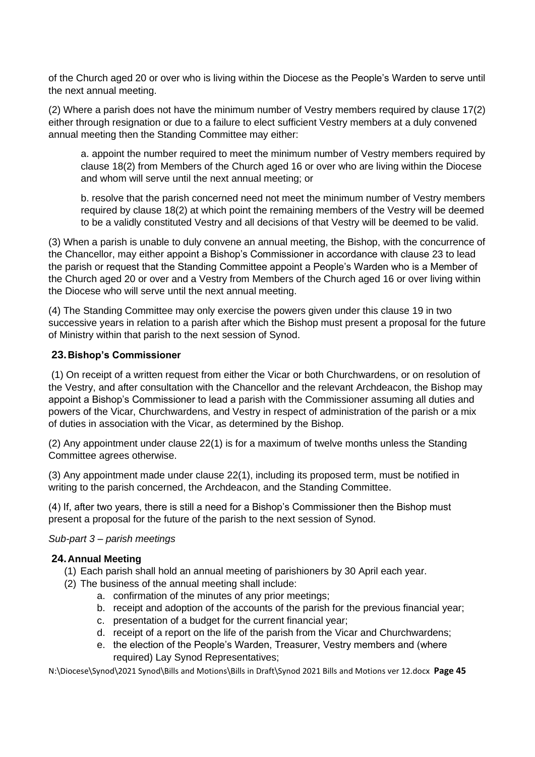of the Church aged 20 or over who is living within the Diocese as the People's Warden to serve until the next annual meeting.

(2) Where a parish does not have the minimum number of Vestry members required by clause 17(2) either through resignation or due to a failure to elect sufficient Vestry members at a duly convened annual meeting then the Standing Committee may either:

> a. appoint the number required to meet the minimum number of Vestry members required by clause 18(2) from Members of the Church aged 16 or over who are living within the Diocese and whom will serve until the next annual meeting; or
>
> b. resolve that the parish concerned need not meet the minimum number of Vestry members required by clause 18(2) at which point the remaining members of the Vestry will be deemed to be a validly constituted Vestry and all decisions of that Vestry will be deemed to be valid.

(3) When a parish is unable to duly convene an annual meeting, the Bishop, with the concurrence of the Chancellor, may either appoint a Bishop's Commissioner in accordance with clause 23 to lead the parish or request that the Standing Committee appoint a People's Warden who is a Member of the Church aged 20 or over and a Vestry from Members of the Church aged 16 or over living within the Diocese who will serve until the next annual meeting.

(4) The Standing Committee may only exercise the powers given under this clause 19 in two successive years in relation to a parish after which the Bishop must present a proposal for the future of Ministry within that parish to the next session of Synod.

### 23. Bishop's Commissioner

(1) On receipt of a written request from either the Vicar or both Churchwardens, or on resolution of the Vestry, and after consultation with the Chancellor and the relevant Archdeacon, the Bishop may appoint a Bishop's Commissioner to lead a parish with the Commissioner assuming all duties and powers of the Vicar, Churchwardens, and Vestry in respect of administration of the parish or a mix of duties in association with the Vicar, as determined by the Bishop.

(2) Any appointment under clause 22(1) is for a maximum of twelve months unless the Standing Committee agrees otherwise.

(3) Any appointment made under clause 22(1), including its proposed term, must be notified in writing to the parish concerned, the Archdeacon, and the Standing Committee.

(4) If, after two years, there is still a need for a Bishop's Commissioner then the Bishop must present a proposal for the future of the parish to the next session of Synod.

*Sub-part 3 – parish meetings*

### 24. Annual Meeting

(1) Each parish shall hold an annual meeting of parishioners by 30 April each year.

(2) The business of the annual meeting shall include:

a. confirmation of the minutes of any prior meetings;
b. receipt and adoption of the accounts of the parish for the previous financial year;
c. presentation of a budget for the current financial year;
d. receipt of a report on the life of the parish from the Vicar and Churchwardens;
e. the election of the People's Warden, Treasurer, Vestry members and (where required) Lay Synod Representatives;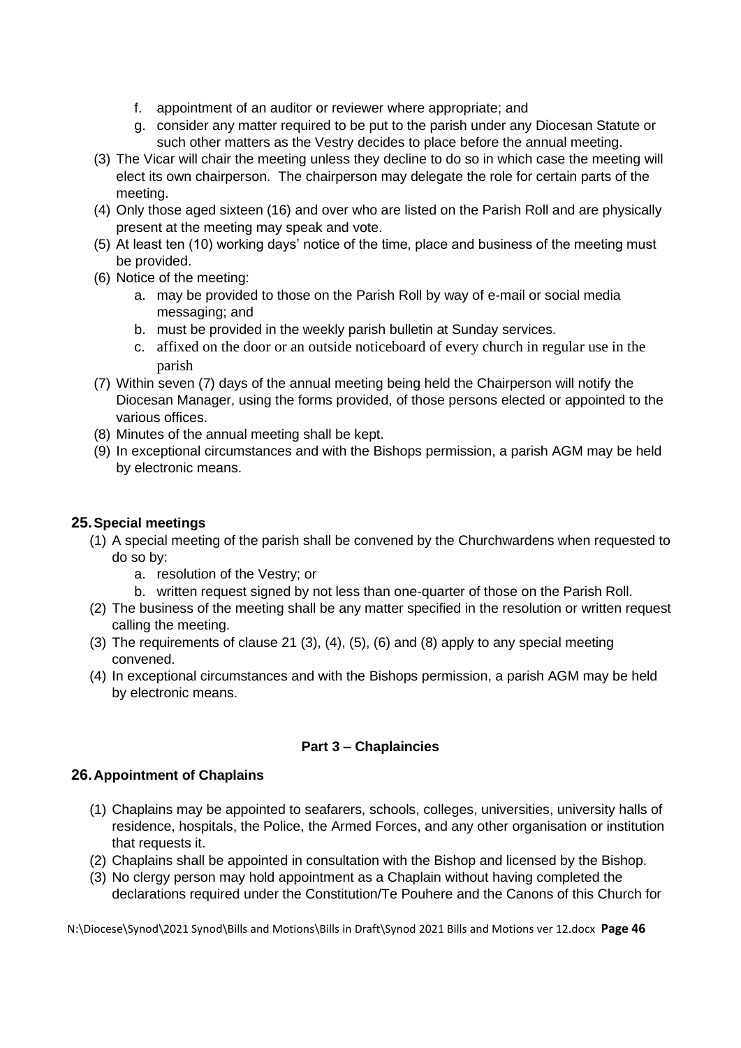f. appointment of an auditor or reviewer where appropriate; and
g. consider any matter required to be put to the parish under any Diocesan Statute or such other matters as the Vestry decides to place before the annual meeting.

(3) The Vicar will chair the meeting unless they decline to do so in which case the meeting will elect its own chairperson. The chairperson may delegate the role for certain parts of the meeting.

(4) Only those aged sixteen (16) and over who are listed on the Parish Roll and are physically present at the meeting may speak and vote.

(5) At least ten (10) working days' notice of the time, place and business of the meeting must be provided.

(6) Notice of the meeting:
   a. may be provided to those on the Parish Roll by way of e-mail or social media messaging; and
   b. must be provided in the weekly parish bulletin at Sunday services.
   c. affixed on the door or an outside noticeboard of every church in regular use in the parish

(7) Within seven (7) days of the annual meeting being held the Chairperson will notify the Diocesan Manager, using the forms provided, of those persons elected or appointed to the various offices.

(8) Minutes of the annual meeting shall be kept.

(9) In exceptional circumstances and with the Bishops permission, a parish AGM may be held by electronic means.

## 25. Special meetings

(1) A special meeting of the parish shall be convened by the Churchwardens when requested to do so by:
   a. resolution of the Vestry; or
   b. written request signed by not less than one-quarter of those on the Parish Roll.

(2) The business of the meeting shall be any matter specified in the resolution or written request calling the meeting.

(3) The requirements of clause 21 (3), (4), (5), (6) and (8) apply to any special meeting convened.

(4) In exceptional circumstances and with the Bishops permission, a parish AGM may be held by electronic means.

### Part 3 – Chaplaincies

## 26. Appointment of Chaplains

(1) Chaplains may be appointed to seafarers, schools, colleges, universities, university halls of residence, hospitals, the Police, the Armed Forces, and any other organisation or institution that requests it.

(2) Chaplains shall be appointed in consultation with the Bishop and licensed by the Bishop.

(3) No clergy person may hold appointment as a Chaplain without having completed the declarations required under the Constitution/Te Pouhere and the Canons of this Church for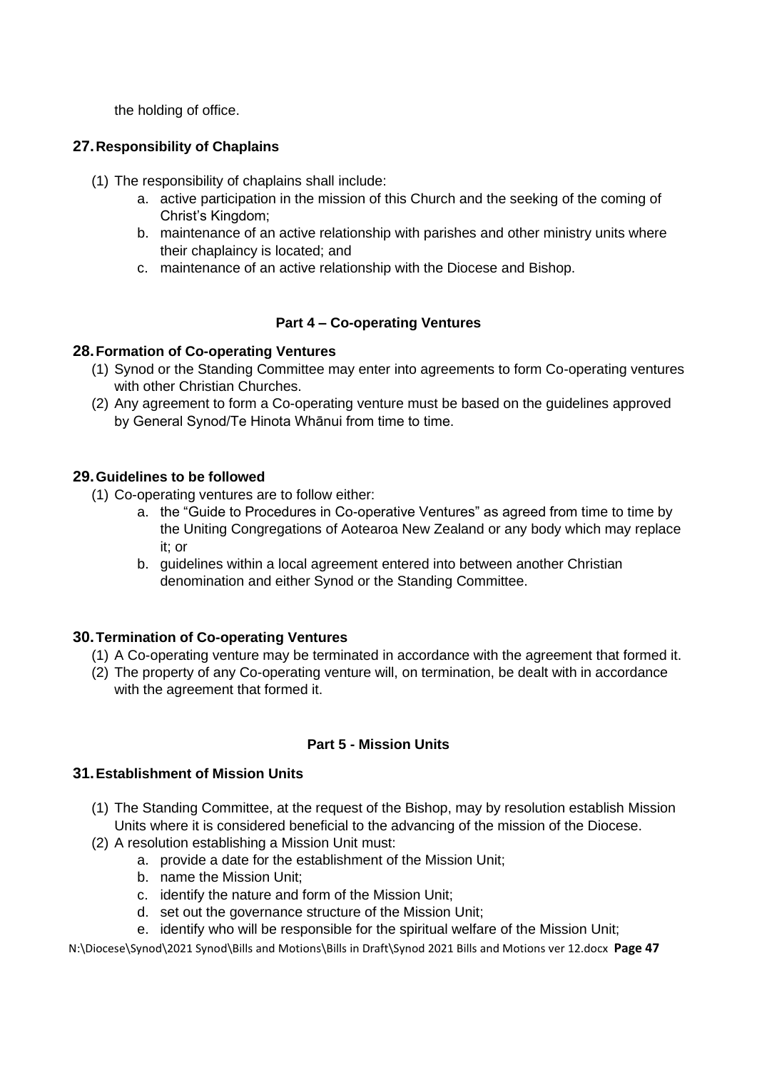the holding of office.

## 27. Responsibility of Chaplains

(1) The responsibility of chaplains shall include:

a. active participation in the mission of this Church and the seeking of the coming of Christ's Kingdom;
b. maintenance of an active relationship with parishes and other ministry units where their chaplaincy is located; and
c. maintenance of an active relationship with the Diocese and Bishop.

### Part 4 – Co-operating Ventures

## 28. Formation of Co-operating Ventures

(1) Synod or the Standing Committee may enter into agreements to form Co-operating ventures with other Christian Churches.

(2) Any agreement to form a Co-operating venture must be based on the guidelines approved by General Synod/Te Hinota Whānui from time to time.

## 29. Guidelines to be followed

(1) Co-operating ventures are to follow either:

a. the "Guide to Procedures in Co-operative Ventures" as agreed from time to time by the Uniting Congregations of Aotearoa New Zealand or any body which may replace it; or
b. guidelines within a local agreement entered into between another Christian denomination and either Synod or the Standing Committee.

## 30. Termination of Co-operating Ventures

(1) A Co-operating venture may be terminated in accordance with the agreement that formed it.

(2) The property of any Co-operating venture will, on termination, be dealt with in accordance with the agreement that formed it.

### Part 5 - Mission Units

## 31. Establishment of Mission Units

(1) The Standing Committee, at the request of the Bishop, may by resolution establish Mission Units where it is considered beneficial to the advancing of the mission of the Diocese.

(2) A resolution establishing a Mission Unit must:

a. provide a date for the establishment of the Mission Unit;
b. name the Mission Unit;
c. identify the nature and form of the Mission Unit;
d. set out the governance structure of the Mission Unit;
e. identify who will be responsible for the spiritual welfare of the Mission Unit;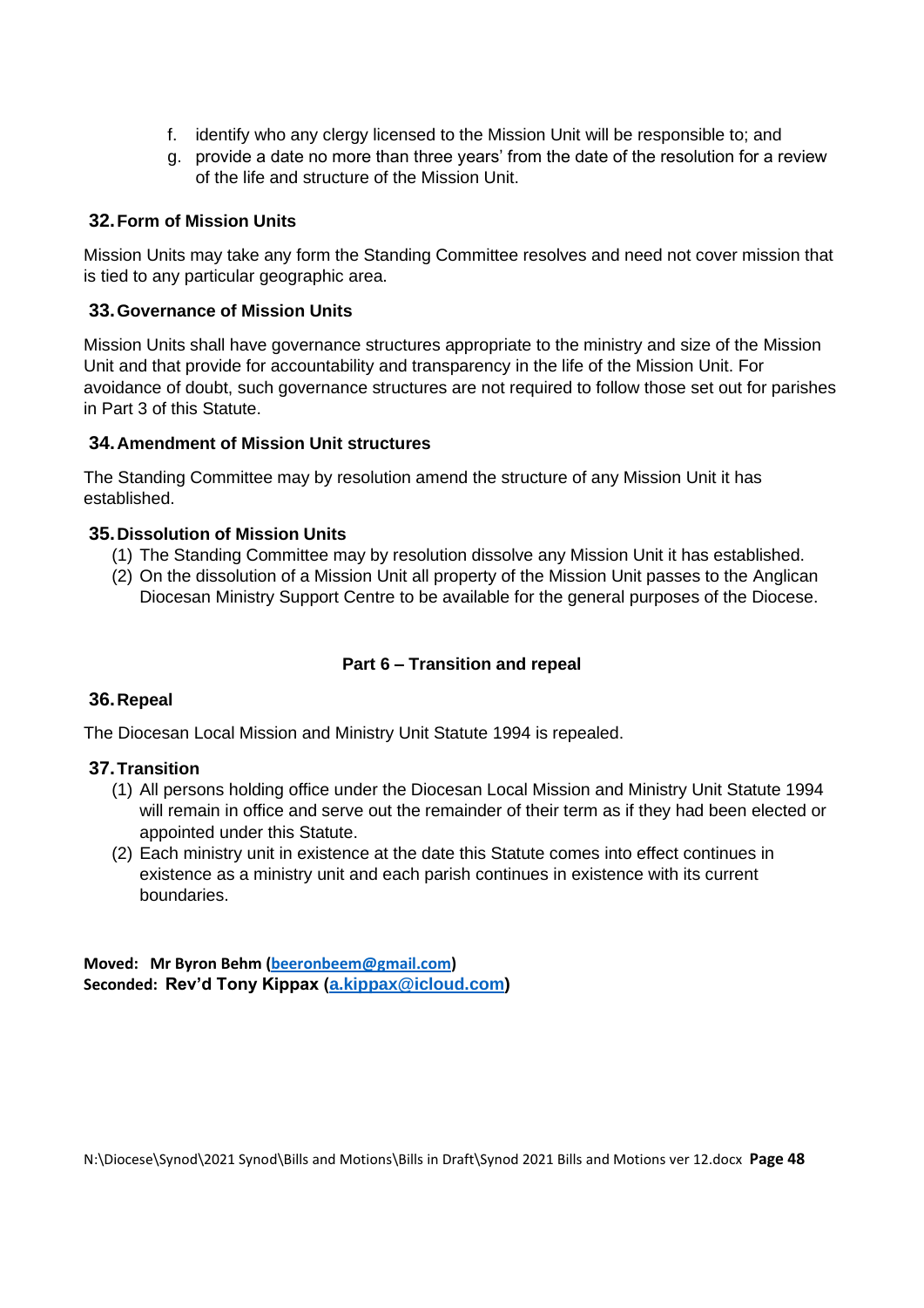f. identify who any clergy licensed to the Mission Unit will be responsible to; and
g. provide a date no more than three years' from the date of the resolution for a review of the life and structure of the Mission Unit.

### 32. Form of Mission Units

Mission Units may take any form the Standing Committee resolves and need not cover mission that is tied to any particular geographic area.

### 33. Governance of Mission Units

Mission Units shall have governance structures appropriate to the ministry and size of the Mission Unit and that provide for accountability and transparency in the life of the Mission Unit. For avoidance of doubt, such governance structures are not required to follow those set out for parishes in Part 3 of this Statute.

### 34. Amendment of Mission Unit structures

The Standing Committee may by resolution amend the structure of any Mission Unit it has established.

### 35. Dissolution of Mission Units

(1) The Standing Committee may by resolution dissolve any Mission Unit it has established.
(2) On the dissolution of a Mission Unit all property of the Mission Unit passes to the Anglican Diocesan Ministry Support Centre to be available for the general purposes of the Diocese.

## Part 6 – Transition and repeal

### 36. Repeal

The Diocesan Local Mission and Ministry Unit Statute 1994 is repealed.

### 37. Transition

(1) All persons holding office under the Diocesan Local Mission and Ministry Unit Statute 1994 will remain in office and serve out the remainder of their term as if they had been elected or appointed under this Statute.
(2) Each ministry unit in existence at the date this Statute comes into effect continues in existence as a ministry unit and each parish continues in existence with its current boundaries.

**Moved: Mr Byron Behm (beeronbeem@gmail.com)**
**Seconded: Rev'd Tony Kippax (a.kippax@icloud.com)**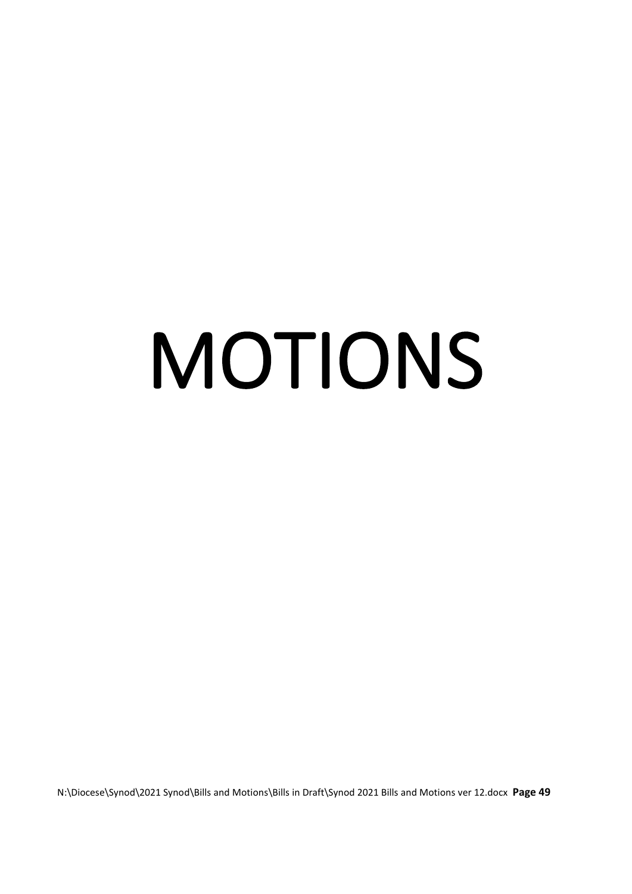# MOTIONS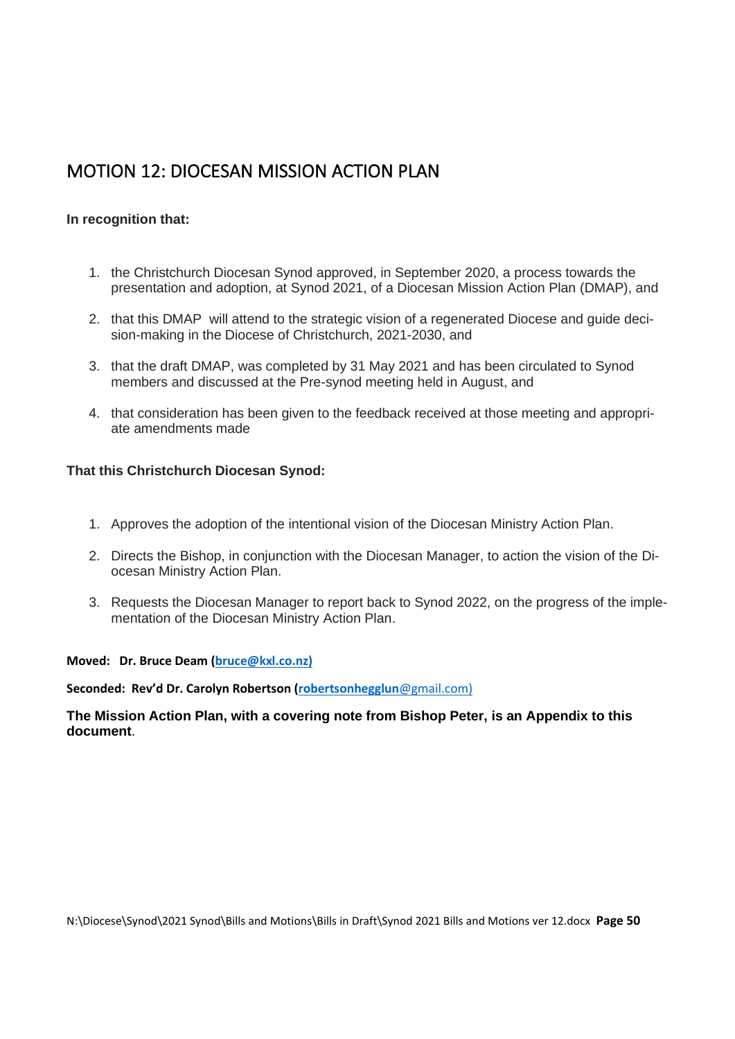# MOTION 12: DIOCESAN MISSION ACTION PLAN

**In recognition that:**

1. the Christchurch Diocesan Synod approved, in September 2020, a process towards the presentation and adoption, at Synod 2021, of a Diocesan Mission Action Plan (DMAP), and
2. that this DMAP will attend to the strategic vision of a regenerated Diocese and guide decision-making in the Diocese of Christchurch, 2021-2030, and
3. that the draft DMAP, was completed by 31 May 2021 and has been circulated to Synod members and discussed at the Pre-synod meeting held in August, and
4. that consideration has been given to the feedback received at those meeting and appropriate amendments made

**That this Christchurch Diocesan Synod:**

1. Approves the adoption of the intentional vision of the Diocesan Ministry Action Plan.
2. Directs the Bishop, in conjunction with the Diocesan Manager, to action the vision of the Diocesan Ministry Action Plan.
3. Requests the Diocesan Manager to report back to Synod 2022, on the progress of the implementation of the Diocesan Ministry Action Plan.

**Moved: Dr. Bruce Deam (bruce@kxl.co.nz)**

**Seconded: Rev'd Dr. Carolyn Robertson (robertsonhegglun@gmail.com)**

**The Mission Action Plan, with a covering note from Bishop Peter, is an Appendix to this document**.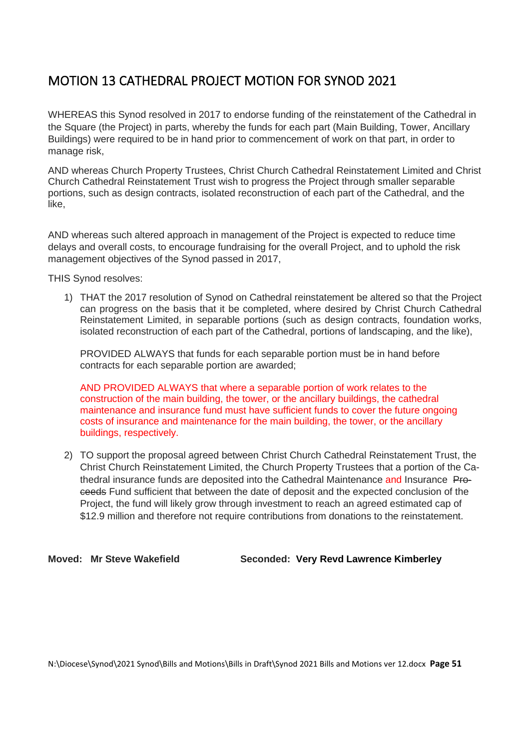# MOTION 13 CATHEDRAL PROJECT MOTION FOR SYNOD 2021

WHEREAS this Synod resolved in 2017 to endorse funding of the reinstatement of the Cathedral in the Square (the Project) in parts, whereby the funds for each part (Main Building, Tower, Ancillary Buildings) were required to be in hand prior to commencement of work on that part, in order to manage risk,

AND whereas Church Property Trustees, Christ Church Cathedral Reinstatement Limited and Christ Church Cathedral Reinstatement Trust wish to progress the Project through smaller separable portions, such as design contracts, isolated reconstruction of each part of the Cathedral, and the like,

AND whereas such altered approach in management of the Project is expected to reduce time delays and overall costs, to encourage fundraising for the overall Project, and to uphold the risk management objectives of the Synod passed in 2017,

THIS Synod resolves:

1) THAT the 2017 resolution of Synod on Cathedral reinstatement be altered so that the Project can progress on the basis that it be completed, where desired by Christ Church Cathedral Reinstatement Limited, in separable portions (such as design contracts, foundation works, isolated reconstruction of each part of the Cathedral, portions of landscaping, and the like),

   PROVIDED ALWAYS that funds for each separable portion must be in hand before contracts for each separable portion are awarded;

   AND PROVIDED ALWAYS that where a separable portion of work relates to the construction of the main building, the tower, or the ancillary buildings, the cathedral maintenance and insurance fund must have sufficient funds to cover the future ongoing costs of insurance and maintenance for the main building, the tower, or the ancillary buildings, respectively.

2) TO support the proposal agreed between Christ Church Cathedral Reinstatement Trust, the Christ Church Reinstatement Limited, the Church Property Trustees that a portion of the Cathedral insurance funds are deposited into the Cathedral Maintenance and Insurance ~~Proceeds~~ Fund sufficient that between the date of deposit and the expected conclusion of the Project, the fund will likely grow through investment to reach an agreed estimated cap of $12.9 million and therefore not require contributions from donations to the reinstatement.

**Moved: Mr Steve Wakefield** **Seconded: Very Revd Lawrence Kimberley**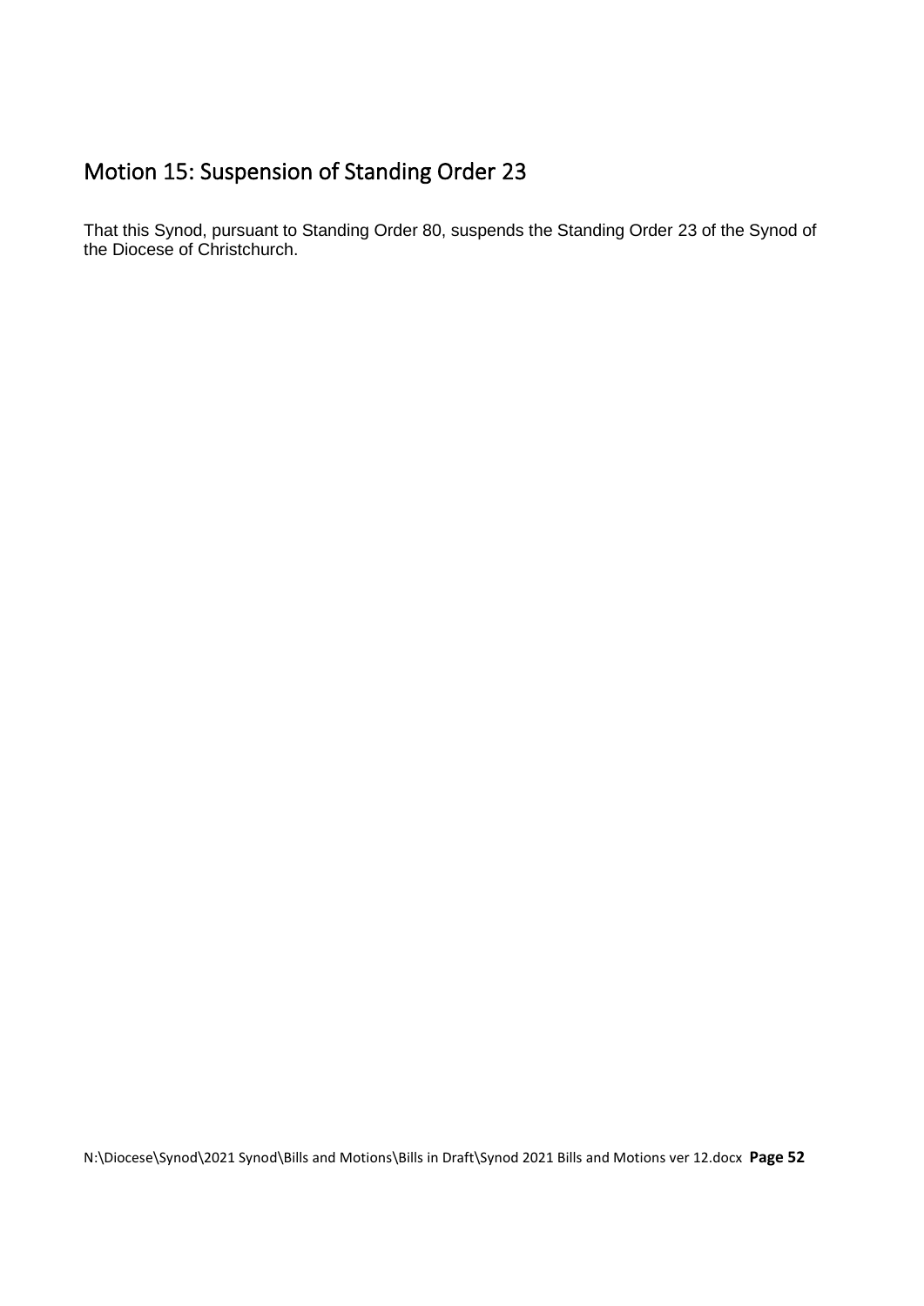## Motion 15: Suspension of Standing Order 23

That this Synod, pursuant to Standing Order 80, suspends the Standing Order 23 of the Synod of the Diocese of Christchurch.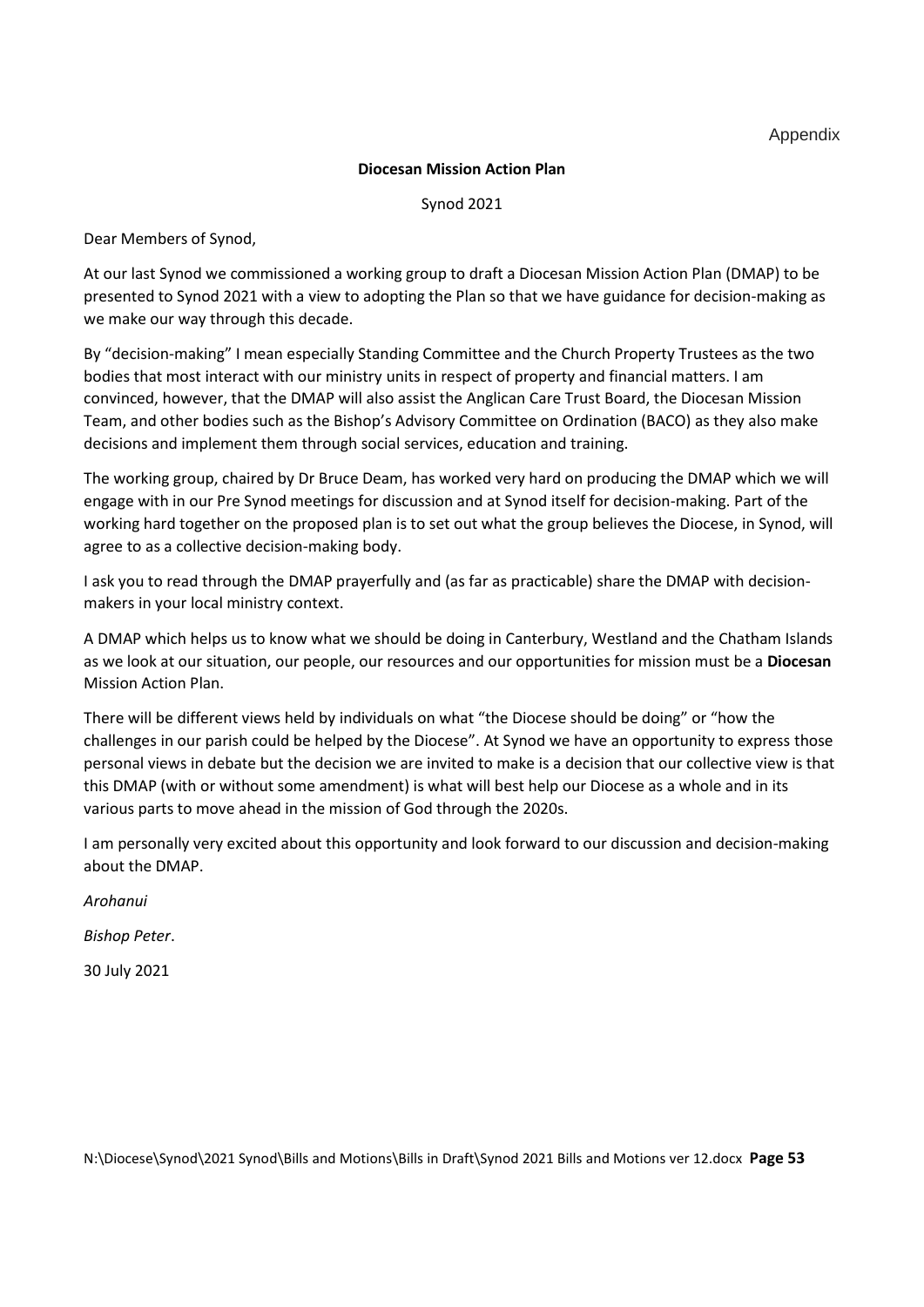Appendix

**Diocesan Mission Action Plan**

Synod 2021

Dear Members of Synod,

At our last Synod we commissioned a working group to draft a Diocesan Mission Action Plan (DMAP) to be presented to Synod 2021 with a view to adopting the Plan so that we have guidance for decision-making as we make our way through this decade.

By "decision-making" I mean especially Standing Committee and the Church Property Trustees as the two bodies that most interact with our ministry units in respect of property and financial matters. I am convinced, however, that the DMAP will also assist the Anglican Care Trust Board, the Diocesan Mission Team, and other bodies such as the Bishop's Advisory Committee on Ordination (BACO) as they also make decisions and implement them through social services, education and training.

The working group, chaired by Dr Bruce Deam, has worked very hard on producing the DMAP which we will engage with in our Pre Synod meetings for discussion and at Synod itself for decision-making. Part of the working hard together on the proposed plan is to set out what the group believes the Diocese, in Synod, will agree to as a collective decision-making body.

I ask you to read through the DMAP prayerfully and (as far as practicable) share the DMAP with decision-makers in your local ministry context.

A DMAP which helps us to know what we should be doing in Canterbury, Westland and the Chatham Islands as we look at our situation, our people, our resources and our opportunities for mission must be a **Diocesan** Mission Action Plan.

There will be different views held by individuals on what "the Diocese should be doing" or "how the challenges in our parish could be helped by the Diocese". At Synod we have an opportunity to express those personal views in debate but the decision we are invited to make is a decision that our collective view is that this DMAP (with or without some amendment) is what will best help our Diocese as a whole and in its various parts to move ahead in the mission of God through the 2020s.

I am personally very excited about this opportunity and look forward to our discussion and decision-making about the DMAP.

*Arohanui*

*Bishop Peter*.

30 July 2021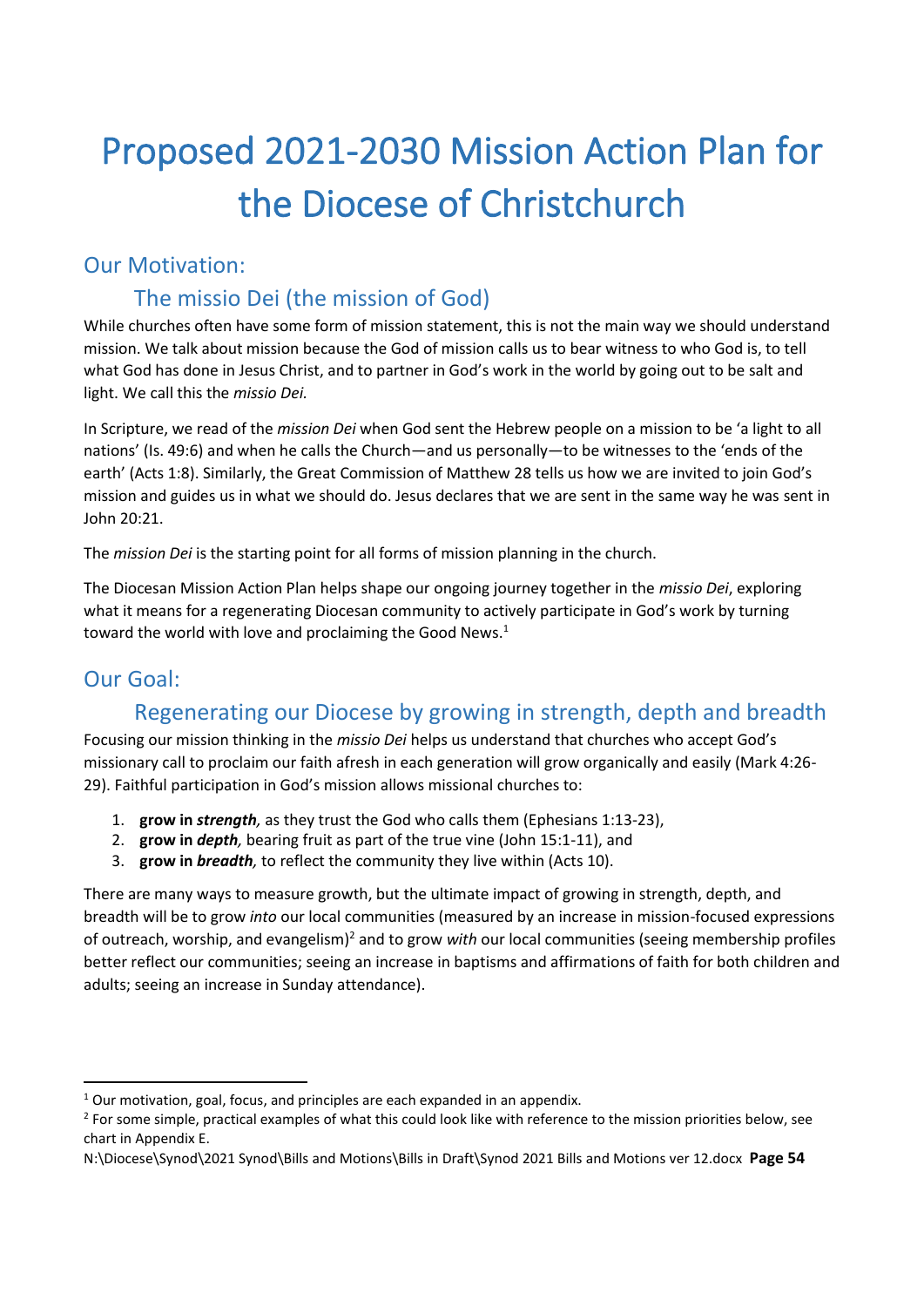# Proposed 2021-2030 Mission Action Plan for the Diocese of Christchurch

## Our Motivation:

### The missio Dei (the mission of God)

While churches often have some form of mission statement, this is not the main way we should understand mission. We talk about mission because the God of mission calls us to bear witness to who God is, to tell what God has done in Jesus Christ, and to partner in God's work in the world by going out to be salt and light. We call this the *missio Dei.*

In Scripture, we read of the *mission Dei* when God sent the Hebrew people on a mission to be 'a light to all nations' (Is. 49:6) and when he calls the Church—and us personally—to be witnesses to the 'ends of the earth' (Acts 1:8). Similarly, the Great Commission of Matthew 28 tells us how we are invited to join God's mission and guides us in what we should do. Jesus declares that we are sent in the same way he was sent in John 20:21.

The *mission Dei* is the starting point for all forms of mission planning in the church.

The Diocesan Mission Action Plan helps shape our ongoing journey together in the *missio Dei*, exploring what it means for a regenerating Diocesan community to actively participate in God's work by turning toward the world with love and proclaiming the Good News.[1]

## Our Goal:

### Regenerating our Diocese by growing in strength, depth and breadth

Focusing our mission thinking in the *missio Dei* helps us understand that churches who accept God's missionary call to proclaim our faith afresh in each generation will grow organically and easily (Mark 4:26-29). Faithful participation in God's mission allows missional churches to:

1. **grow in *strength*,** as they trust the God who calls them (Ephesians 1:13-23),
2. **grow in *depth*,** bearing fruit as part of the true vine (John 15:1-11), and
3. **grow in *breadth*,** to reflect the community they live within (Acts 10).

There are many ways to measure growth, but the ultimate impact of growing in strength, depth, and breadth will be to grow *into* our local communities (measured by an increase in mission-focused expressions of outreach, worship, and evangelism)[2] and to grow *with* our local communities (seeing membership profiles better reflect our communities; seeing an increase in baptisms and affirmations of faith for both children and adults; seeing an increase in Sunday attendance).

---

[1] Our motivation, goal, focus, and principles are each expanded in an appendix.

[2] For some simple, practical examples of what this could look like with reference to the mission priorities below, see chart in Appendix E.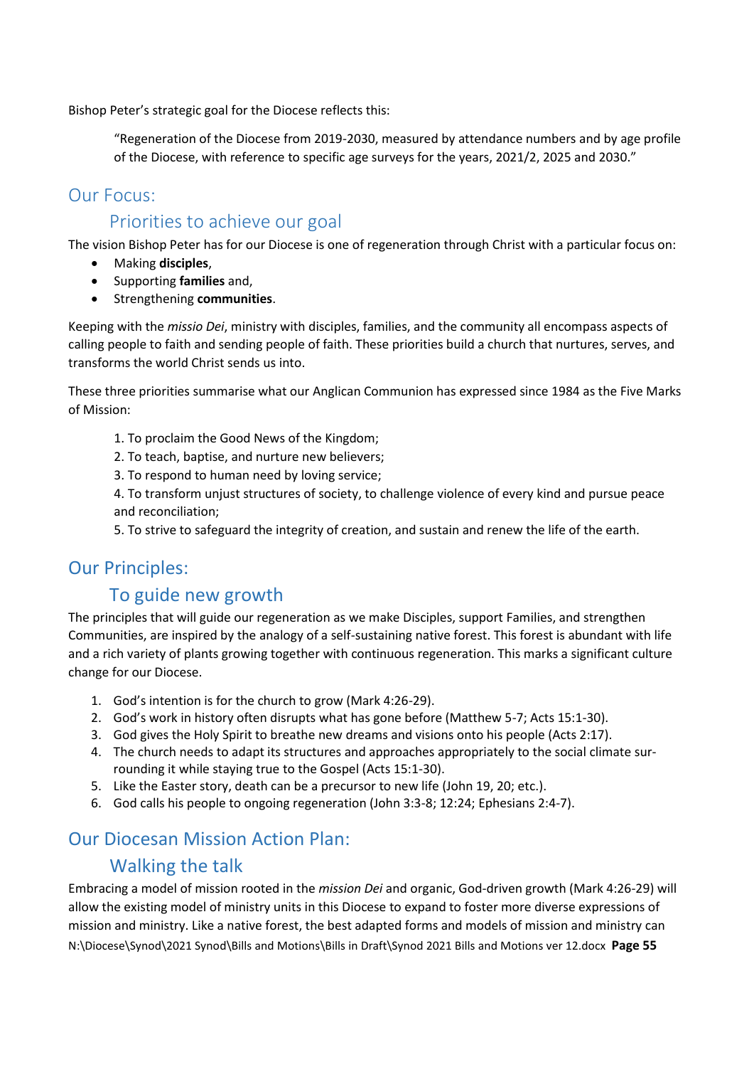Bishop Peter's strategic goal for the Diocese reflects this:

> "Regeneration of the Diocese from 2019-2030, measured by attendance numbers and by age profile of the Diocese, with reference to specific age surveys for the years, 2021/2, 2025 and 2030."

## Our Focus:

### Priorities to achieve our goal

The vision Bishop Peter has for our Diocese is one of regeneration through Christ with a particular focus on:

- Making **disciples**,
- Supporting **families** and,
- Strengthening **communities**.

Keeping with the *missio Dei*, ministry with disciples, families, and the community all encompass aspects of calling people to faith and sending people of faith. These priorities build a church that nurtures, serves, and transforms the world Christ sends us into.

These three priorities summarise what our Anglican Communion has expressed since 1984 as the Five Marks of Mission:

1. To proclaim the Good News of the Kingdom;
2. To teach, baptise, and nurture new believers;
3. To respond to human need by loving service;
4. To transform unjust structures of society, to challenge violence of every kind and pursue peace and reconciliation;
5. To strive to safeguard the integrity of creation, and sustain and renew the life of the earth.

## Our Principles:

### To guide new growth

The principles that will guide our regeneration as we make Disciples, support Families, and strengthen Communities, are inspired by the analogy of a self-sustaining native forest. This forest is abundant with life and a rich variety of plants growing together with continuous regeneration. This marks a significant culture change for our Diocese.

1. God's intention is for the church to grow (Mark 4:26-29).
2. God's work in history often disrupts what has gone before (Matthew 5-7; Acts 15:1-30).
3. God gives the Holy Spirit to breathe new dreams and visions onto his people (Acts 2:17).
4. The church needs to adapt its structures and approaches appropriately to the social climate surrounding it while staying true to the Gospel (Acts 15:1-30).
5. Like the Easter story, death can be a precursor to new life (John 19, 20; etc.).
6. God calls his people to ongoing regeneration (John 3:3-8; 12:24; Ephesians 2:4-7).

## Our Diocesan Mission Action Plan:

### Walking the talk

Embracing a model of mission rooted in the *mission Dei* and organic, God-driven growth (Mark 4:26-29) will allow the existing model of ministry units in this Diocese to expand to foster more diverse expressions of mission and ministry. Like a native forest, the best adapted forms and models of mission and ministry can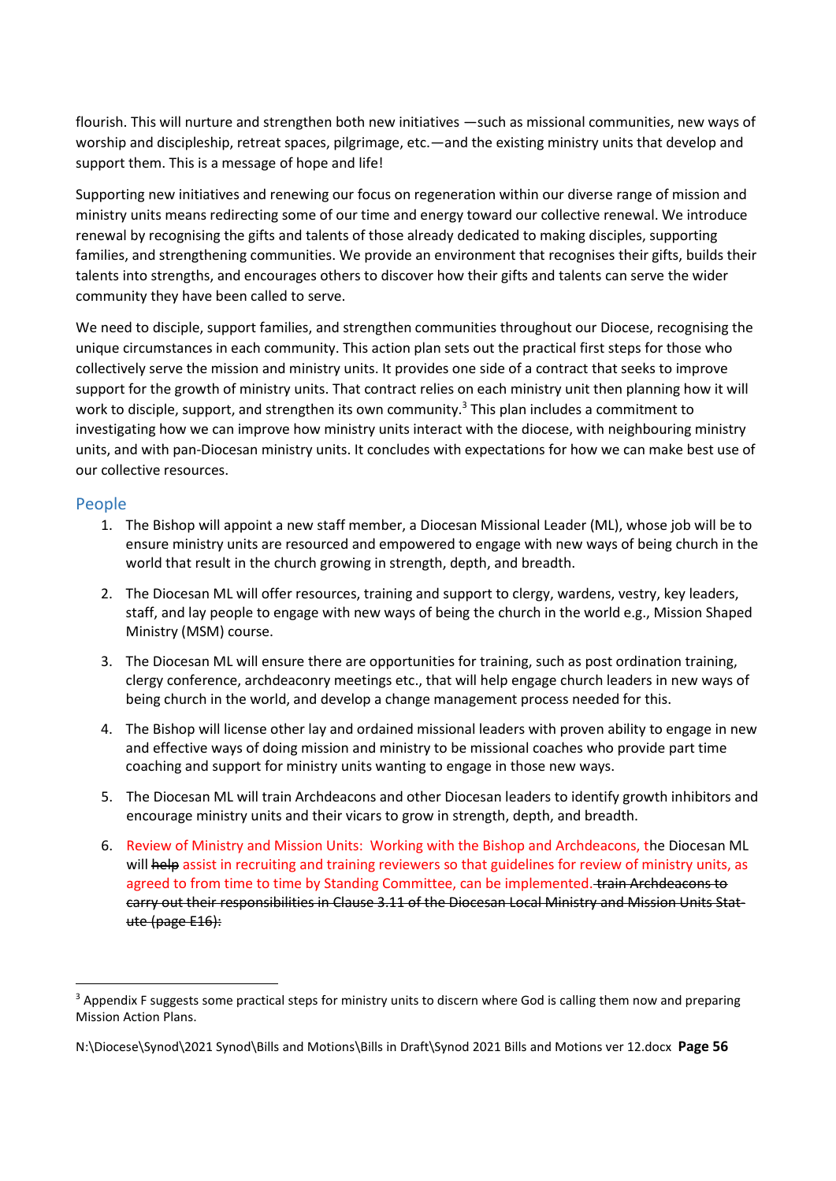flourish. This will nurture and strengthen both new initiatives —such as missional communities, new ways of worship and discipleship, retreat spaces, pilgrimage, etc.—and the existing ministry units that develop and support them. This is a message of hope and life!

Supporting new initiatives and renewing our focus on regeneration within our diverse range of mission and ministry units means redirecting some of our time and energy toward our collective renewal. We introduce renewal by recognising the gifts and talents of those already dedicated to making disciples, supporting families, and strengthening communities. We provide an environment that recognises their gifts, builds their talents into strengths, and encourages others to discover how their gifts and talents can serve the wider community they have been called to serve.

We need to disciple, support families, and strengthen communities throughout our Diocese, recognising the unique circumstances in each community. This action plan sets out the practical first steps for those who collectively serve the mission and ministry units. It provides one side of a contract that seeks to improve support for the growth of ministry units. That contract relies on each ministry unit then planning how it will work to disciple, support, and strengthen its own community.[3] This plan includes a commitment to investigating how we can improve how ministry units interact with the diocese, with neighbouring ministry units, and with pan-Diocesan ministry units. It concludes with expectations for how we can make best use of our collective resources.

## People

1. The Bishop will appoint a new staff member, a Diocesan Missional Leader (ML), whose job will be to ensure ministry units are resourced and empowered to engage with new ways of being church in the world that result in the church growing in strength, depth, and breadth.
2. The Diocesan ML will offer resources, training and support to clergy, wardens, vestry, key leaders, staff, and lay people to engage with new ways of being the church in the world e.g., Mission Shaped Ministry (MSM) course.
3. The Diocesan ML will ensure there are opportunities for training, such as post ordination training, clergy conference, archdeaconry meetings etc., that will help engage church leaders in new ways of being church in the world, and develop a change management process needed for this.
4. The Bishop will license other lay and ordained missional leaders with proven ability to engage in new and effective ways of doing mission and ministry to be missional coaches who provide part time coaching and support for ministry units wanting to engage in those new ways.
5. The Diocesan ML will train Archdeacons and other Diocesan leaders to identify growth inhibitors and encourage ministry units and their vicars to grow in strength, depth, and breadth.
6. Review of Ministry and Mission Units: Working with the Bishop and Archdeacons, the Diocesan ML will ~~help~~ assist in recruiting and training reviewers so that guidelines for review of ministry units, as agreed to from time to time by Standing Committee, can be implemented. ~~train Archdeacons to carry out their responsibilities in Clause 3.11 of the Diocesan Local Ministry and Mission Units Statute (page E16):~~

[3] Appendix F suggests some practical steps for ministry units to discern where God is calling them now and preparing Mission Action Plans.

N:\Diocese\Synod\2021 Synod\Bills and Motions\Bills in Draft\Synod 2021 Bills and Motions ver 12.docx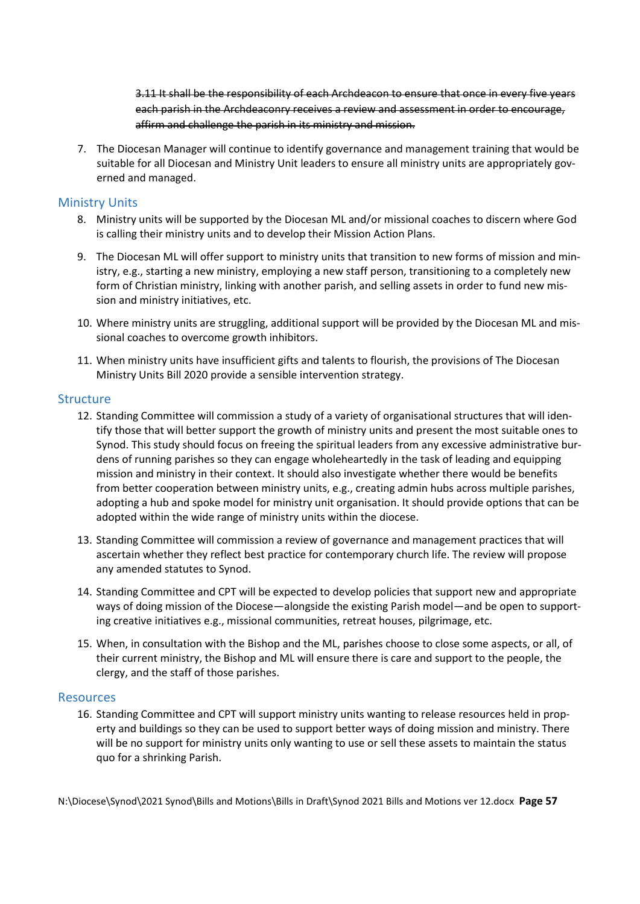~~3.11 It shall be the responsibility of each Archdeacon to ensure that once in every five years each parish in the Archdeaconry receives a review and assessment in order to encourage, affirm and challenge the parish in its ministry and mission.~~

7. The Diocesan Manager will continue to identify governance and management training that would be suitable for all Diocesan and Ministry Unit leaders to ensure all ministry units are appropriately governed and managed.

## Ministry Units

8. Ministry units will be supported by the Diocesan ML and/or missional coaches to discern where God is calling their ministry units and to develop their Mission Action Plans.

9. The Diocesan ML will offer support to ministry units that transition to new forms of mission and ministry, e.g., starting a new ministry, employing a new staff person, transitioning to a completely new form of Christian ministry, linking with another parish, and selling assets in order to fund new mission and ministry initiatives, etc.

10. Where ministry units are struggling, additional support will be provided by the Diocesan ML and missional coaches to overcome growth inhibitors.

11. When ministry units have insufficient gifts and talents to flourish, the provisions of The Diocesan Ministry Units Bill 2020 provide a sensible intervention strategy.

## Structure

12. Standing Committee will commission a study of a variety of organisational structures that will identify those that will better support the growth of ministry units and present the most suitable ones to Synod. This study should focus on freeing the spiritual leaders from any excessive administrative burdens of running parishes so they can engage wholeheartedly in the task of leading and equipping mission and ministry in their context. It should also investigate whether there would be benefits from better cooperation between ministry units, e.g., creating admin hubs across multiple parishes, adopting a hub and spoke model for ministry unit organisation. It should provide options that can be adopted within the wide range of ministry units within the diocese.

13. Standing Committee will commission a review of governance and management practices that will ascertain whether they reflect best practice for contemporary church life. The review will propose any amended statutes to Synod.

14. Standing Committee and CPT will be expected to develop policies that support new and appropriate ways of doing mission of the Diocese—alongside the existing Parish model—and be open to supporting creative initiatives e.g., missional communities, retreat houses, pilgrimage, etc.

15. When, in consultation with the Bishop and the ML, parishes choose to close some aspects, or all, of their current ministry, the Bishop and ML will ensure there is care and support to the people, the clergy, and the staff of those parishes.

## Resources

16. Standing Committee and CPT will support ministry units wanting to release resources held in property and buildings so they can be used to support better ways of doing mission and ministry. There will be no support for ministry units only wanting to use or sell these assets to maintain the status quo for a shrinking Parish.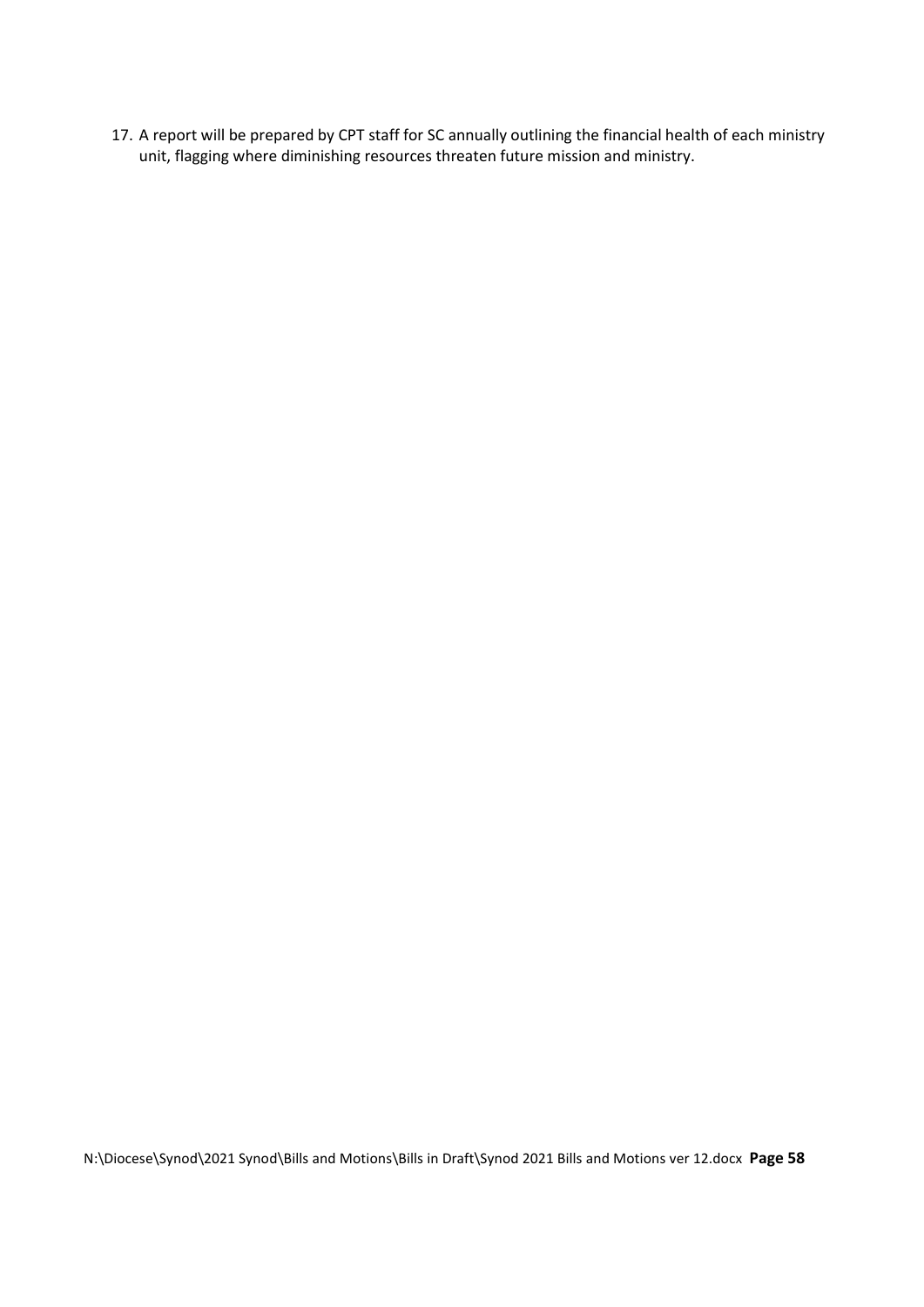17. A report will be prepared by CPT staff for SC annually outlining the financial health of each ministry unit, flagging where diminishing resources threaten future mission and ministry.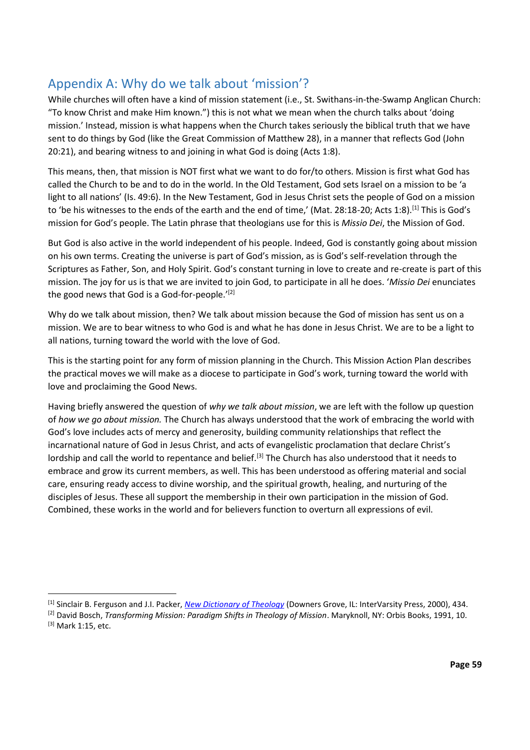## Appendix A: Why do we talk about 'mission'?

While churches will often have a kind of mission statement (i.e., St. Swithans-in-the-Swamp Anglican Church: "To know Christ and make Him known.") this is not what we mean when the church talks about 'doing mission.' Instead, mission is what happens when the Church takes seriously the biblical truth that we have sent to do things by God (like the Great Commission of Matthew 28), in a manner that reflects God (John 20:21), and bearing witness to and joining in what God is doing (Acts 1:8).

This means, then, that mission is NOT first what we want to do for/to others. Mission is first what God has called the Church to be and to do in the world. In the Old Testament, God sets Israel on a mission to be 'a light to all nations' (Is. 49:6). In the New Testament, God in Jesus Christ sets the people of God on a mission to 'be his witnesses to the ends of the earth and the end of time,' (Mat. 28:18-20; Acts 1:8).[1] This is God's mission for God's people. The Latin phrase that theologians use for this is *Missio Dei*, the Mission of God.

But God is also active in the world independent of his people. Indeed, God is constantly going about mission on his own terms. Creating the universe is part of God's mission, as is God's self-revelation through the Scriptures as Father, Son, and Holy Spirit. God's constant turning in love to create and re-create is part of this mission. The joy for us is that we are invited to join God, to participate in all he does. '*Missio Dei* enunciates the good news that God is a God-for-people.'[2]

Why do we talk about mission, then? We talk about mission because the God of mission has sent us on a mission. We are to bear witness to who God is and what he has done in Jesus Christ. We are to be a light to all nations, turning toward the world with the love of God.

This is the starting point for any form of mission planning in the Church. This Mission Action Plan describes the practical moves we will make as a diocese to participate in God's work, turning toward the world with love and proclaiming the Good News.

Having briefly answered the question of *why we talk about mission*, we are left with the follow up question of *how we go about mission.* The Church has always understood that the work of embracing the world with God's love includes acts of mercy and generosity, building community relationships that reflect the incarnational nature of God in Jesus Christ, and acts of evangelistic proclamation that declare Christ's lordship and call the world to repentance and belief.[3] The Church has also understood that it needs to embrace and grow its current members, as well. This has been understood as offering material and social care, ensuring ready access to divine worship, and the spiritual growth, healing, and nurturing of the disciples of Jesus. These all support the membership in their own participation in the mission of God. Combined, these works in the world and for believers function to overturn all expressions of evil.

---

[1] Sinclair B. Ferguson and J.I. Packer, *New Dictionary of Theology* (Downers Grove, IL: InterVarsity Press, 2000), 434.

[2] David Bosch, *Transforming Mission: Paradigm Shifts in Theology of Mission*. Maryknoll, NY: Orbis Books, 1991, 10.

[3] Mark 1:15, etc.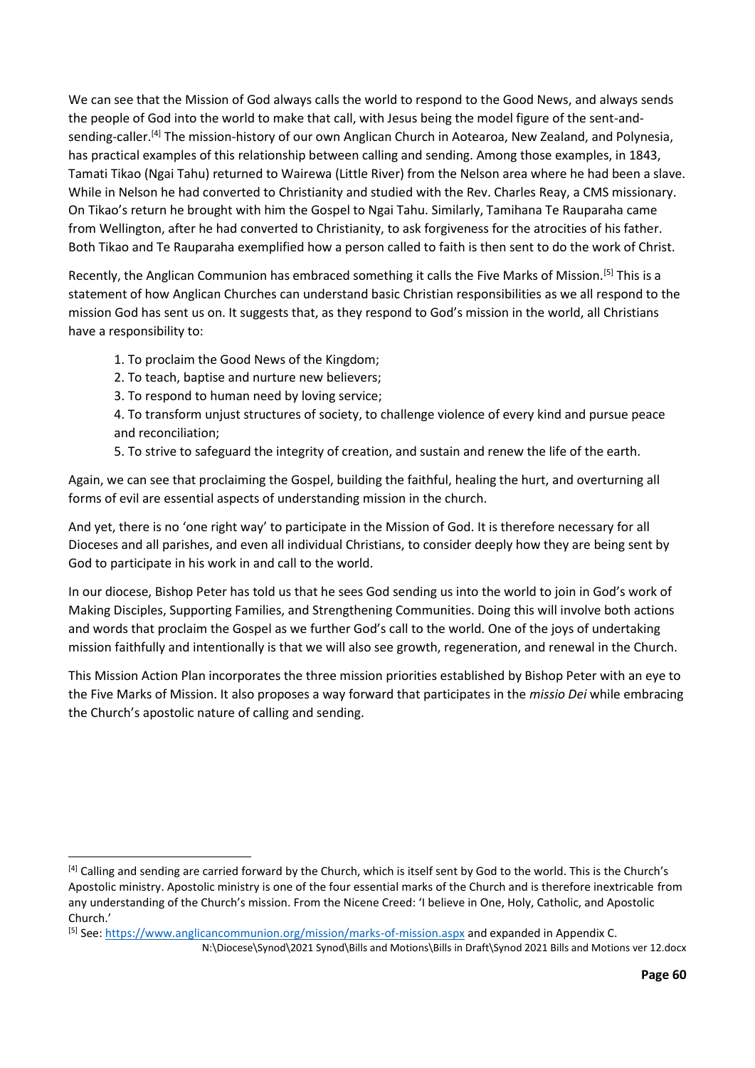We can see that the Mission of God always calls the world to respond to the Good News, and always sends the people of God into the world to make that call, with Jesus being the model figure of the sent-and-sending-caller.[4] The mission-history of our own Anglican Church in Aotearoa, New Zealand, and Polynesia, has practical examples of this relationship between calling and sending. Among those examples, in 1843, Tamati Tikao (Ngai Tahu) returned to Wairewa (Little River) from the Nelson area where he had been a slave. While in Nelson he had converted to Christianity and studied with the Rev. Charles Reay, a CMS missionary. On Tikao's return he brought with him the Gospel to Ngai Tahu. Similarly, Tamihana Te Rauparaha came from Wellington, after he had converted to Christianity, to ask forgiveness for the atrocities of his father. Both Tikao and Te Rauparaha exemplified how a person called to faith is then sent to do the work of Christ.

Recently, the Anglican Communion has embraced something it calls the Five Marks of Mission.[5] This is a statement of how Anglican Churches can understand basic Christian responsibilities as we all respond to the mission God has sent us on. It suggests that, as they respond to God's mission in the world, all Christians have a responsibility to:

1. To proclaim the Good News of the Kingdom;
2. To teach, baptise and nurture new believers;
3. To respond to human need by loving service;
4. To transform unjust structures of society, to challenge violence of every kind and pursue peace and reconciliation;
5. To strive to safeguard the integrity of creation, and sustain and renew the life of the earth.

Again, we can see that proclaiming the Gospel, building the faithful, healing the hurt, and overturning all forms of evil are essential aspects of understanding mission in the church.

And yet, there is no 'one right way' to participate in the Mission of God. It is therefore necessary for all Dioceses and all parishes, and even all individual Christians, to consider deeply how they are being sent by God to participate in his work in and call to the world.

In our diocese, Bishop Peter has told us that he sees God sending us into the world to join in God's work of Making Disciples, Supporting Families, and Strengthening Communities. Doing this will involve both actions and words that proclaim the Gospel as we further God's call to the world. One of the joys of undertaking mission faithfully and intentionally is that we will also see growth, regeneration, and renewal in the Church.

This Mission Action Plan incorporates the three mission priorities established by Bishop Peter with an eye to the Five Marks of Mission. It also proposes a way forward that participates in the *missio Dei* while embracing the Church's apostolic nature of calling and sending.

---

[4] Calling and sending are carried forward by the Church, which is itself sent by God to the world. This is the Church's Apostolic ministry. Apostolic ministry is one of the four essential marks of the Church and is therefore inextricable from any understanding of the Church's mission. From the Nicene Creed: 'I believe in One, Holy, Catholic, and Apostolic Church.'

[5] See: https://www.anglicancommunion.org/mission/marks-of-mission.aspx and expanded in Appendix C.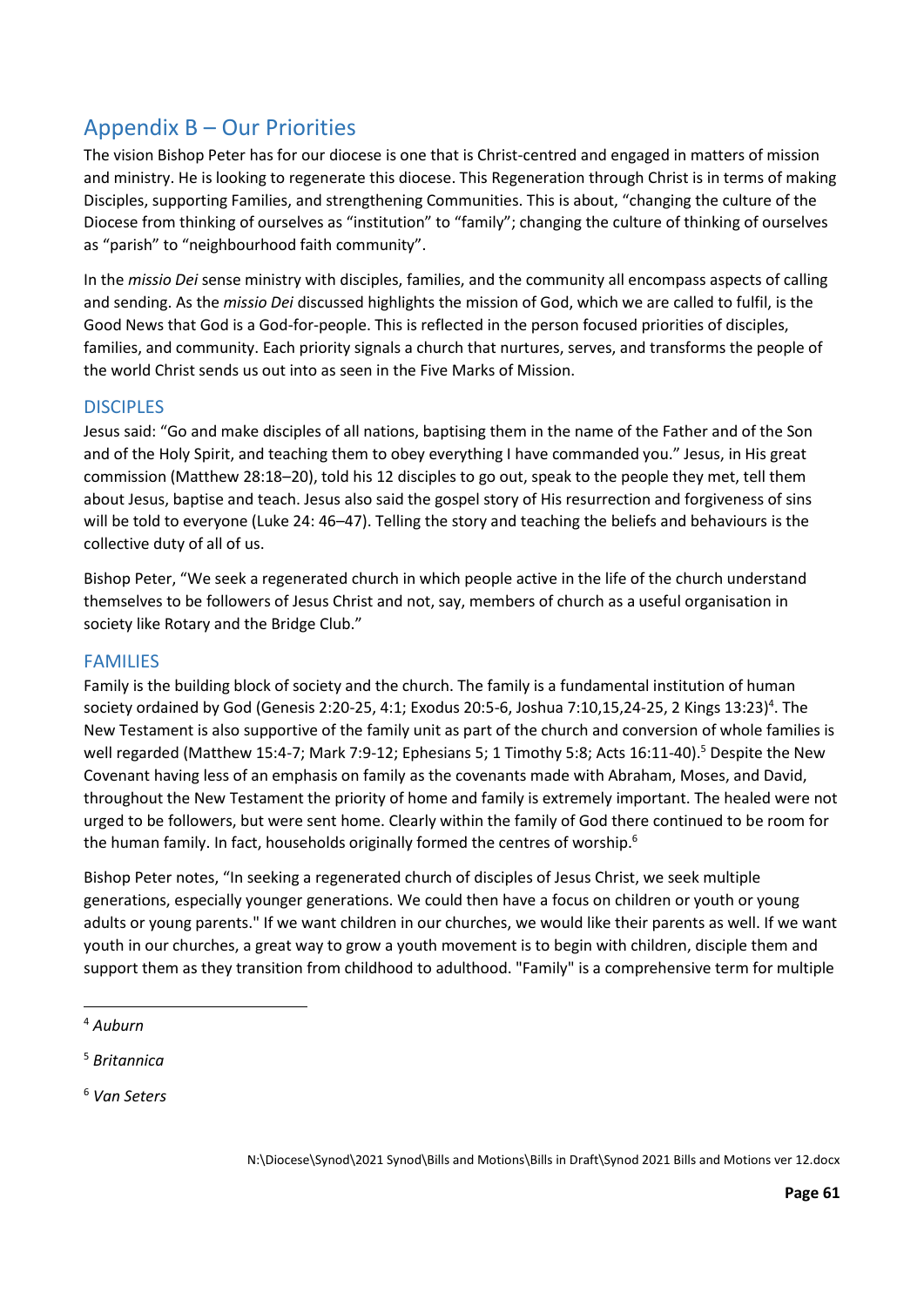## Appendix B – Our Priorities

The vision Bishop Peter has for our diocese is one that is Christ-centred and engaged in matters of mission and ministry. He is looking to regenerate this diocese. This Regeneration through Christ is in terms of making Disciples, supporting Families, and strengthening Communities. This is about, "changing the culture of the Diocese from thinking of ourselves as "institution" to "family"; changing the culture of thinking of ourselves as "parish" to "neighbourhood faith community".

In the *missio Dei* sense ministry with disciples, families, and the community all encompass aspects of calling and sending. As the *missio Dei* discussed highlights the mission of God, which we are called to fulfil, is the Good News that God is a God-for-people. This is reflected in the person focused priorities of disciples, families, and community. Each priority signals a church that nurtures, serves, and transforms the people of the world Christ sends us out into as seen in the Five Marks of Mission.

### DISCIPLES

Jesus said: "Go and make disciples of all nations, baptising them in the name of the Father and of the Son and of the Holy Spirit, and teaching them to obey everything I have commanded you." Jesus, in His great commission (Matthew 28:18–20), told his 12 disciples to go out, speak to the people they met, tell them about Jesus, baptise and teach. Jesus also said the gospel story of His resurrection and forgiveness of sins will be told to everyone (Luke 24: 46–47). Telling the story and teaching the beliefs and behaviours is the collective duty of all of us.

Bishop Peter, "We seek a regenerated church in which people active in the life of the church understand themselves to be followers of Jesus Christ and not, say, members of church as a useful organisation in society like Rotary and the Bridge Club."

### FAMILIES

Family is the building block of society and the church. The family is a fundamental institution of human society ordained by God (Genesis 2:20-25, 4:1; Exodus 20:5-6, Joshua 7:10,15,24-25, 2 Kings 13:23)[4]. The New Testament is also supportive of the family unit as part of the church and conversion of whole families is well regarded (Matthew 15:4-7; Mark 7:9-12; Ephesians 5; 1 Timothy 5:8; Acts 16:11-40).[5] Despite the New Covenant having less of an emphasis on family as the covenants made with Abraham, Moses, and David, throughout the New Testament the priority of home and family is extremely important. The healed were not urged to be followers, but were sent home. Clearly within the family of God there continued to be room for the human family. In fact, households originally formed the centres of worship.[6]

Bishop Peter notes, "In seeking a regenerated church of disciples of Jesus Christ, we seek multiple generations, especially younger generations. We could then have a focus on children or youth or young adults or young parents." If we want children in our churches, we would like their parents as well. If we want youth in our churches, a great way to grow a youth movement is to begin with children, disciple them and support them as they transition from childhood to adulthood. "Family" is a comprehensive term for multiple

---

[4] *Auburn*

[5] *Britannica*

[6] *Van Seters*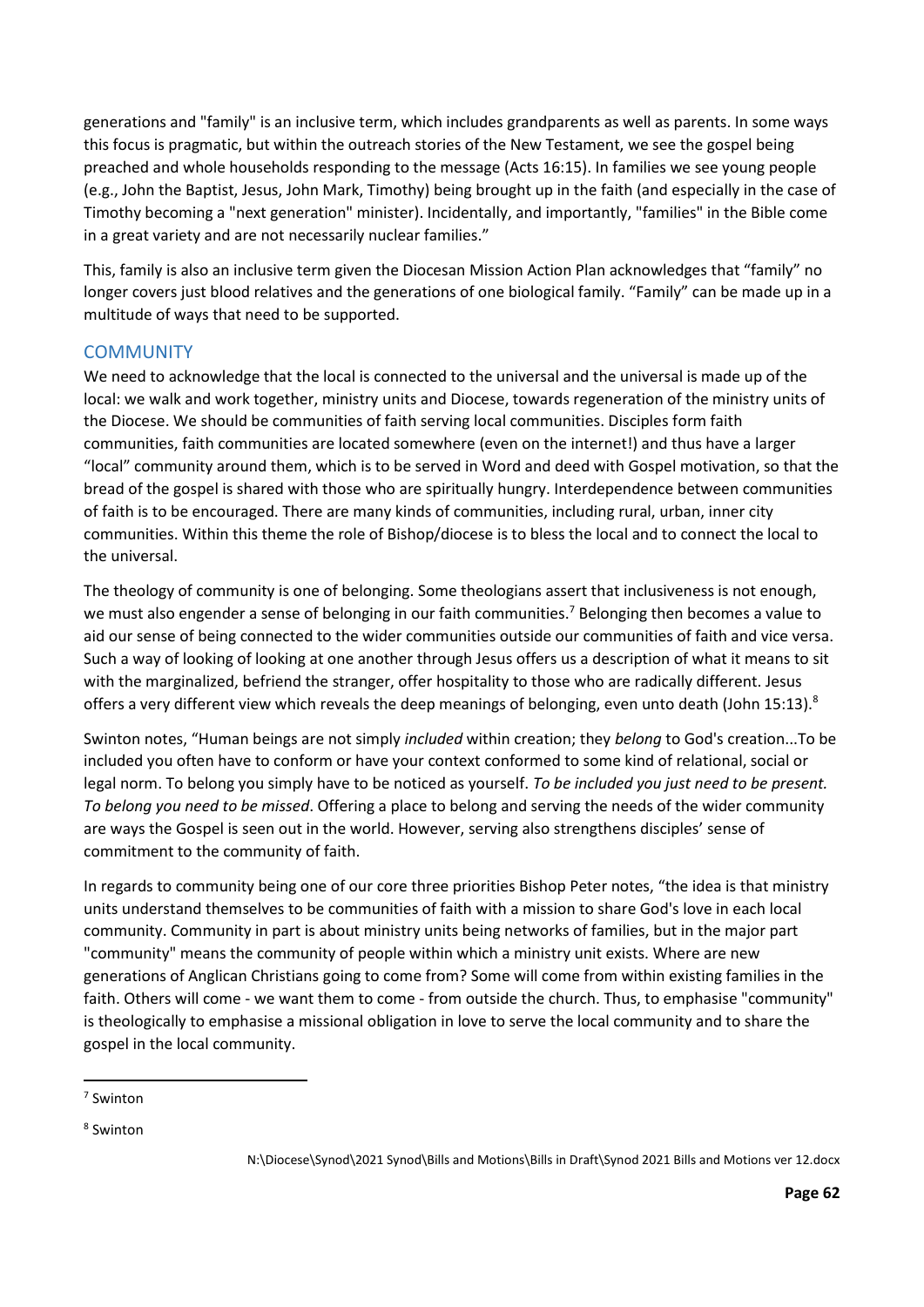generations and "family" is an inclusive term, which includes grandparents as well as parents. In some ways this focus is pragmatic, but within the outreach stories of the New Testament, we see the gospel being preached and whole households responding to the message (Acts 16:15). In families we see young people (e.g., John the Baptist, Jesus, John Mark, Timothy) being brought up in the faith (and especially in the case of Timothy becoming a "next generation" minister). Incidentally, and importantly, "families" in the Bible come in a great variety and are not necessarily nuclear families."

This, family is also an inclusive term given the Diocesan Mission Action Plan acknowledges that "family" no longer covers just blood relatives and the generations of one biological family. "Family" can be made up in a multitude of ways that need to be supported.

## COMMUNITY

We need to acknowledge that the local is connected to the universal and the universal is made up of the local: we walk and work together, ministry units and Diocese, towards regeneration of the ministry units of the Diocese. We should be communities of faith serving local communities. Disciples form faith communities, faith communities are located somewhere (even on the internet!) and thus have a larger "local" community around them, which is to be served in Word and deed with Gospel motivation, so that the bread of the gospel is shared with those who are spiritually hungry. Interdependence between communities of faith is to be encouraged. There are many kinds of communities, including rural, urban, inner city communities. Within this theme the role of Bishop/diocese is to bless the local and to connect the local to the universal.

The theology of community is one of belonging. Some theologians assert that inclusiveness is not enough, we must also engender a sense of belonging in our faith communities.[7] Belonging then becomes a value to aid our sense of being connected to the wider communities outside our communities of faith and vice versa. Such a way of looking of looking at one another through Jesus offers us a description of what it means to sit with the marginalized, befriend the stranger, offer hospitality to those who are radically different. Jesus offers a very different view which reveals the deep meanings of belonging, even unto death (John 15:13).[8]

Swinton notes, "Human beings are not simply *included* within creation; they *belong* to God's creation...To be included you often have to conform or have your context conformed to some kind of relational, social or legal norm. To belong you simply have to be noticed as yourself. *To be included you just need to be present. To belong you need to be missed*. Offering a place to belong and serving the needs of the wider community are ways the Gospel is seen out in the world. However, serving also strengthens disciples' sense of commitment to the community of faith.

In regards to community being one of our core three priorities Bishop Peter notes, "the idea is that ministry units understand themselves to be communities of faith with a mission to share God's love in each local community. Community in part is about ministry units being networks of families, but in the major part "community" means the community of people within which a ministry unit exists. Where are new generations of Anglican Christians going to come from? Some will come from within existing families in the faith. Others will come - we want them to come - from outside the church. Thus, to emphasise "community" is theologically to emphasise a missional obligation in love to serve the local community and to share the gospel in the local community.

---

[7] Swinton

[8] Swinton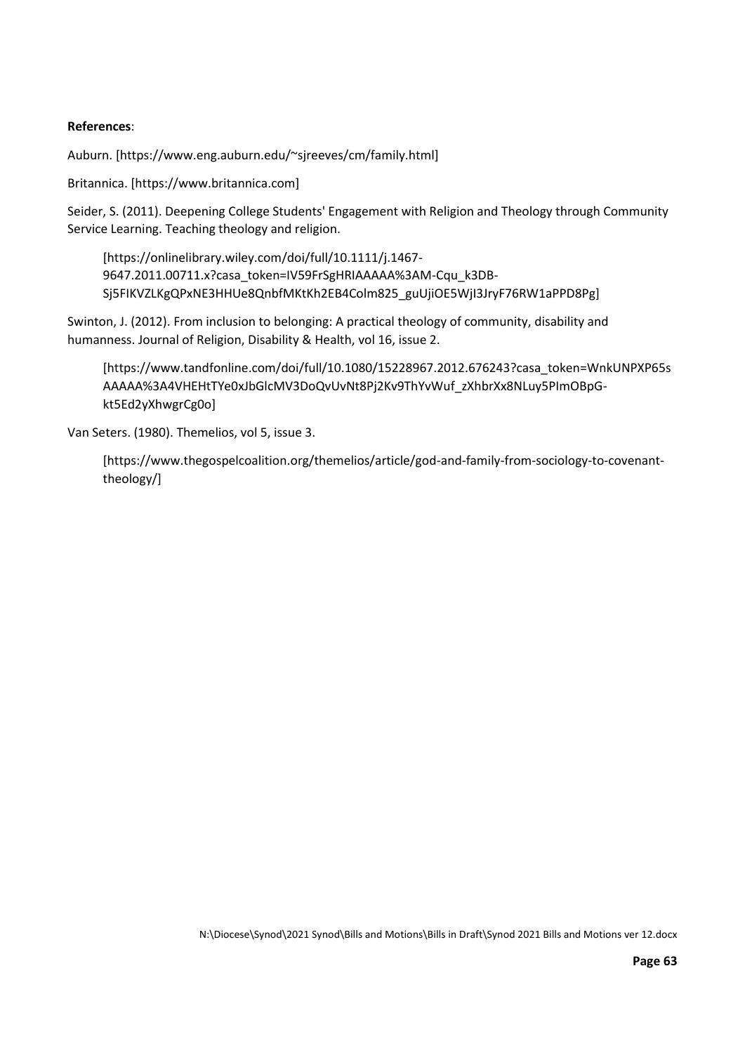**References**:

Auburn. [https://www.eng.auburn.edu/~sjreeves/cm/family.html]

Britannica. [https://www.britannica.com]

Seider, S. (2011). Deepening College Students' Engagement with Religion and Theology through Community Service Learning. Teaching theology and religion.

> [https://onlinelibrary.wiley.com/doi/full/10.1111/j.1467-9647.2011.00711.x?casa_token=IV59FrSgHRIAAAAA%3AM-Cqu_k3DB-Sj5FIKVZLKgQPxNE3HHUe8QnbfMKtKh2EB4Colm825_guUjiOE5WjI3JryF76RW1aPPD8Pg]

Swinton, J. (2012). From inclusion to belonging: A practical theology of community, disability and humanness. Journal of Religion, Disability & Health, vol 16, issue 2.

> [https://www.tandfonline.com/doi/full/10.1080/15228967.2012.676243?casa_token=WnkUNPXP65sAAAAA%3A4VHEHtTYe0xJbGlcMV3DoQvUvNt8Pj2Kv9ThYvWuf_zXhbrXx8NLuy5PImOBpG-kt5Ed2yXhwgrCg0o]

Van Seters. (1980). Themelios, vol 5, issue 3.

> [https://www.thegospelcoalition.org/themelios/article/god-and-family-from-sociology-to-covenant-theology/]

N:\Diocese\Synod\2021 Synod\Bills and Motions\Bills in Draft\Synod 2021 Bills and Motions ver 12.docx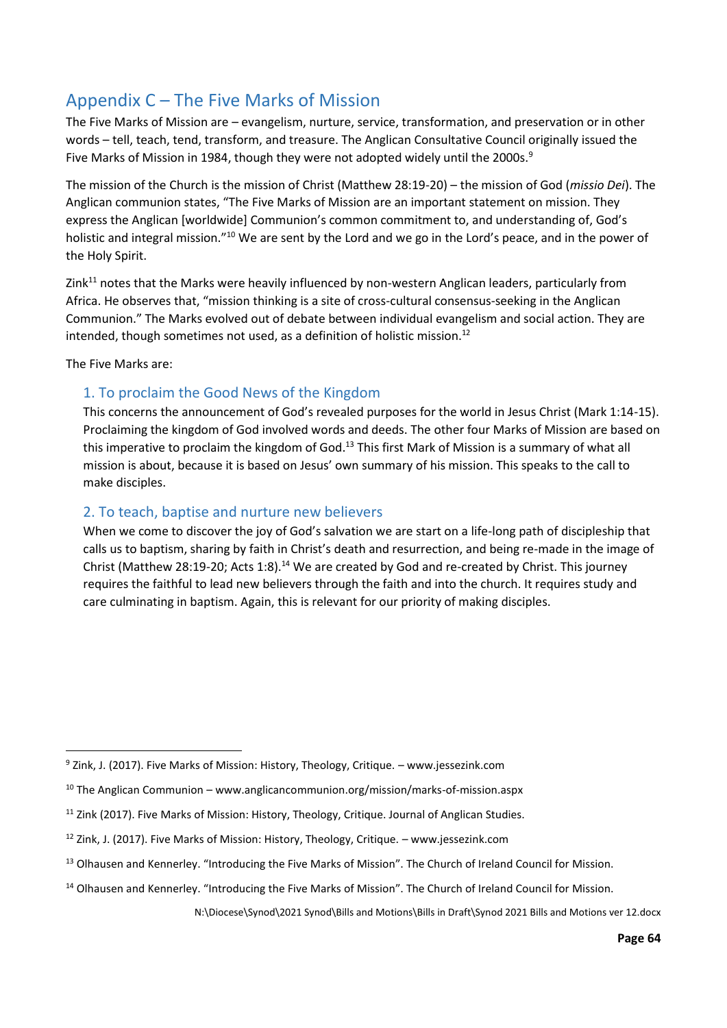## Appendix C – The Five Marks of Mission

The Five Marks of Mission are – evangelism, nurture, service, transformation, and preservation or in other words – tell, teach, tend, transform, and treasure. The Anglican Consultative Council originally issued the Five Marks of Mission in 1984, though they were not adopted widely until the 2000s.[9]

The mission of the Church is the mission of Christ (Matthew 28:19-20) – the mission of God (*missio Dei*). The Anglican communion states, "The Five Marks of Mission are an important statement on mission. They express the Anglican [worldwide] Communion's common commitment to, and understanding of, God's holistic and integral mission."[10] We are sent by the Lord and we go in the Lord's peace, and in the power of the Holy Spirit.

Zink[11] notes that the Marks were heavily influenced by non-western Anglican leaders, particularly from Africa. He observes that, "mission thinking is a site of cross-cultural consensus-seeking in the Anglican Communion." The Marks evolved out of debate between individual evangelism and social action. They are intended, though sometimes not used, as a definition of holistic mission.[12]

The Five Marks are:

### 1. To proclaim the Good News of the Kingdom

This concerns the announcement of God's revealed purposes for the world in Jesus Christ (Mark 1:14-15). Proclaiming the kingdom of God involved words and deeds. The other four Marks of Mission are based on this imperative to proclaim the kingdom of God.[13] This first Mark of Mission is a summary of what all mission is about, because it is based on Jesus' own summary of his mission. This speaks to the call to make disciples.

### 2. To teach, baptise and nurture new believers

When we come to discover the joy of God's salvation we are start on a life-long path of discipleship that calls us to baptism, sharing by faith in Christ's death and resurrection, and being re-made in the image of Christ (Matthew 28:19-20; Acts 1:8).[14] We are created by God and re-created by Christ. This journey requires the faithful to lead new believers through the faith and into the church. It requires study and care culminating in baptism. Again, this is relevant for our priority of making disciples.

---

[9] Zink, J. (2017). Five Marks of Mission: History, Theology, Critique. – www.jessezink.com

[10] The Anglican Communion – www.anglicancommunion.org/mission/marks-of-mission.aspx

[11] Zink (2017). Five Marks of Mission: History, Theology, Critique. Journal of Anglican Studies.

[12] Zink, J. (2017). Five Marks of Mission: History, Theology, Critique. – www.jessezink.com

[13] Olhausen and Kennerley. "Introducing the Five Marks of Mission". The Church of Ireland Council for Mission.

[14] Olhausen and Kennerley. "Introducing the Five Marks of Mission". The Church of Ireland Council for Mission.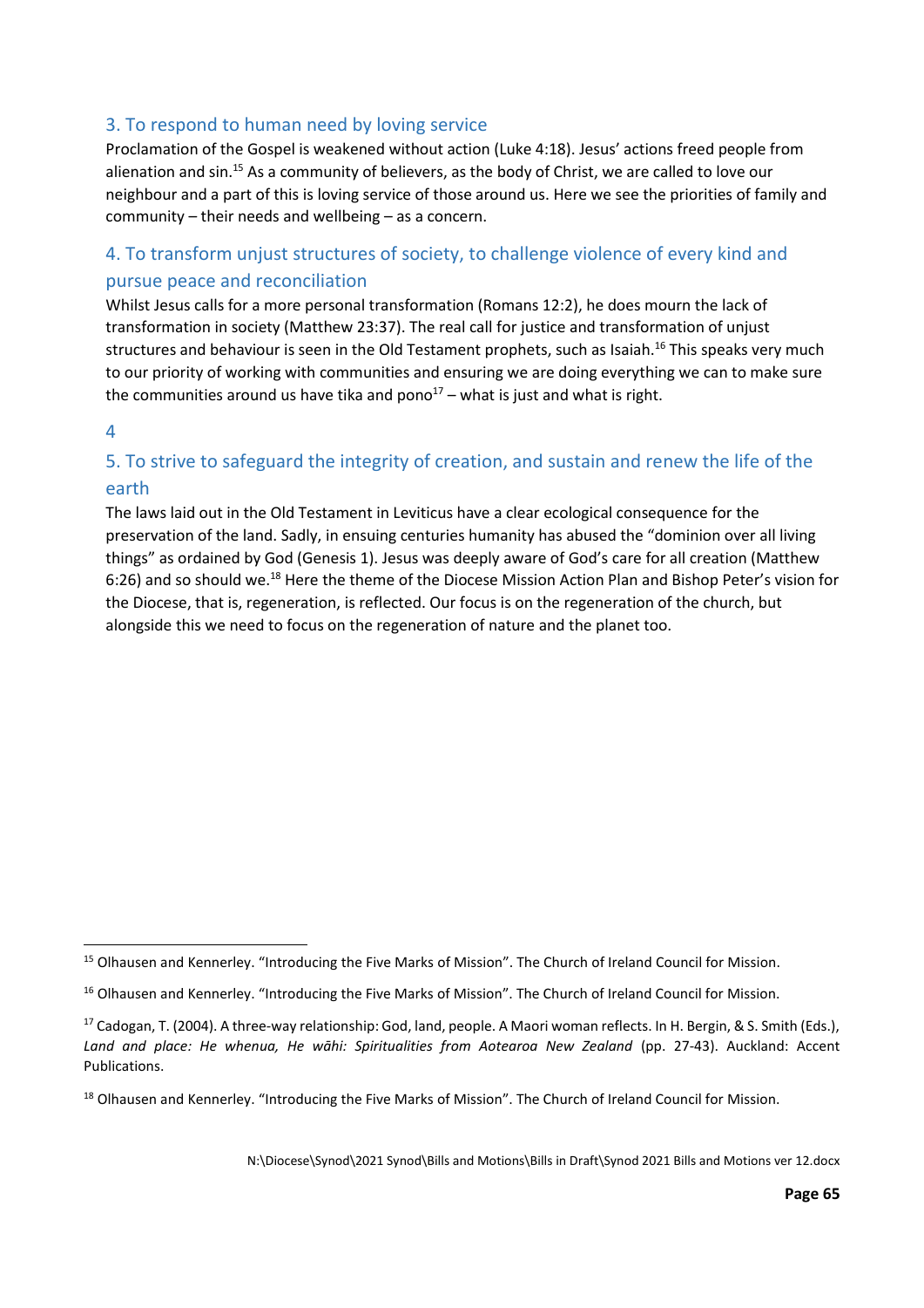### 3. To respond to human need by loving service

Proclamation of the Gospel is weakened without action (Luke 4:18). Jesus' actions freed people from alienation and sin.[15] As a community of believers, as the body of Christ, we are called to love our neighbour and a part of this is loving service of those around us. Here we see the priorities of family and community – their needs and wellbeing – as a concern.

### 4. To transform unjust structures of society, to challenge violence of every kind and pursue peace and reconciliation

Whilst Jesus calls for a more personal transformation (Romans 12:2), he does mourn the lack of transformation in society (Matthew 23:37). The real call for justice and transformation of unjust structures and behaviour is seen in the Old Testament prophets, such as Isaiah.[16] This speaks very much to our priority of working with communities and ensuring we are doing everything we can to make sure the communities around us have tika and pono[17] – what is just and what is right.

4

### 5. To strive to safeguard the integrity of creation, and sustain and renew the life of the earth

The laws laid out in the Old Testament in Leviticus have a clear ecological consequence for the preservation of the land. Sadly, in ensuing centuries humanity has abused the "dominion over all living things" as ordained by God (Genesis 1). Jesus was deeply aware of God's care for all creation (Matthew 6:26) and so should we.[18] Here the theme of the Diocese Mission Action Plan and Bishop Peter's vision for the Diocese, that is, regeneration, is reflected. Our focus is on the regeneration of the church, but alongside this we need to focus on the regeneration of nature and the planet too.

---

[15] Olhausen and Kennerley. "Introducing the Five Marks of Mission". The Church of Ireland Council for Mission.

[16] Olhausen and Kennerley. "Introducing the Five Marks of Mission". The Church of Ireland Council for Mission.

[17] Cadogan, T. (2004). A three-way relationship: God, land, people. A Maori woman reflects. In H. Bergin, & S. Smith (Eds.), *Land and place: He whenua, He wāhi: Spiritualities from Aotearoa New Zealand* (pp. 27-43). Auckland: Accent Publications.

[18] Olhausen and Kennerley. "Introducing the Five Marks of Mission". The Church of Ireland Council for Mission.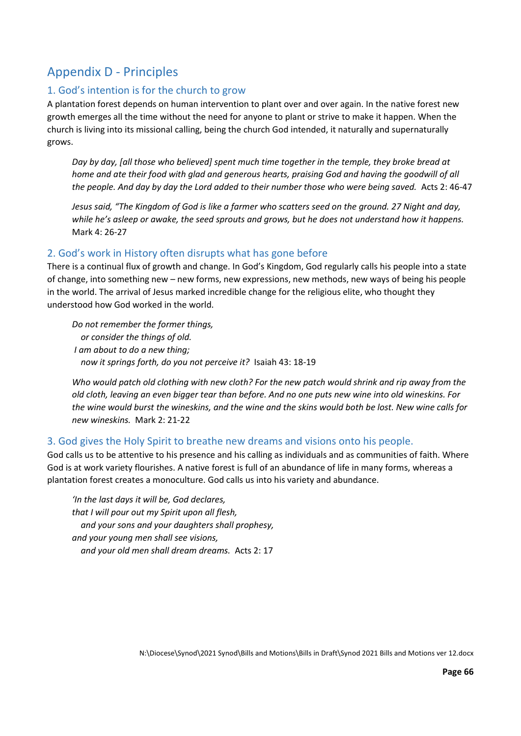# Appendix D - Principles

## 1. God's intention is for the church to grow

A plantation forest depends on human intervention to plant over and over again. In the native forest new growth emerges all the time without the need for anyone to plant or strive to make it happen. When the church is living into its missional calling, being the church God intended, it naturally and supernaturally grows.

> *Day by day, [all those who believed] spent much time together in the temple, they broke bread at home and ate their food with glad and generous hearts, praising God and having the goodwill of all the people. And day by day the Lord added to their number those who were being saved.* Acts 2: 46-47

> *Jesus said, "The Kingdom of God is like a farmer who scatters seed on the ground. 27 Night and day, while he's asleep or awake, the seed sprouts and grows, but he does not understand how it happens.* Mark 4: 26-27

## 2. God's work in History often disrupts what has gone before

There is a continual flux of growth and change. In God's Kingdom, God regularly calls his people into a state of change, into something new – new forms, new expressions, new methods, new ways of being his people in the world. The arrival of Jesus marked incredible change for the religious elite, who thought they understood how God worked in the world.

> *Do not remember the former things,*
> *or consider the things of old.*
> *I am about to do a new thing;*
> *now it springs forth, do you not perceive it?* Isaiah 43: 18-19

> *Who would patch old clothing with new cloth? For the new patch would shrink and rip away from the old cloth, leaving an even bigger tear than before. And no one puts new wine into old wineskins. For the wine would burst the wineskins, and the wine and the skins would both be lost. New wine calls for new wineskins.* Mark 2: 21-22

## 3. God gives the Holy Spirit to breathe new dreams and visions onto his people.

God calls us to be attentive to his presence and his calling as individuals and as communities of faith. Where God is at work variety flourishes. A native forest is full of an abundance of life in many forms, whereas a plantation forest creates a monoculture. God calls us into his variety and abundance.

> *'In the last days it will be, God declares,*
> *that I will pour out my Spirit upon all flesh,*
> *and your sons and your daughters shall prophesy,*
> *and your young men shall see visions,*
> *and your old men shall dream dreams.* Acts 2: 17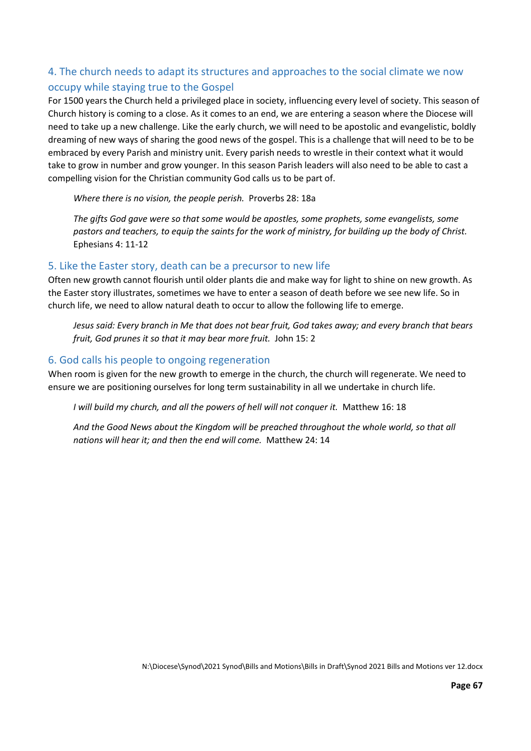## 4. The church needs to adapt its structures and approaches to the social climate we now occupy while staying true to the Gospel

For 1500 years the Church held a privileged place in society, influencing every level of society. This season of Church history is coming to a close. As it comes to an end, we are entering a season where the Diocese will need to take up a new challenge. Like the early church, we will need to be apostolic and evangelistic, boldly dreaming of new ways of sharing the good news of the gospel. This is a challenge that will need to be to be embraced by every Parish and ministry unit. Every parish needs to wrestle in their context what it would take to grow in number and grow younger. In this season Parish leaders will also need to be able to cast a compelling vision for the Christian community God calls us to be part of.

> *Where there is no vision, the people perish.* Proverbs 28: 18a

> *The gifts God gave were so that some would be apostles, some prophets, some evangelists, some pastors and teachers, to equip the saints for the work of ministry, for building up the body of Christ.* Ephesians 4: 11-12

## 5. Like the Easter story, death can be a precursor to new life

Often new growth cannot flourish until older plants die and make way for light to shine on new growth. As the Easter story illustrates, sometimes we have to enter a season of death before we see new life. So in church life, we need to allow natural death to occur to allow the following life to emerge.

> *Jesus said: Every branch in Me that does not bear fruit, God takes away; and every branch that bears fruit, God prunes it so that it may bear more fruit.* John 15: 2

## 6. God calls his people to ongoing regeneration

When room is given for the new growth to emerge in the church, the church will regenerate. We need to ensure we are positioning ourselves for long term sustainability in all we undertake in church life.

> *I will build my church, and all the powers of hell will not conquer it.* Matthew 16: 18

> *And the Good News about the Kingdom will be preached throughout the whole world, so that all nations will hear it; and then the end will come.* Matthew 24: 14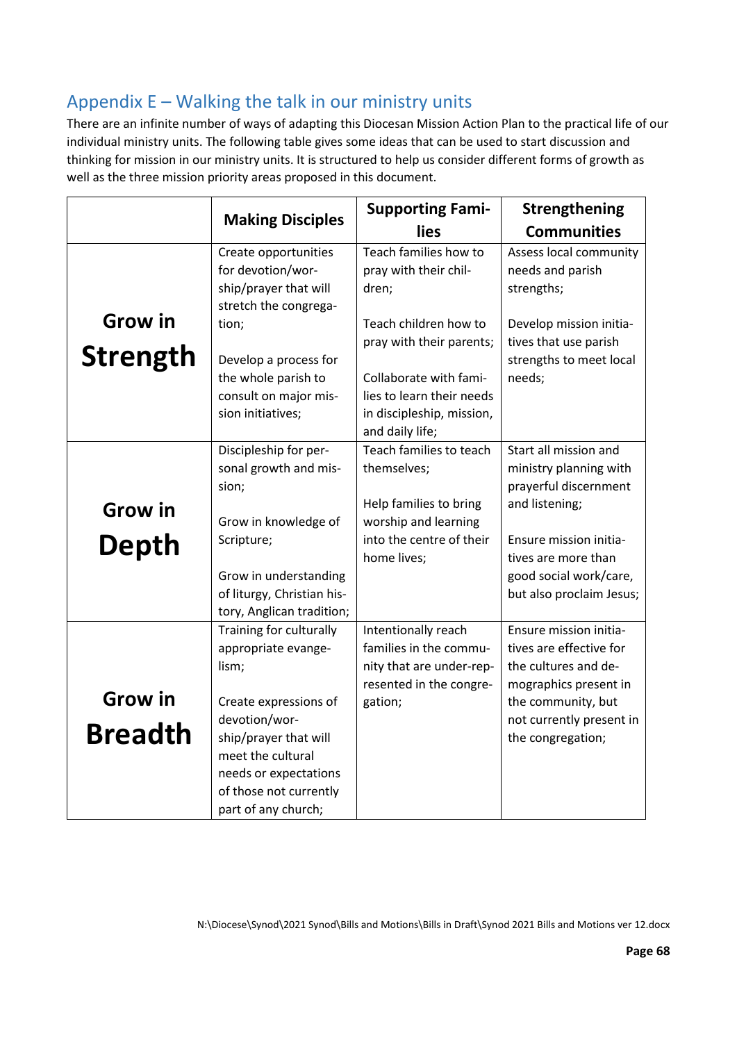## Appendix E – Walking the talk in our ministry units

There are an infinite number of ways of adapting this Diocesan Mission Action Plan to the practical life of our individual ministry units. The following table gives some ideas that can be used to start discussion and thinking for mission in our ministry units. It is structured to help us consider different forms of growth as well as the three mission priority areas proposed in this document.

| | Making Disciples | Supporting Families | Strengthening Communities |
|---|---|---|---|
| **Grow in Strength** | Create opportunities for devotion/worship/prayer that will stretch the congregation;<br><br>Develop a process for the whole parish to consult on major mission initiatives; | Teach families how to pray with their children;<br><br>Teach children how to pray with their parents;<br><br>Collaborate with families to learn their needs in discipleship, mission, and daily life; | Assess local community needs and parish strengths;<br><br>Develop mission initiatives that use parish strengths to meet local needs; |
| **Grow in Depth** | Discipleship for personal growth and mission;<br><br>Grow in knowledge of Scripture;<br><br>Grow in understanding of liturgy, Christian history, Anglican tradition; | Teach families to teach themselves;<br><br>Help families to bring worship and learning into the centre of their home lives; | Start all mission and ministry planning with prayerful discernment and listening;<br><br>Ensure mission initiatives are more than good social work/care, but also proclaim Jesus; |
| **Grow in Breadth** | Training for culturally appropriate evangelism;<br><br>Create expressions of devotion/worship/prayer that will meet the cultural needs or expectations of those not currently part of any church; | Intentionally reach families in the community that are under-represented in the congregation; | Ensure mission initiatives are effective for the cultures and demographics present in the community, but not currently present in the congregation; |

N:\Diocese\Synod\2021 Synod\Bills and Motions\Bills in Draft\Synod 2021 Bills and Motions ver 12.docx